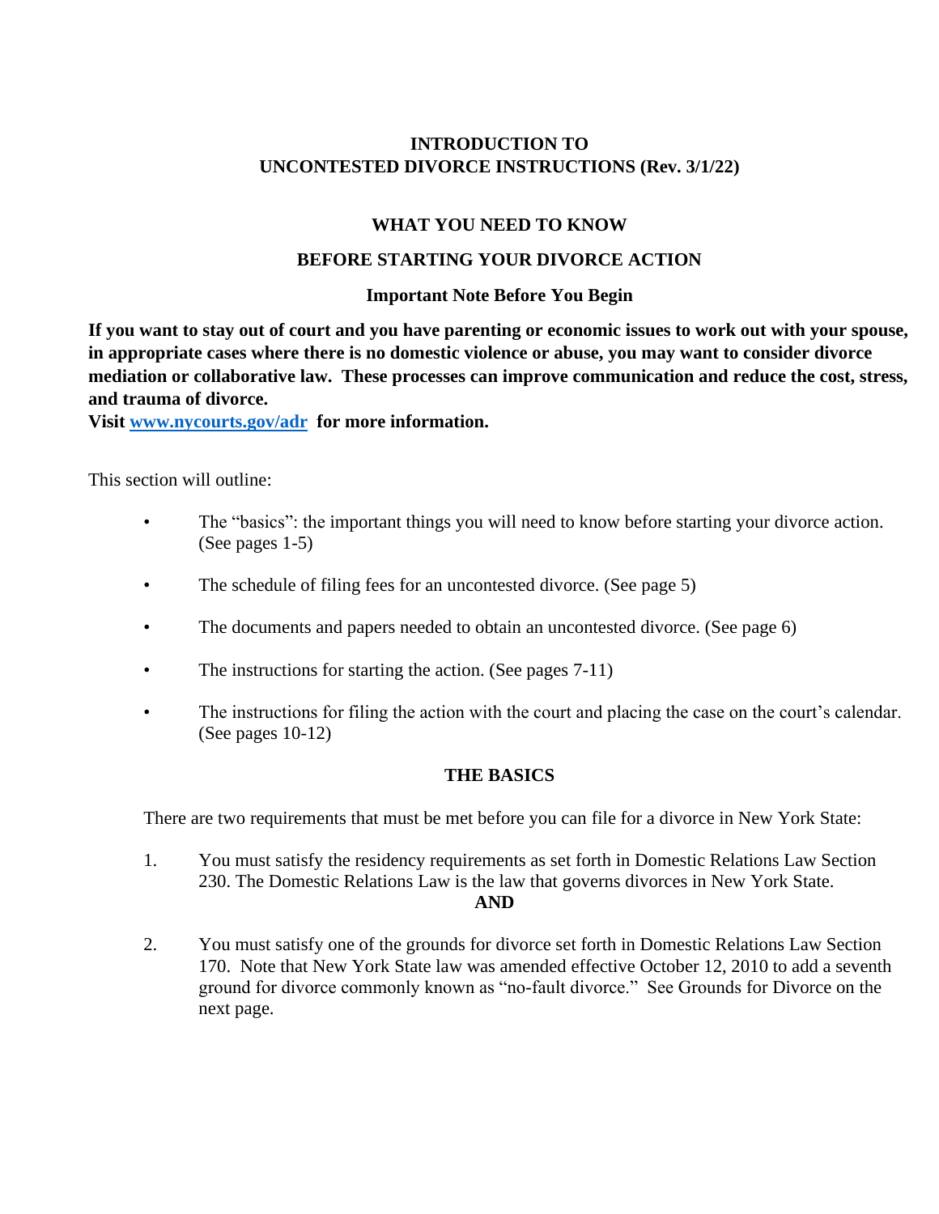# INTRODUCTION TO UNCONTESTED DIVORCE INSTRUCTIONS (Rev. 3/1/22)

## WHAT YOU NEED TO KNOW

## BEFORE STARTING YOUR DIVORCE ACTION

### Important Note Before You Begin

**If you want to stay out of court and you have parenting or economic issues to work out with your spouse, in appropriate cases where there is no domestic violence or abuse, you may want to consider divorce mediation or collaborative law. These processes can improve communication and reduce the cost, stress, and trauma of divorce.**
**Visit [www.nycourts.gov/adr](http://www.nycourts.gov/adr) for more information.**

This section will outline:

- The "basics": the important things you will need to know before starting your divorce action. (See pages 1-5)
- The schedule of filing fees for an uncontested divorce. (See page 5)
- The documents and papers needed to obtain an uncontested divorce. (See page 6)
- The instructions for starting the action. (See pages 7-11)
- The instructions for filing the action with the court and placing the case on the court's calendar. (See pages 10-12)

### THE BASICS

There are two requirements that must be met before you can file for a divorce in New York State:

1. You must satisfy the residency requirements as set forth in Domestic Relations Law Section 230. The Domestic Relations Law is the law that governs divorces in New York State.

   **AND**

2. You must satisfy one of the grounds for divorce set forth in Domestic Relations Law Section 170. Note that New York State law was amended effective October 12, 2010 to add a seventh ground for divorce commonly known as "no-fault divorce." See Grounds for Divorce on the next page.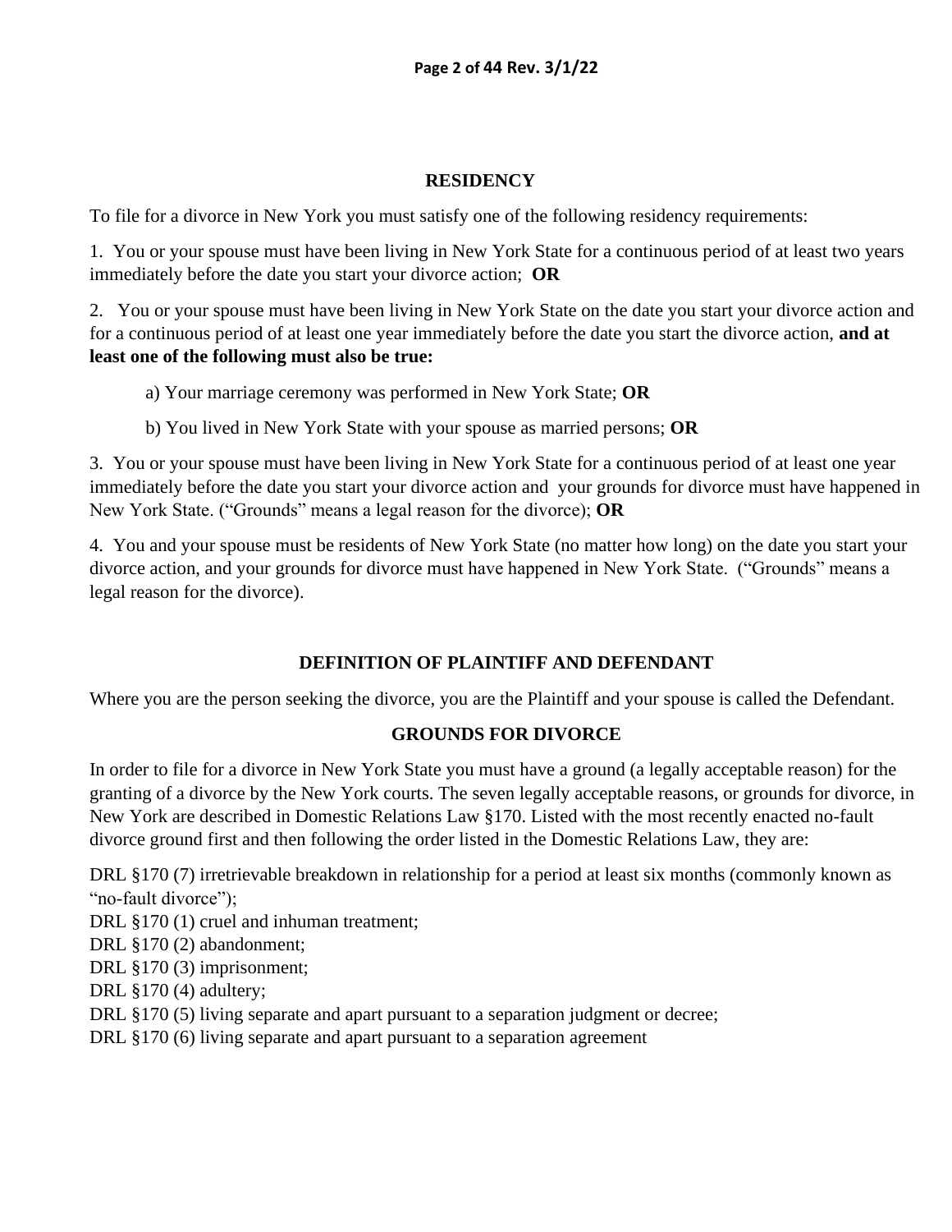## RESIDENCY

To file for a divorce in New York you must satisfy one of the following residency requirements:

1. You or your spouse must have been living in New York State for a continuous period of at least two years immediately before the date you start your divorce action; **OR**

2. You or your spouse must have been living in New York State on the date you start your divorce action and for a continuous period of at least one year immediately before the date you start the divorce action, **and at least one of the following must also be true:**

   a) Your marriage ceremony was performed in New York State; **OR**

   b) You lived in New York State with your spouse as married persons; **OR**

3. You or your spouse must have been living in New York State for a continuous period of at least one year immediately before the date you start your divorce action and your grounds for divorce must have happened in New York State. ("Grounds" means a legal reason for the divorce); **OR**

4. You and your spouse must be residents of New York State (no matter how long) on the date you start your divorce action, and your grounds for divorce must have happened in New York State. ("Grounds" means a legal reason for the divorce).

## DEFINITION OF PLAINTIFF AND DEFENDANT

Where you are the person seeking the divorce, you are the Plaintiff and your spouse is called the Defendant.

## GROUNDS FOR DIVORCE

In order to file for a divorce in New York State you must have a ground (a legally acceptable reason) for the granting of a divorce by the New York courts. The seven legally acceptable reasons, or grounds for divorce, in New York are described in Domestic Relations Law §170. Listed with the most recently enacted no-fault divorce ground first and then following the order listed in the Domestic Relations Law, they are:

DRL §170 (7) irretrievable breakdown in relationship for a period at least six months (commonly known as "no-fault divorce");
DRL §170 (1) cruel and inhuman treatment;
DRL §170 (2) abandonment;
DRL §170 (3) imprisonment;
DRL §170 (4) adultery;
DRL §170 (5) living separate and apart pursuant to a separation judgment or decree;
DRL §170 (6) living separate and apart pursuant to a separation agreement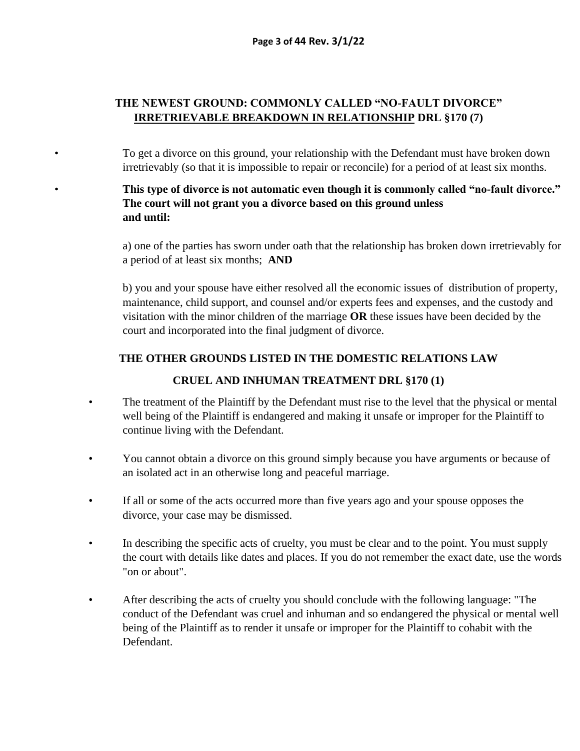## THE NEWEST GROUND: COMMONLY CALLED "NO-FAULT DIVORCE" <u>IRRETRIEVABLE BREAKDOWN IN RELATIONSHIP</u> DRL §170 (7)

- To get a divorce on this ground, your relationship with the Defendant must have broken down irretrievably (so that it is impossible to repair or reconcile) for a period of at least six months.
- **This type of divorce is not automatic even though it is commonly called "no-fault divorce." The court will not grant you a divorce based on this ground unless and until:**

  a) one of the parties has sworn under oath that the relationship has broken down irretrievably for a period of at least six months; **AND**

  b) you and your spouse have either resolved all the economic issues of distribution of property, maintenance, child support, and counsel and/or experts fees and expenses, and the custody and visitation with the minor children of the marriage **OR** these issues have been decided by the court and incorporated into the final judgment of divorce.

## THE OTHER GROUNDS LISTED IN THE DOMESTIC RELATIONS LAW

### CRUEL AND INHUMAN TREATMENT DRL §170 (1)

- The treatment of the Plaintiff by the Defendant must rise to the level that the physical or mental well being of the Plaintiff is endangered and making it unsafe or improper for the Plaintiff to continue living with the Defendant.
- You cannot obtain a divorce on this ground simply because you have arguments or because of an isolated act in an otherwise long and peaceful marriage.
- If all or some of the acts occurred more than five years ago and your spouse opposes the divorce, your case may be dismissed.
- In describing the specific acts of cruelty, you must be clear and to the point. You must supply the court with details like dates and places. If you do not remember the exact date, use the words "on or about".
- After describing the acts of cruelty you should conclude with the following language: "The conduct of the Defendant was cruel and inhuman and so endangered the physical or mental well being of the Plaintiff as to render it unsafe or improper for the Plaintiff to cohabit with the Defendant.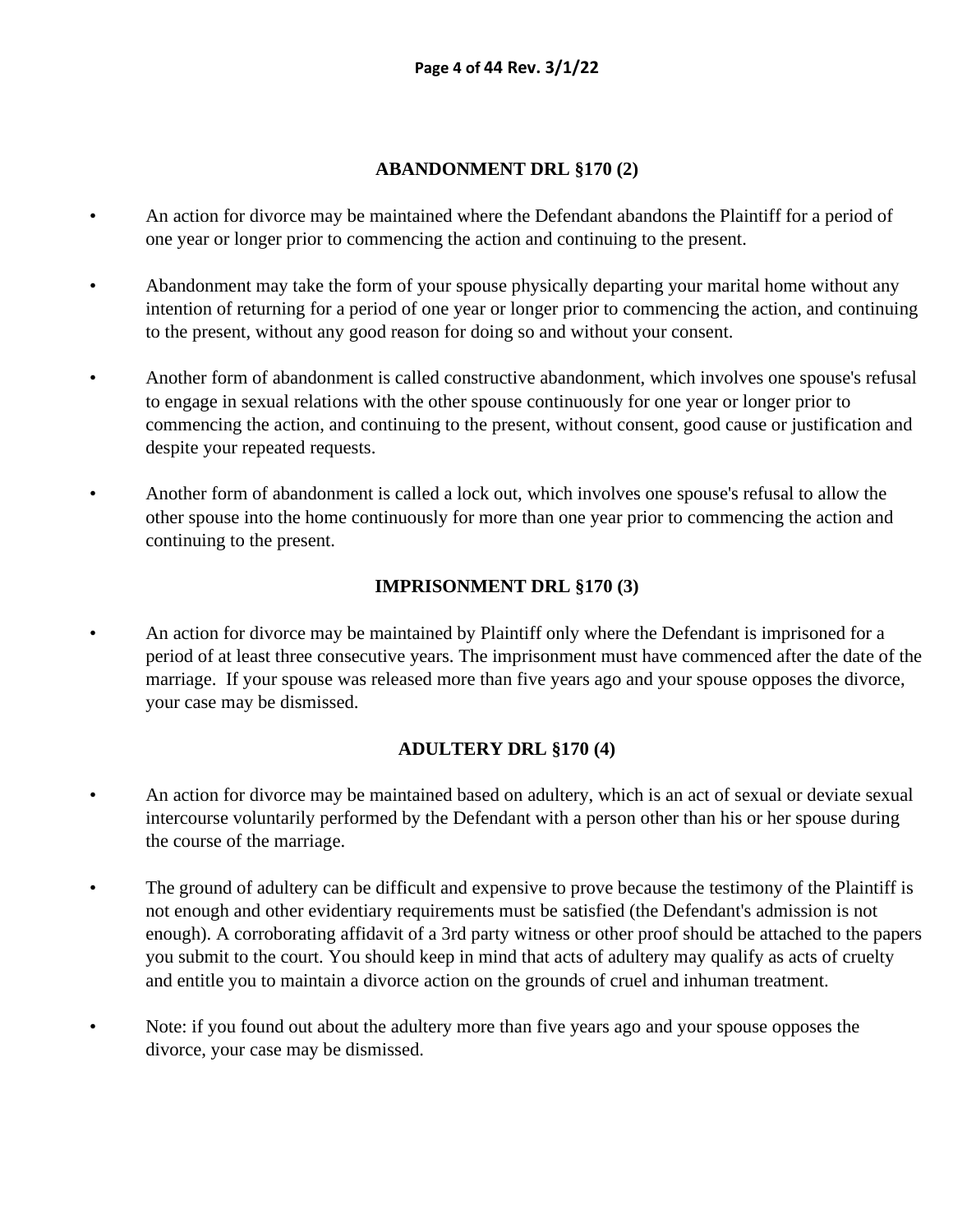## ABANDONMENT DRL §170 (2)

- An action for divorce may be maintained where the Defendant abandons the Plaintiff for a period of one year or longer prior to commencing the action and continuing to the present.
- Abandonment may take the form of your spouse physically departing your marital home without any intention of returning for a period of one year or longer prior to commencing the action, and continuing to the present, without any good reason for doing so and without your consent.
- Another form of abandonment is called constructive abandonment, which involves one spouse's refusal to engage in sexual relations with the other spouse continuously for one year or longer prior to commencing the action, and continuing to the present, without consent, good cause or justification and despite your repeated requests.
- Another form of abandonment is called a lock out, which involves one spouse's refusal to allow the other spouse into the home continuously for more than one year prior to commencing the action and continuing to the present.

## IMPRISONMENT DRL §170 (3)

- An action for divorce may be maintained by Plaintiff only where the Defendant is imprisoned for a period of at least three consecutive years. The imprisonment must have commenced after the date of the marriage. If your spouse was released more than five years ago and your spouse opposes the divorce, your case may be dismissed.

## ADULTERY DRL §170 (4)

- An action for divorce may be maintained based on adultery, which is an act of sexual or deviate sexual intercourse voluntarily performed by the Defendant with a person other than his or her spouse during the course of the marriage.
- The ground of adultery can be difficult and expensive to prove because the testimony of the Plaintiff is not enough and other evidentiary requirements must be satisfied (the Defendant's admission is not enough). A corroborating affidavit of a 3rd party witness or other proof should be attached to the papers you submit to the court. You should keep in mind that acts of adultery may qualify as acts of cruelty and entitle you to maintain a divorce action on the grounds of cruel and inhuman treatment.
- Note: if you found out about the adultery more than five years ago and your spouse opposes the divorce, your case may be dismissed.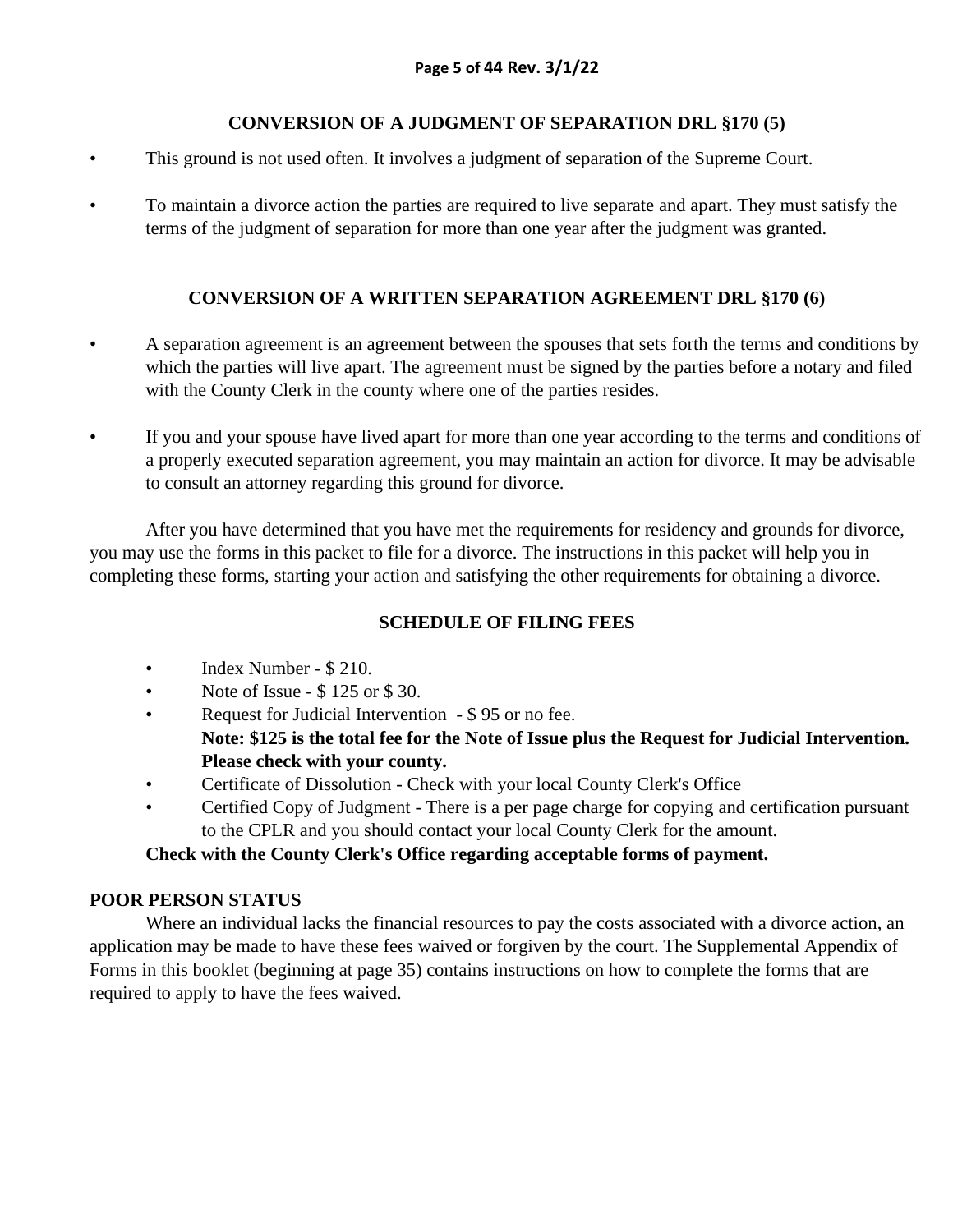### CONVERSION OF A JUDGMENT OF SEPARATION DRL §170 (5)

- This ground is not used often. It involves a judgment of separation of the Supreme Court.
- To maintain a divorce action the parties are required to live separate and apart. They must satisfy the terms of the judgment of separation for more than one year after the judgment was granted.

### CONVERSION OF A WRITTEN SEPARATION AGREEMENT DRL §170 (6)

- A separation agreement is an agreement between the spouses that sets forth the terms and conditions by which the parties will live apart. The agreement must be signed by the parties before a notary and filed with the County Clerk in the county where one of the parties resides.
- If you and your spouse have lived apart for more than one year according to the terms and conditions of a properly executed separation agreement, you may maintain an action for divorce. It may be advisable to consult an attorney regarding this ground for divorce.

After you have determined that you have met the requirements for residency and grounds for divorce, you may use the forms in this packet to file for a divorce. The instructions in this packet will help you in completing these forms, starting your action and satisfying the other requirements for obtaining a divorce.

### SCHEDULE OF FILING FEES

- Index Number - $ 210.
- Note of Issue - $ 125 or $ 30.
- Request for Judicial Intervention - $ 95 or no fee.
  **Note: $125 is the total fee for the Note of Issue plus the Request for Judicial Intervention. Please check with your county.**
- Certificate of Dissolution - Check with your local County Clerk's Office
- Certified Copy of Judgment - There is a per page charge for copying and certification pursuant to the CPLR and you should contact your local County Clerk for the amount.

**Check with the County Clerk's Office regarding acceptable forms of payment.**

### POOR PERSON STATUS

Where an individual lacks the financial resources to pay the costs associated with a divorce action, an application may be made to have these fees waived or forgiven by the court. The Supplemental Appendix of Forms in this booklet (beginning at page 35) contains instructions on how to complete the forms that are required to apply to have the fees waived.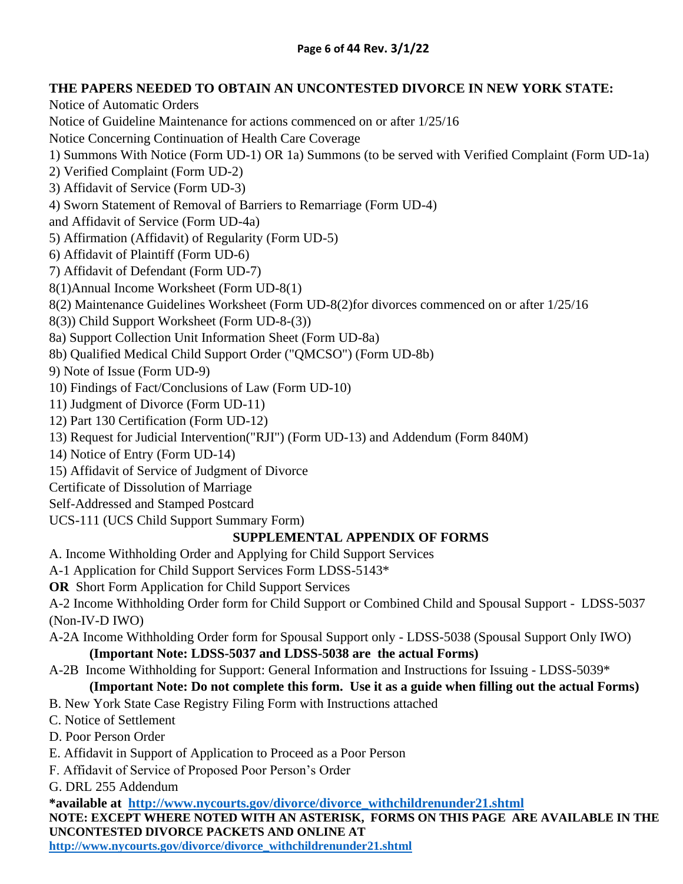**THE PAPERS NEEDED TO OBTAIN AN UNCONTESTED DIVORCE IN NEW YORK STATE:**

Notice of Automatic Orders

Notice of Guideline Maintenance for actions commenced on or after 1/25/16

Notice Concerning Continuation of Health Care Coverage

1) Summons With Notice (Form UD-1) OR 1a) Summons (to be served with Verified Complaint (Form UD-1a)

2) Verified Complaint (Form UD-2)

3) Affidavit of Service (Form UD-3)

4) Sworn Statement of Removal of Barriers to Remarriage (Form UD-4)

and Affidavit of Service (Form UD-4a)

5) Affirmation (Affidavit) of Regularity (Form UD-5)

6) Affidavit of Plaintiff (Form UD-6)

7) Affidavit of Defendant (Form UD-7)

8(1)Annual Income Worksheet (Form UD-8(1)

8(2) Maintenance Guidelines Worksheet (Form UD-8(2)for divorces commenced on or after 1/25/16

8(3)) Child Support Worksheet (Form UD-8-(3))

8a) Support Collection Unit Information Sheet (Form UD-8a)

8b) Qualified Medical Child Support Order ("QMCSO") (Form UD-8b)

9) Note of Issue (Form UD-9)

10) Findings of Fact/Conclusions of Law (Form UD-10)

11) Judgment of Divorce (Form UD-11)

12) Part 130 Certification (Form UD-12)

13) Request for Judicial Intervention("RJI") (Form UD-13) and Addendum (Form 840M)

14) Notice of Entry (Form UD-14)

15) Affidavit of Service of Judgment of Divorce

Certificate of Dissolution of Marriage

Self-Addressed and Stamped Postcard

UCS-111 (UCS Child Support Summary Form)

## SUPPLEMENTAL APPENDIX OF FORMS

A. Income Withholding Order and Applying for Child Support Services

A-1 Application for Child Support Services Form LDSS-5143*

**OR** Short Form Application for Child Support Services

A-2 Income Withholding Order form for Child Support or Combined Child and Spousal Support - LDSS-5037 (Non-IV-D IWO)

A-2A Income Withholding Order form for Spousal Support only - LDSS-5038 (Spousal Support Only IWO)
**(Important Note: LDSS-5037 and LDSS-5038 are the actual Forms)**

A-2B Income Withholding for Support: General Information and Instructions for Issuing - LDSS-5039*
**(Important Note: Do not complete this form. Use it as a guide when filling out the actual Forms)**

B. New York State Case Registry Filing Form with Instructions attached

C. Notice of Settlement

D. Poor Person Order

E. Affidavit in Support of Application to Proceed as a Poor Person

F. Affidavit of Service of Proposed Poor Person's Order

G. DRL 255 Addendum

**\*available at [http://www.nycourts.gov/divorce/divorce_withchildrenunder21.shtml](http://www.nycourts.gov/divorce/divorce_withchildrenunder21.shtml)**

**NOTE: EXCEPT WHERE NOTED WITH AN ASTERISK, FORMS ON THIS PAGE ARE AVAILABLE IN THE UNCONTESTED DIVORCE PACKETS AND ONLINE AT [http://www.nycourts.gov/divorce/divorce_withchildrenunder21.shtml](http://www.nycourts.gov/divorce/divorce_withchildrenunder21.shtml)**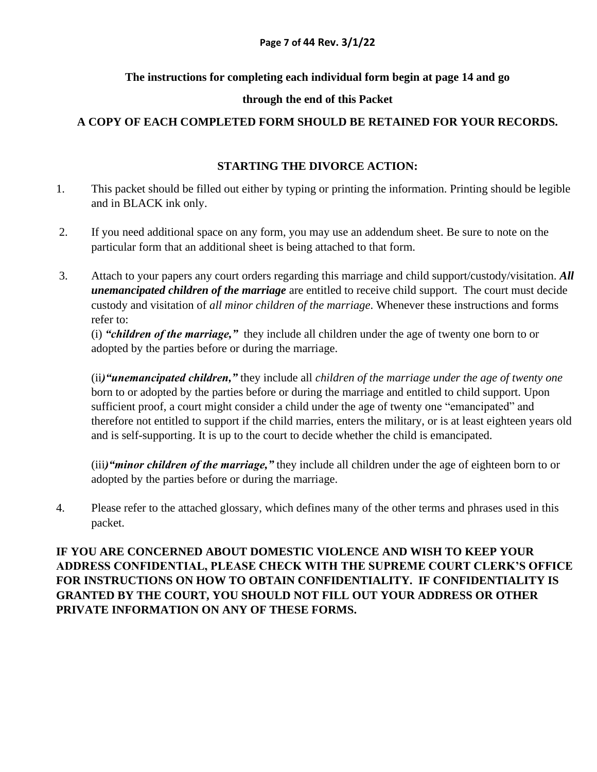**The instructions for completing each individual form begin at page 14 and go through the end of this Packet**

**A COPY OF EACH COMPLETED FORM SHOULD BE RETAINED FOR YOUR RECORDS.**

## STARTING THE DIVORCE ACTION:

1. This packet should be filled out either by typing or printing the information. Printing should be legible and in BLACK ink only.

2. If you need additional space on any form, you may use an addendum sheet. Be sure to note on the particular form that an additional sheet is being attached to that form.

3. Attach to your papers any court orders regarding this marriage and child support/custody/visitation. ***All unemancipated children of the marriage*** are entitled to receive child support. The court must decide custody and visitation of *all minor children of the marriage*. Whenever these instructions and forms refer to:

   (i) ***"children of the marriage,"*** they include all children under the age of twenty one born to or adopted by the parties before or during the marriage.

   (ii***)"unemancipated children,"*** they include all *children of the marriage under the age of twenty one* born to or adopted by the parties before or during the marriage and entitled to child support. Upon sufficient proof, a court might consider a child under the age of twenty one "emancipated" and therefore not entitled to support if the child marries, enters the military, or is at least eighteen years old and is self-supporting. It is up to the court to decide whether the child is emancipated.

   (iii***)"minor children of the marriage,"*** they include all children under the age of eighteen born to or adopted by the parties before or during the marriage.

4. Please refer to the attached glossary, which defines many of the other terms and phrases used in this packet.

**IF YOU ARE CONCERNED ABOUT DOMESTIC VIOLENCE AND WISH TO KEEP YOUR ADDRESS CONFIDENTIAL, PLEASE CHECK WITH THE SUPREME COURT CLERK'S OFFICE FOR INSTRUCTIONS ON HOW TO OBTAIN CONFIDENTIALITY. IF CONFIDENTIALITY IS GRANTED BY THE COURT, YOU SHOULD NOT FILL OUT YOUR ADDRESS OR OTHER PRIVATE INFORMATION ON ANY OF THESE FORMS.**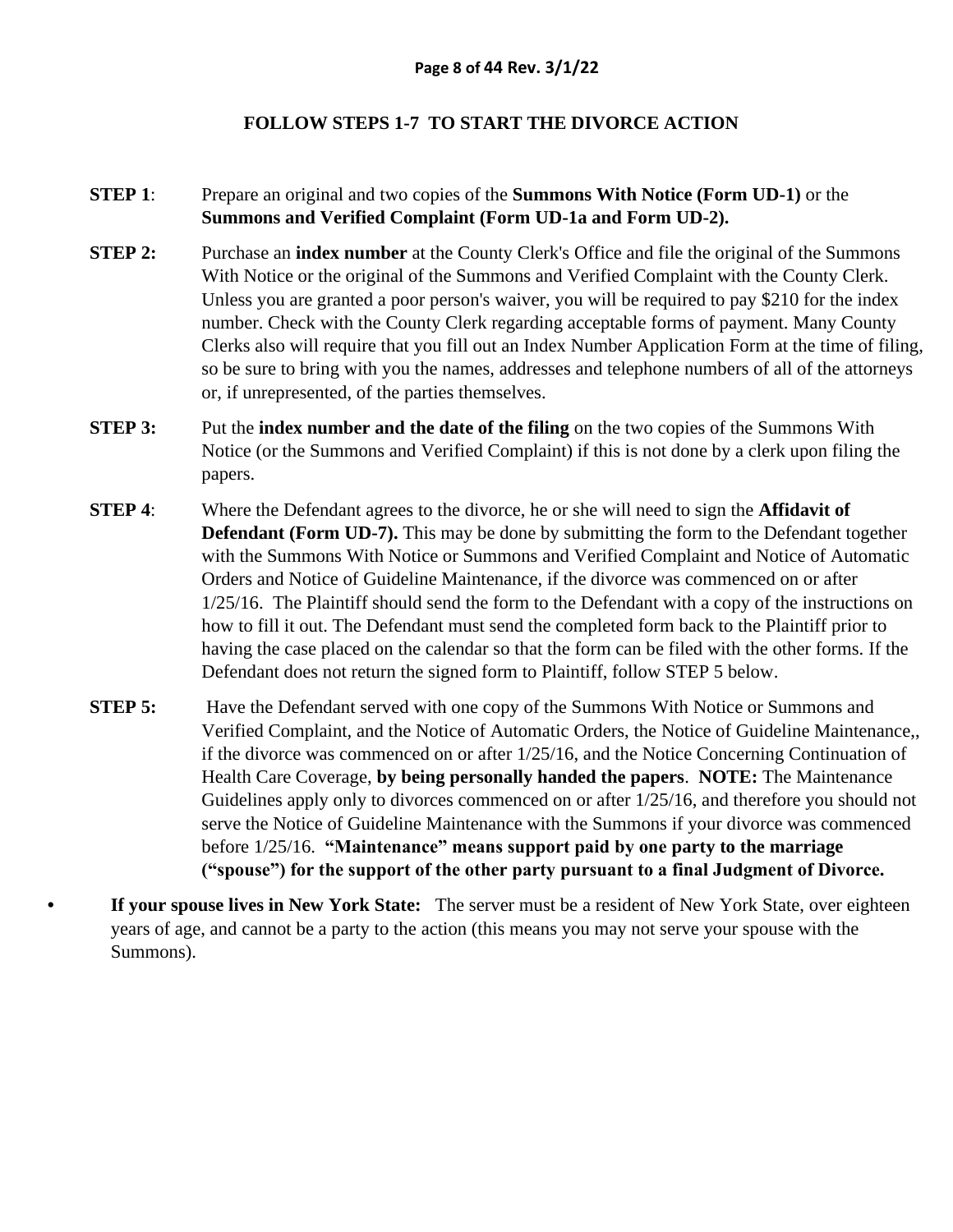## FOLLOW STEPS 1-7 TO START THE DIVORCE ACTION

**STEP 1**: Prepare an original and two copies of the **Summons With Notice (Form UD-1)** or the **Summons and Verified Complaint (Form UD-1a and Form UD-2).**

**STEP 2:** Purchase an **index number** at the County Clerk's Office and file the original of the Summons With Notice or the original of the Summons and Verified Complaint with the County Clerk. Unless you are granted a poor person's waiver, you will be required to pay $210 for the index number. Check with the County Clerk regarding acceptable forms of payment. Many County Clerks also will require that you fill out an Index Number Application Form at the time of filing, so be sure to bring with you the names, addresses and telephone numbers of all of the attorneys or, if unrepresented, of the parties themselves.

**STEP 3:** Put the **index number and the date of the filing** on the two copies of the Summons With Notice (or the Summons and Verified Complaint) if this is not done by a clerk upon filing the papers.

**STEP 4**: Where the Defendant agrees to the divorce, he or she will need to sign the **Affidavit of Defendant (Form UD-7).** This may be done by submitting the form to the Defendant together with the Summons With Notice or Summons and Verified Complaint and Notice of Automatic Orders and Notice of Guideline Maintenance, if the divorce was commenced on or after 1/25/16. The Plaintiff should send the form to the Defendant with a copy of the instructions on how to fill it out. The Defendant must send the completed form back to the Plaintiff prior to having the case placed on the calendar so that the form can be filed with the other forms. If the Defendant does not return the signed form to Plaintiff, follow STEP 5 below.

**STEP 5:** Have the Defendant served with one copy of the Summons With Notice or Summons and Verified Complaint, and the Notice of Automatic Orders, the Notice of Guideline Maintenance,, if the divorce was commenced on or after 1/25/16, and the Notice Concerning Continuation of Health Care Coverage, **by being personally handed the papers**. **NOTE:** The Maintenance Guidelines apply only to divorces commenced on or after 1/25/16, and therefore you should not serve the Notice of Guideline Maintenance with the Summons if your divorce was commenced before 1/25/16. **"Maintenance" means support paid by one party to the marriage ("spouse") for the support of the other party pursuant to a final Judgment of Divorce.**

- **If your spouse lives in New York State:** The server must be a resident of New York State, over eighteen years of age, and cannot be a party to the action (this means you may not serve your spouse with the Summons).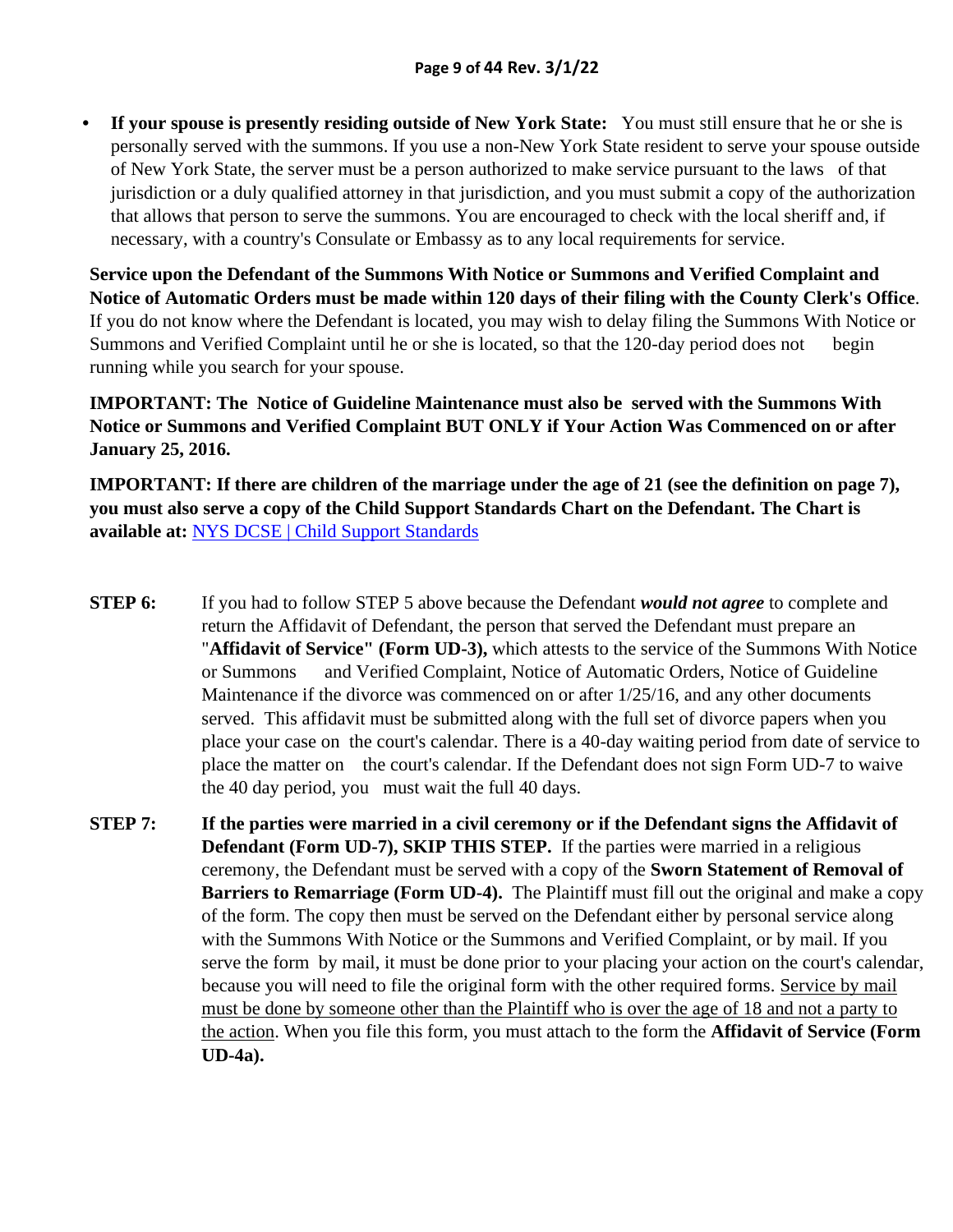- **If your spouse is presently residing outside of New York State:** You must still ensure that he or she is personally served with the summons. If you use a non-New York State resident to serve your spouse outside of New York State, the server must be a person authorized to make service pursuant to the laws of that jurisdiction or a duly qualified attorney in that jurisdiction, and you must submit a copy of the authorization that allows that person to serve the summons. You are encouraged to check with the local sheriff and, if necessary, with a country's Consulate or Embassy as to any local requirements for service.

**Service upon the Defendant of the Summons With Notice or Summons and Verified Complaint and Notice of Automatic Orders must be made within 120 days of their filing with the County Clerk's Office**. If you do not know where the Defendant is located, you may wish to delay filing the Summons With Notice or Summons and Verified Complaint until he or she is located, so that the 120-day period does not begin running while you search for your spouse.

**IMPORTANT: The Notice of Guideline Maintenance must also be served with the Summons With Notice or Summons and Verified Complaint BUT ONLY if Your Action Was Commenced on or after January 25, 2016.**

**IMPORTANT: If there are children of the marriage under the age of 21 (see the definition on page 7), you must also serve a copy of the Child Support Standards Chart on the Defendant. The Chart is available at:** NYS DCSE | Child Support Standards

**STEP 6:** If you had to follow STEP 5 above because the Defendant ***would not agree*** to complete and return the Affidavit of Defendant, the person that served the Defendant must prepare an "**Affidavit of Service" (Form UD-3),** which attests to the service of the Summons With Notice or Summons and Verified Complaint, Notice of Automatic Orders, Notice of Guideline Maintenance if the divorce was commenced on or after 1/25/16, and any other documents served. This affidavit must be submitted along with the full set of divorce papers when you place your case on the court's calendar. There is a 40-day waiting period from date of service to place the matter on the court's calendar. If the Defendant does not sign Form UD-7 to waive the 40 day period, you must wait the full 40 days.

**STEP 7:** **If the parties were married in a civil ceremony or if the Defendant signs the Affidavit of Defendant (Form UD-7), SKIP THIS STEP.** If the parties were married in a religious ceremony, the Defendant must be served with a copy of the **Sworn Statement of Removal of Barriers to Remarriage (Form UD-4).** The Plaintiff must fill out the original and make a copy of the form. The copy then must be served on the Defendant either by personal service along with the Summons With Notice or the Summons and Verified Complaint, or by mail. If you serve the form by mail, it must be done prior to your placing your action on the court's calendar, because you will need to file the original form with the other required forms. <u>Service by mail must be done by someone other than the Plaintiff who is over the age of 18 and not a party to the action</u>. When you file this form, you must attach to the form the **Affidavit of Service (Form UD-4a).**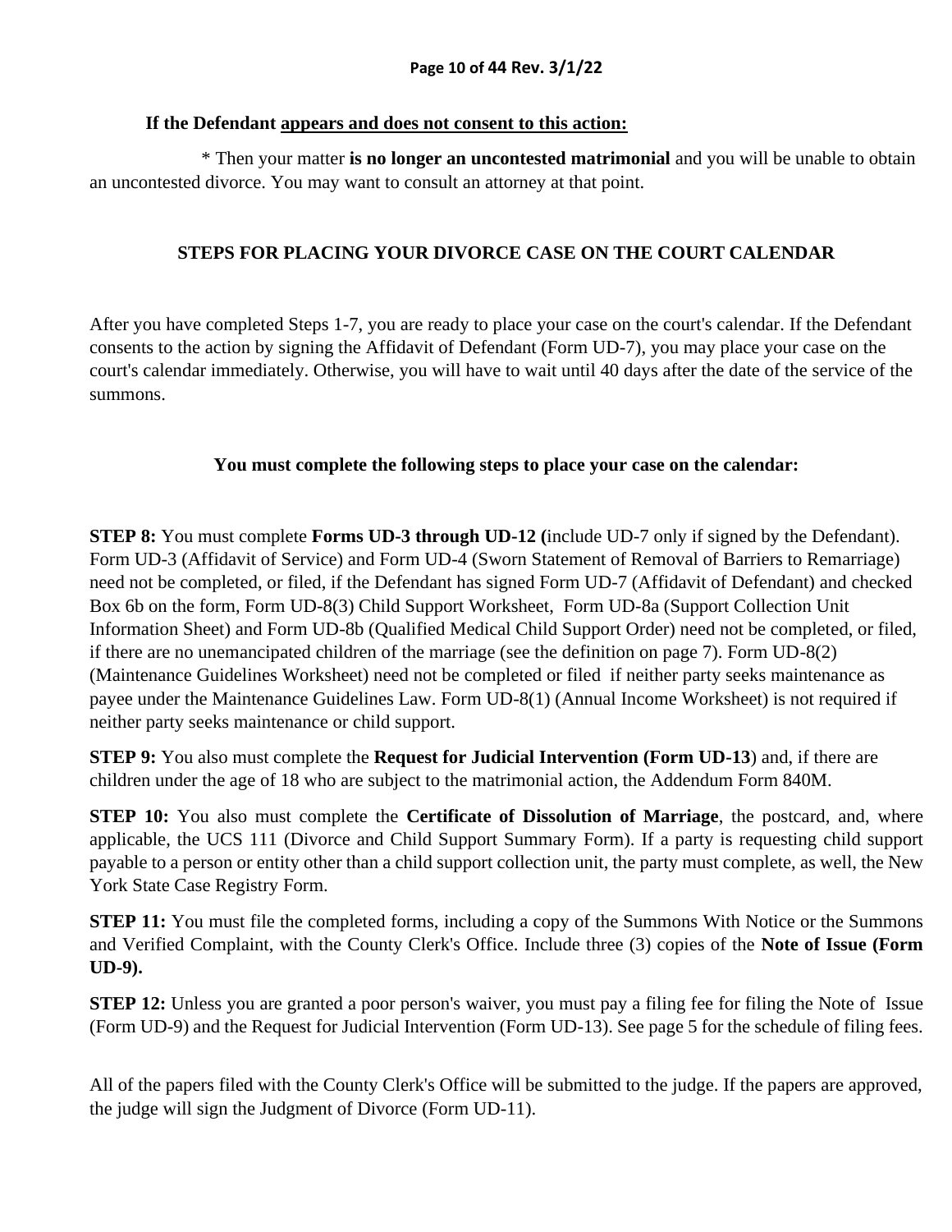**If the Defendant <u>appears and does not consent to this action:</u>**

\* Then your matter **is no longer an uncontested matrimonial** and you will be unable to obtain an uncontested divorce. You may want to consult an attorney at that point.

## STEPS FOR PLACING YOUR DIVORCE CASE ON THE COURT CALENDAR

After you have completed Steps 1-7, you are ready to place your case on the court's calendar. If the Defendant consents to the action by signing the Affidavit of Defendant (Form UD-7), you may place your case on the court's calendar immediately. Otherwise, you will have to wait until 40 days after the date of the service of the summons.

### You must complete the following steps to place your case on the calendar:

**STEP 8:** You must complete **Forms UD-3 through UD-12 (**include UD-7 only if signed by the Defendant). Form UD-3 (Affidavit of Service) and Form UD-4 (Sworn Statement of Removal of Barriers to Remarriage) need not be completed, or filed, if the Defendant has signed Form UD-7 (Affidavit of Defendant) and checked Box 6b on the form, Form UD-8(3) Child Support Worksheet, Form UD-8a (Support Collection Unit Information Sheet) and Form UD-8b (Qualified Medical Child Support Order) need not be completed, or filed, if there are no unemancipated children of the marriage (see the definition on page 7). Form UD-8(2) (Maintenance Guidelines Worksheet) need not be completed or filed if neither party seeks maintenance as payee under the Maintenance Guidelines Law. Form UD-8(1) (Annual Income Worksheet) is not required if neither party seeks maintenance or child support.

**STEP 9:** You also must complete the **Request for Judicial Intervention (Form UD-13**) and, if there are children under the age of 18 who are subject to the matrimonial action, the Addendum Form 840M.

**STEP 10:** You also must complete the **Certificate of Dissolution of Marriage**, the postcard, and, where applicable, the UCS 111 (Divorce and Child Support Summary Form). If a party is requesting child support payable to a person or entity other than a child support collection unit, the party must complete, as well, the New York State Case Registry Form.

**STEP 11:** You must file the completed forms, including a copy of the Summons With Notice or the Summons and Verified Complaint, with the County Clerk's Office. Include three (3) copies of the **Note of Issue (Form UD-9).**

**STEP 12:** Unless you are granted a poor person's waiver, you must pay a filing fee for filing the Note of Issue (Form UD-9) and the Request for Judicial Intervention (Form UD-13). See page 5 for the schedule of filing fees.

All of the papers filed with the County Clerk's Office will be submitted to the judge. If the papers are approved, the judge will sign the Judgment of Divorce (Form UD-11).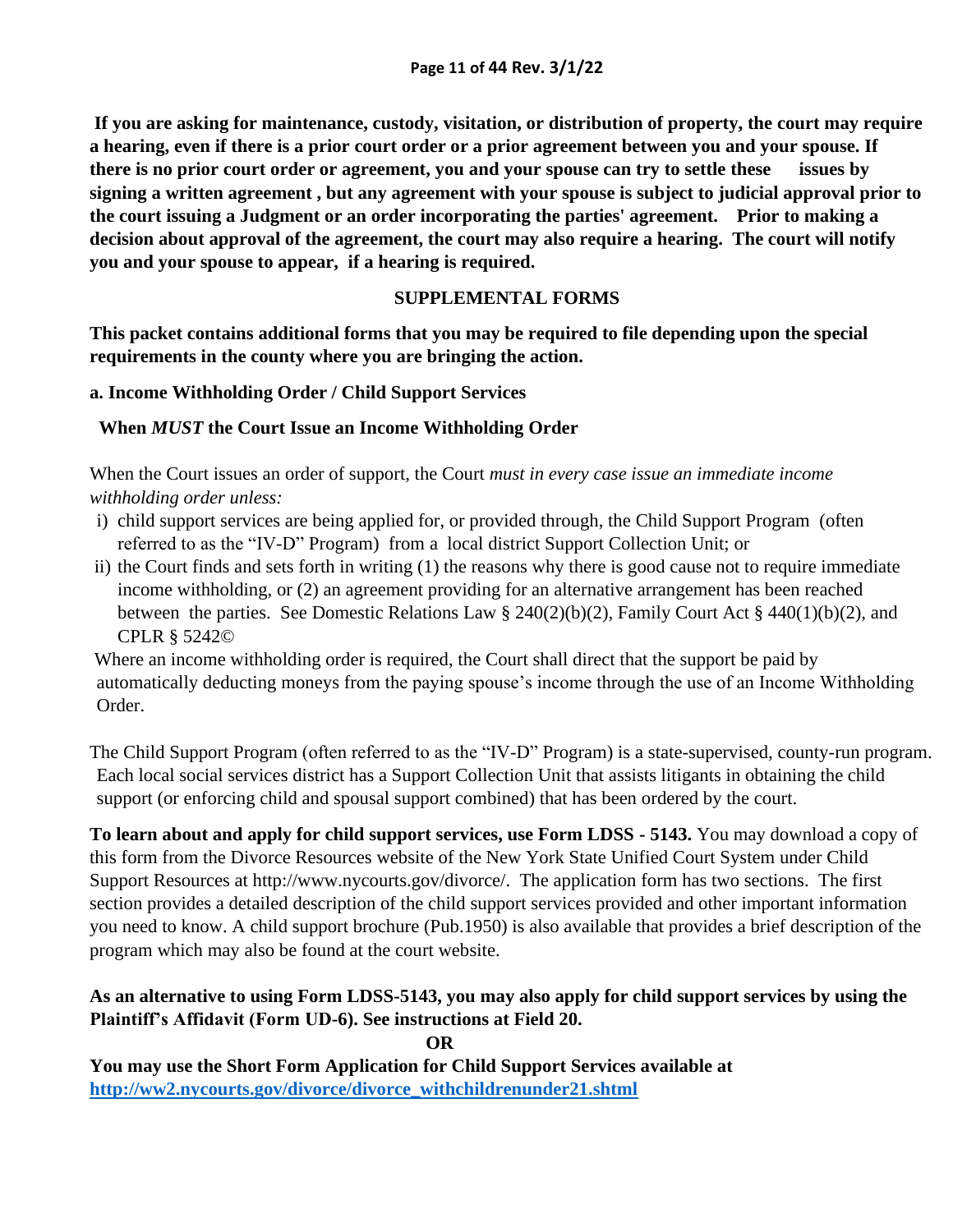**If you are asking for maintenance, custody, visitation, or distribution of property, the court may require a hearing, even if there is a prior court order or a prior agreement between you and your spouse. If there is no prior court order or agreement, you and your spouse can try to settle these issues by signing a written agreement , but any agreement with your spouse is subject to judicial approval prior to the court issuing a Judgment or an order incorporating the parties' agreement. Prior to making a decision about approval of the agreement, the court may also require a hearing. The court will notify you and your spouse to appear, if a hearing is required.**

## SUPPLEMENTAL FORMS

**This packet contains additional forms that you may be required to file depending upon the special requirements in the county where you are bringing the action.**

### a. Income Withholding Order / Child Support Services

**When *MUST* the Court Issue an Income Withholding Order**

When the Court issues an order of support, the Court *must in every case issue an immediate income withholding order unless:*

i) child support services are being applied for, or provided through, the Child Support Program (often referred to as the "IV-D" Program) from a local district Support Collection Unit; or
ii) the Court finds and sets forth in writing (1) the reasons why there is good cause not to require immediate income withholding, or (2) an agreement providing for an alternative arrangement has been reached between the parties. See Domestic Relations Law § 240(2)(b)(2), Family Court Act § 440(1)(b)(2), and CPLR § 5242©

Where an income withholding order is required, the Court shall direct that the support be paid by automatically deducting moneys from the paying spouse's income through the use of an Income Withholding Order.

The Child Support Program (often referred to as the "IV-D" Program) is a state-supervised, county-run program. Each local social services district has a Support Collection Unit that assists litigants in obtaining the child support (or enforcing child and spousal support combined) that has been ordered by the court.

**To learn about and apply for child support services, use Form LDSS - 5143.** You may download a copy of this form from the Divorce Resources website of the New York State Unified Court System under Child Support Resources at http://www.nycourts.gov/divorce/. The application form has two sections. The first section provides a detailed description of the child support services provided and other important information you need to know. A child support brochure (Pub.1950) is also available that provides a brief description of the program which may also be found at the court website.

**As an alternative to using Form LDSS-5143, you may also apply for child support services by using the Plaintiff's Affidavit (Form UD-6). See instructions at Field 20.**

**OR**

**You may use the Short Form Application for Child Support Services available at [http://ww2.nycourts.gov/divorce/divorce_withchildrenunder21.shtml](http://ww2.nycourts.gov/divorce/divorce_withchildrenunder21.shtml)**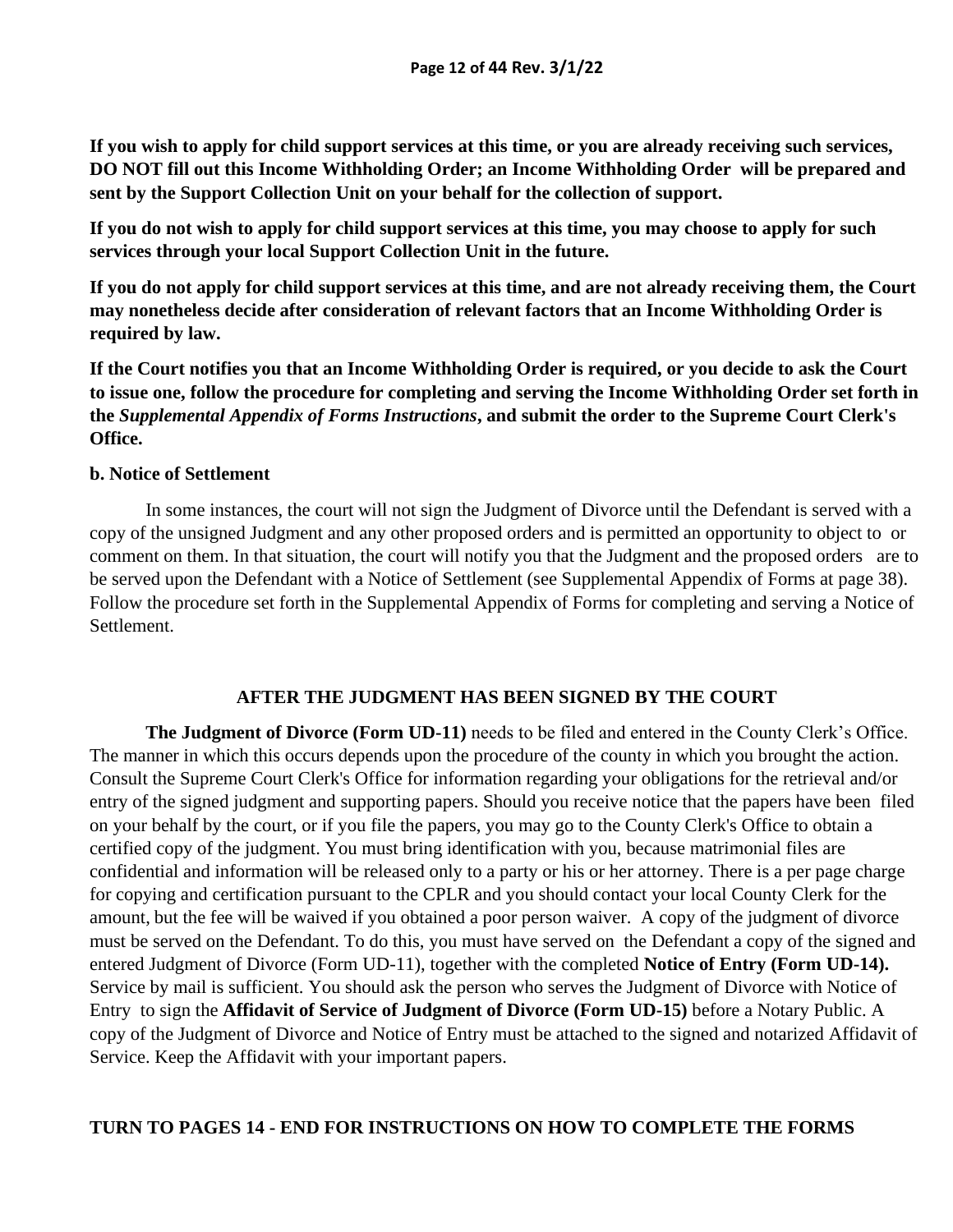**If you wish to apply for child support services at this time, or you are already receiving such services, DO NOT fill out this Income Withholding Order; an Income Withholding Order will be prepared and sent by the Support Collection Unit on your behalf for the collection of support.**

**If you do not wish to apply for child support services at this time, you may choose to apply for such services through your local Support Collection Unit in the future.**

**If you do not apply for child support services at this time, and are not already receiving them, the Court may nonetheless decide after consideration of relevant factors that an Income Withholding Order is required by law.**

**If the Court notifies you that an Income Withholding Order is required, or you decide to ask the Court to issue one, follow the procedure for completing and serving the Income Withholding Order set forth in the *Supplemental Appendix of Forms Instructions*, and submit the order to the Supreme Court Clerk's Office.**

**b. Notice of Settlement**

In some instances, the court will not sign the Judgment of Divorce until the Defendant is served with a copy of the unsigned Judgment and any other proposed orders and is permitted an opportunity to object to or comment on them. In that situation, the court will notify you that the Judgment and the proposed orders are to be served upon the Defendant with a Notice of Settlement (see Supplemental Appendix of Forms at page 38). Follow the procedure set forth in the Supplemental Appendix of Forms for completing and serving a Notice of Settlement.

## AFTER THE JUDGMENT HAS BEEN SIGNED BY THE COURT

**The Judgment of Divorce (Form UD-11)** needs to be filed and entered in the County Clerk's Office. The manner in which this occurs depends upon the procedure of the county in which you brought the action. Consult the Supreme Court Clerk's Office for information regarding your obligations for the retrieval and/or entry of the signed judgment and supporting papers. Should you receive notice that the papers have been filed on your behalf by the court, or if you file the papers, you may go to the County Clerk's Office to obtain a certified copy of the judgment. You must bring identification with you, because matrimonial files are confidential and information will be released only to a party or his or her attorney. There is a per page charge for copying and certification pursuant to the CPLR and you should contact your local County Clerk for the amount, but the fee will be waived if you obtained a poor person waiver. A copy of the judgment of divorce must be served on the Defendant. To do this, you must have served on the Defendant a copy of the signed and entered Judgment of Divorce (Form UD-11), together with the completed **Notice of Entry (Form UD-14).** Service by mail is sufficient. You should ask the person who serves the Judgment of Divorce with Notice of Entry to sign the **Affidavit of Service of Judgment of Divorce (Form UD-15)** before a Notary Public. A copy of the Judgment of Divorce and Notice of Entry must be attached to the signed and notarized Affidavit of Service. Keep the Affidavit with your important papers.

**TURN TO PAGES 14 - END FOR INSTRUCTIONS ON HOW TO COMPLETE THE FORMS**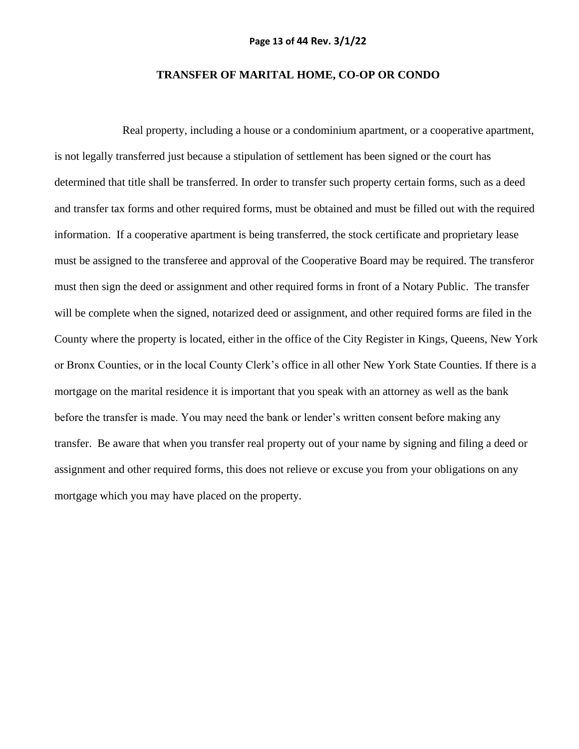# TRANSFER OF MARITAL HOME, CO-OP OR CONDO

Real property, including a house or a condominium apartment, or a cooperative apartment, is not legally transferred just because a stipulation of settlement has been signed or the court has determined that title shall be transferred. In order to transfer such property certain forms, such as a deed and transfer tax forms and other required forms, must be obtained and must be filled out with the required information. If a cooperative apartment is being transferred, the stock certificate and proprietary lease must be assigned to the transferee and approval of the Cooperative Board may be required. The transferor must then sign the deed or assignment and other required forms in front of a Notary Public. The transfer will be complete when the signed, notarized deed or assignment, and other required forms are filed in the County where the property is located, either in the office of the City Register in Kings, Queens, New York or Bronx Counties, or in the local County Clerk's office in all other New York State Counties. If there is a mortgage on the marital residence it is important that you speak with an attorney as well as the bank before the transfer is made. You may need the bank or lender's written consent before making any transfer. Be aware that when you transfer real property out of your name by signing and filing a deed or assignment and other required forms, this does not relieve or excuse you from your obligations on any mortgage which you may have placed on the property.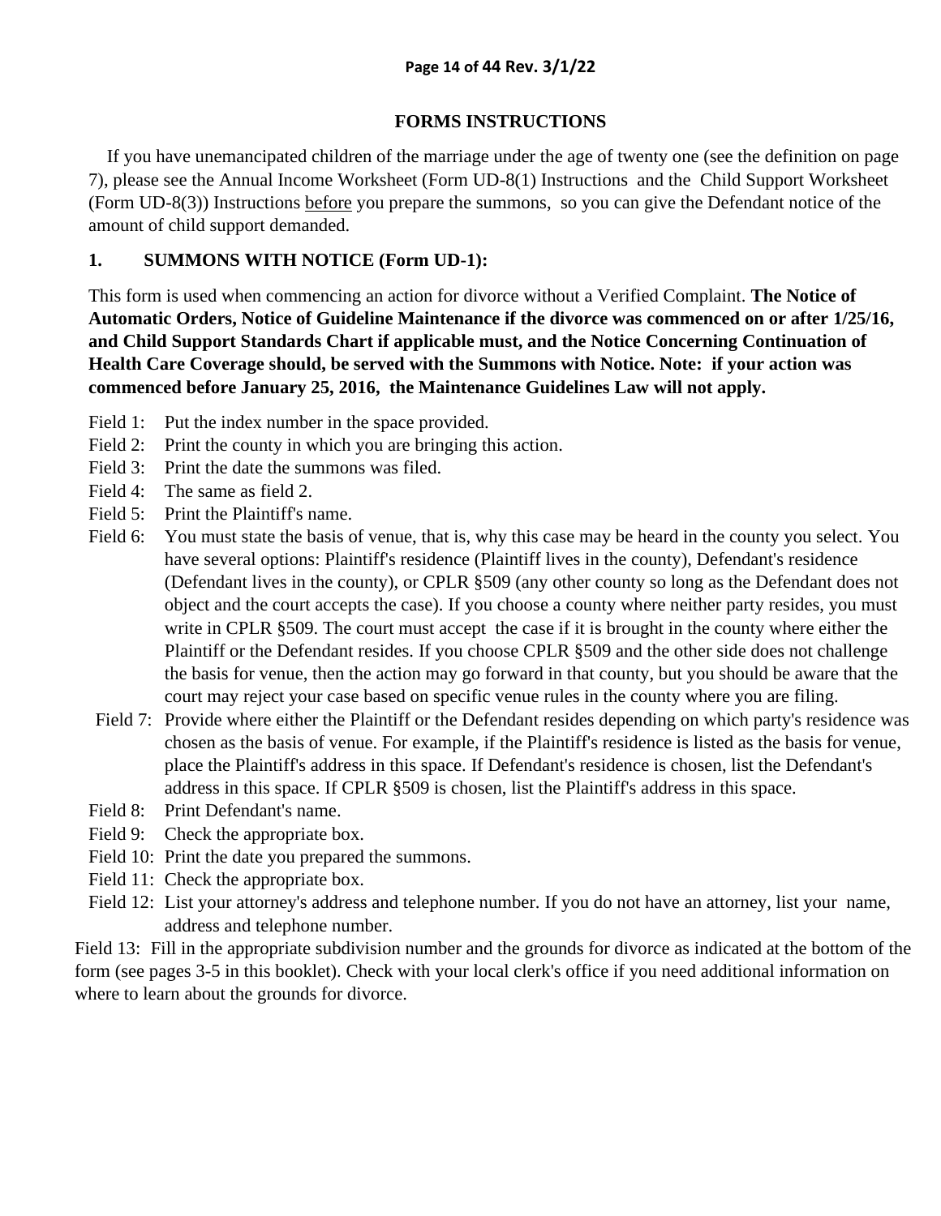## FORMS INSTRUCTIONS

If you have unemancipated children of the marriage under the age of twenty one (see the definition on page 7), please see the Annual Income Worksheet (Form UD-8(1) Instructions and the Child Support Worksheet (Form UD-8(3)) Instructions <u>before</u> you prepare the summons, so you can give the Defendant notice of the amount of child support demanded.

### 1. SUMMONS WITH NOTICE (Form UD-1):

This form is used when commencing an action for divorce without a Verified Complaint. **The Notice of Automatic Orders, Notice of Guideline Maintenance if the divorce was commenced on or after 1/25/16, and Child Support Standards Chart if applicable must, and the Notice Concerning Continuation of Health Care Coverage should, be served with the Summons with Notice. Note: if your action was commenced before January 25, 2016, the Maintenance Guidelines Law will not apply.**

- Field 1: Put the index number in the space provided.
- Field 2: Print the county in which you are bringing this action.
- Field 3: Print the date the summons was filed.
- Field 4: The same as field 2.
- Field 5: Print the Plaintiff's name.
- Field 6: You must state the basis of venue, that is, why this case may be heard in the county you select. You have several options: Plaintiff's residence (Plaintiff lives in the county), Defendant's residence (Defendant lives in the county), or CPLR §509 (any other county so long as the Defendant does not object and the court accepts the case). If you choose a county where neither party resides, you must write in CPLR §509. The court must accept the case if it is brought in the county where either the Plaintiff or the Defendant resides. If you choose CPLR §509 and the other side does not challenge the basis for venue, then the action may go forward in that county, but you should be aware that the court may reject your case based on specific venue rules in the county where you are filing.
- Field 7: Provide where either the Plaintiff or the Defendant resides depending on which party's residence was chosen as the basis of venue. For example, if the Plaintiff's residence is listed as the basis for venue, place the Plaintiff's address in this space. If Defendant's residence is chosen, list the Defendant's address in this space. If CPLR §509 is chosen, list the Plaintiff's address in this space.
- Field 8: Print Defendant's name.
- Field 9: Check the appropriate box.
- Field 10: Print the date you prepared the summons.
- Field 11: Check the appropriate box.
- Field 12: List your attorney's address and telephone number. If you do not have an attorney, list your name, address and telephone number.
- Field 13: Fill in the appropriate subdivision number and the grounds for divorce as indicated at the bottom of the form (see pages 3-5 in this booklet). Check with your local clerk's office if you need additional information on where to learn about the grounds for divorce.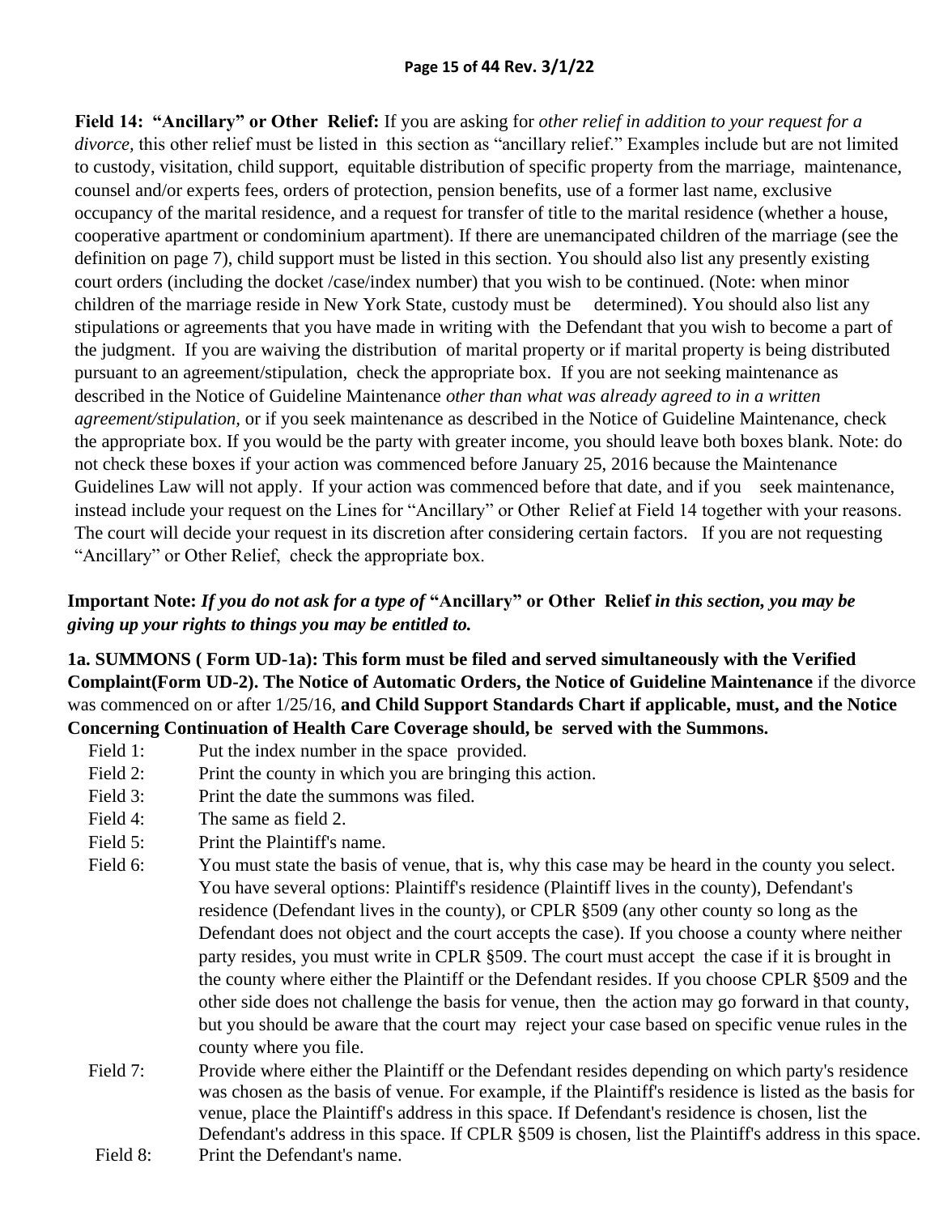**Field 14: "Ancillary" or Other Relief:** If you are asking for *other relief in addition to your request for a divorce,* this other relief must be listed in this section as "ancillary relief." Examples include but are not limited to custody, visitation, child support, equitable distribution of specific property from the marriage, maintenance, counsel and/or experts fees, orders of protection, pension benefits, use of a former last name, exclusive occupancy of the marital residence, and a request for transfer of title to the marital residence (whether a house, cooperative apartment or condominium apartment). If there are unemancipated children of the marriage (see the definition on page 7), child support must be listed in this section. You should also list any presently existing court orders (including the docket /case/index number) that you wish to be continued. (Note: when minor children of the marriage reside in New York State, custody must be determined). You should also list any stipulations or agreements that you have made in writing with the Defendant that you wish to become a part of the judgment. If you are waiving the distribution of marital property or if marital property is being distributed pursuant to an agreement/stipulation, check the appropriate box. If you are not seeking maintenance as described in the Notice of Guideline Maintenance *other than what was already agreed to in a written agreement/stipulation,* or if you seek maintenance as described in the Notice of Guideline Maintenance, check the appropriate box. If you would be the party with greater income, you should leave both boxes blank. Note: do not check these boxes if your action was commenced before January 25, 2016 because the Maintenance Guidelines Law will not apply. If your action was commenced before that date, and if you seek maintenance, instead include your request on the Lines for "Ancillary" or Other Relief at Field 14 together with your reasons. The court will decide your request in its discretion after considering certain factors. If you are not requesting "Ancillary" or Other Relief, check the appropriate box.

**Important Note:** ***If you do not ask for a type of*** **"Ancillary" or Other Relief** ***in this section, you may be giving up your rights to things you may be entitled to.***

**1a. SUMMONS ( Form UD-1a): This form must be filed and served simultaneously with the Verified Complaint(Form UD-2). The Notice of Automatic Orders, the Notice of Guideline Maintenance** if the divorce was commenced on or after 1/25/16, **and Child Support Standards Chart if applicable, must, and the Notice Concerning Continuation of Health Care Coverage should, be served with the Summons.**

- Field 1: Put the index number in the space provided.
- Field 2: Print the county in which you are bringing this action.
- Field 3: Print the date the summons was filed.
- Field 4: The same as field 2.
- Field 5: Print the Plaintiff's name.
- Field 6: You must state the basis of venue, that is, why this case may be heard in the county you select. You have several options: Plaintiff's residence (Plaintiff lives in the county), Defendant's residence (Defendant lives in the county), or CPLR §509 (any other county so long as the Defendant does not object and the court accepts the case). If you choose a county where neither party resides, you must write in CPLR §509. The court must accept the case if it is brought in the county where either the Plaintiff or the Defendant resides. If you choose CPLR §509 and the other side does not challenge the basis for venue, then the action may go forward in that county, but you should be aware that the court may reject your case based on specific venue rules in the county where you file.
- Field 7: Provide where either the Plaintiff or the Defendant resides depending on which party's residence was chosen as the basis of venue. For example, if the Plaintiff's residence is listed as the basis for venue, place the Plaintiff's address in this space. If Defendant's residence is chosen, list the Defendant's address in this space. If CPLR §509 is chosen, list the Plaintiff's address in this space.
- Field 8: Print the Defendant's name.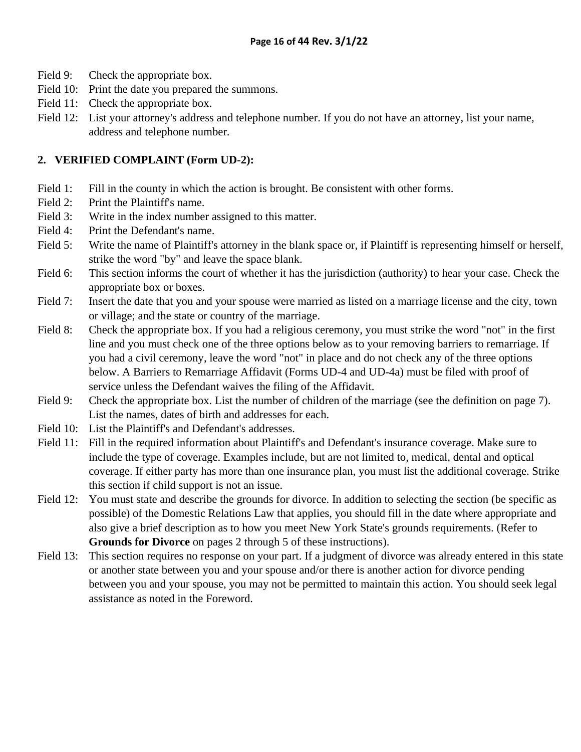Field 9: Check the appropriate box.
Field 10: Print the date you prepared the summons.
Field 11: Check the appropriate box.
Field 12: List your attorney's address and telephone number. If you do not have an attorney, list your name, address and telephone number.

## 2. VERIFIED COMPLAINT (Form UD-2):

Field 1: Fill in the county in which the action is brought. Be consistent with other forms.
Field 2: Print the Plaintiff's name.
Field 3: Write in the index number assigned to this matter.
Field 4: Print the Defendant's name.
Field 5: Write the name of Plaintiff's attorney in the blank space or, if Plaintiff is representing himself or herself, strike the word "by" and leave the space blank.
Field 6: This section informs the court of whether it has the jurisdiction (authority) to hear your case. Check the appropriate box or boxes.
Field 7: Insert the date that you and your spouse were married as listed on a marriage license and the city, town or village; and the state or country of the marriage.
Field 8: Check the appropriate box. If you had a religious ceremony, you must strike the word "not" in the first line and you must check one of the three options below as to your removing barriers to remarriage. If you had a civil ceremony, leave the word "not" in place and do not check any of the three options below. A Barriers to Remarriage Affidavit (Forms UD-4 and UD-4a) must be filed with proof of service unless the Defendant waives the filing of the Affidavit.
Field 9: Check the appropriate box. List the number of children of the marriage (see the definition on page 7). List the names, dates of birth and addresses for each.
Field 10: List the Plaintiff's and Defendant's addresses.
Field 11: Fill in the required information about Plaintiff's and Defendant's insurance coverage. Make sure to include the type of coverage. Examples include, but are not limited to, medical, dental and optical coverage. If either party has more than one insurance plan, you must list the additional coverage. Strike this section if child support is not an issue.
Field 12: You must state and describe the grounds for divorce. In addition to selecting the section (be specific as possible) of the Domestic Relations Law that applies, you should fill in the date where appropriate and also give a brief description as to how you meet New York State's grounds requirements. (Refer to **Grounds for Divorce** on pages 2 through 5 of these instructions).
Field 13: This section requires no response on your part. If a judgment of divorce was already entered in this state or another state between you and your spouse and/or there is another action for divorce pending between you and your spouse, you may not be permitted to maintain this action. You should seek legal assistance as noted in the Foreword.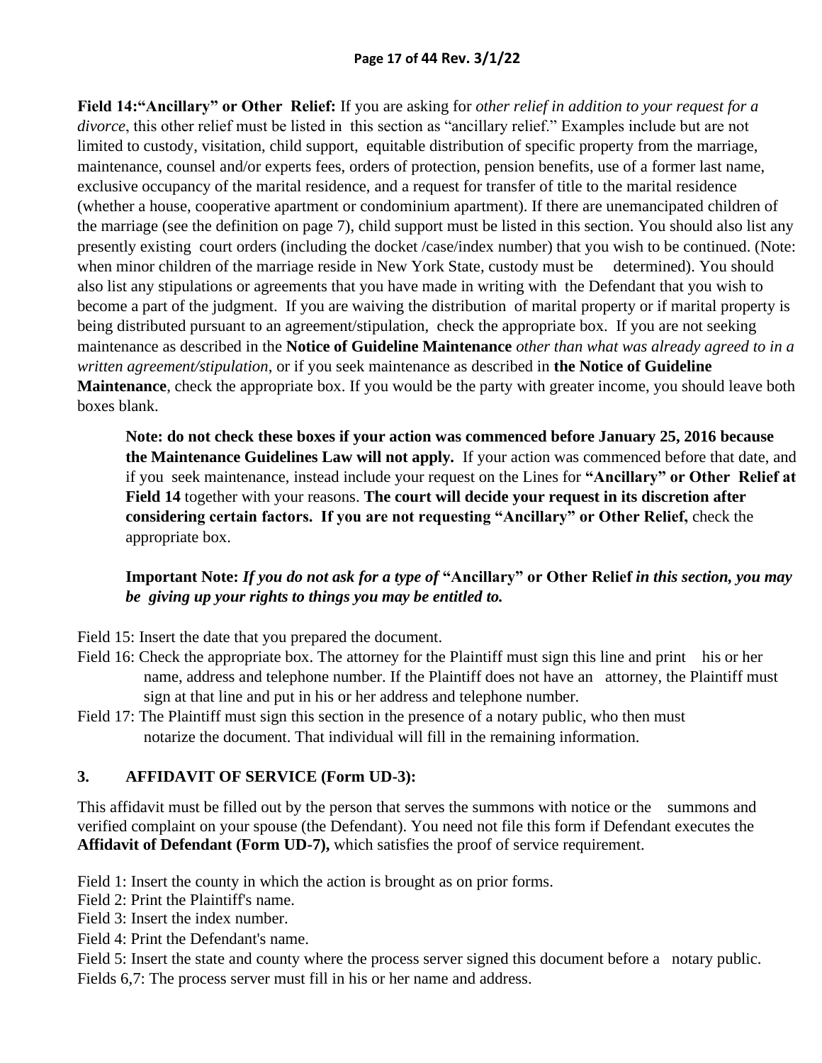**Field 14:"Ancillary" or Other Relief:** If you are asking for *other relief in addition to your request for a divorce*, this other relief must be listed in this section as "ancillary relief." Examples include but are not limited to custody, visitation, child support, equitable distribution of specific property from the marriage, maintenance, counsel and/or experts fees, orders of protection, pension benefits, use of a former last name, exclusive occupancy of the marital residence, and a request for transfer of title to the marital residence (whether a house, cooperative apartment or condominium apartment). If there are unemancipated children of the marriage (see the definition on page 7), child support must be listed in this section. You should also list any presently existing court orders (including the docket /case/index number) that you wish to be continued. (Note: when minor children of the marriage reside in New York State, custody must be determined). You should also list any stipulations or agreements that you have made in writing with the Defendant that you wish to become a part of the judgment. If you are waiving the distribution of marital property or if marital property is being distributed pursuant to an agreement/stipulation, check the appropriate box. If you are not seeking maintenance as described in the **Notice of Guideline Maintenance** *other than what was already agreed to in a written agreement/stipulation*, or if you seek maintenance as described in **the Notice of Guideline Maintenance**, check the appropriate box. If you would be the party with greater income, you should leave both boxes blank.

> **Note: do not check these boxes if your action was commenced before January 25, 2016 because the Maintenance Guidelines Law will not apply.** If your action was commenced before that date, and if you seek maintenance, instead include your request on the Lines for **"Ancillary" or Other Relief at Field 14** together with your reasons. **The court will decide your request in its discretion after considering certain factors. If you are not requesting "Ancillary" or Other Relief,** check the appropriate box.
>
> **Important Note:** ***If you do not ask for a type of* "Ancillary" or Other Relief *in this section, you may be giving up your rights to things you may be entitled to.***

Field 15: Insert the date that you prepared the document.

Field 16: Check the appropriate box. The attorney for the Plaintiff must sign this line and print his or her name, address and telephone number. If the Plaintiff does not have an attorney, the Plaintiff must sign at that line and put in his or her address and telephone number.

Field 17: The Plaintiff must sign this section in the presence of a notary public, who then must notarize the document. That individual will fill in the remaining information.

### 3. AFFIDAVIT OF SERVICE (Form UD-3):

This affidavit must be filled out by the person that serves the summons with notice or the summons and verified complaint on your spouse (the Defendant). You need not file this form if Defendant executes the **Affidavit of Defendant (Form UD-7),** which satisfies the proof of service requirement.

Field 1: Insert the county in which the action is brought as on prior forms.
Field 2: Print the Plaintiff's name.
Field 3: Insert the index number.
Field 4: Print the Defendant's name.
Field 5: Insert the state and county where the process server signed this document before a notary public.
Fields 6,7: The process server must fill in his or her name and address.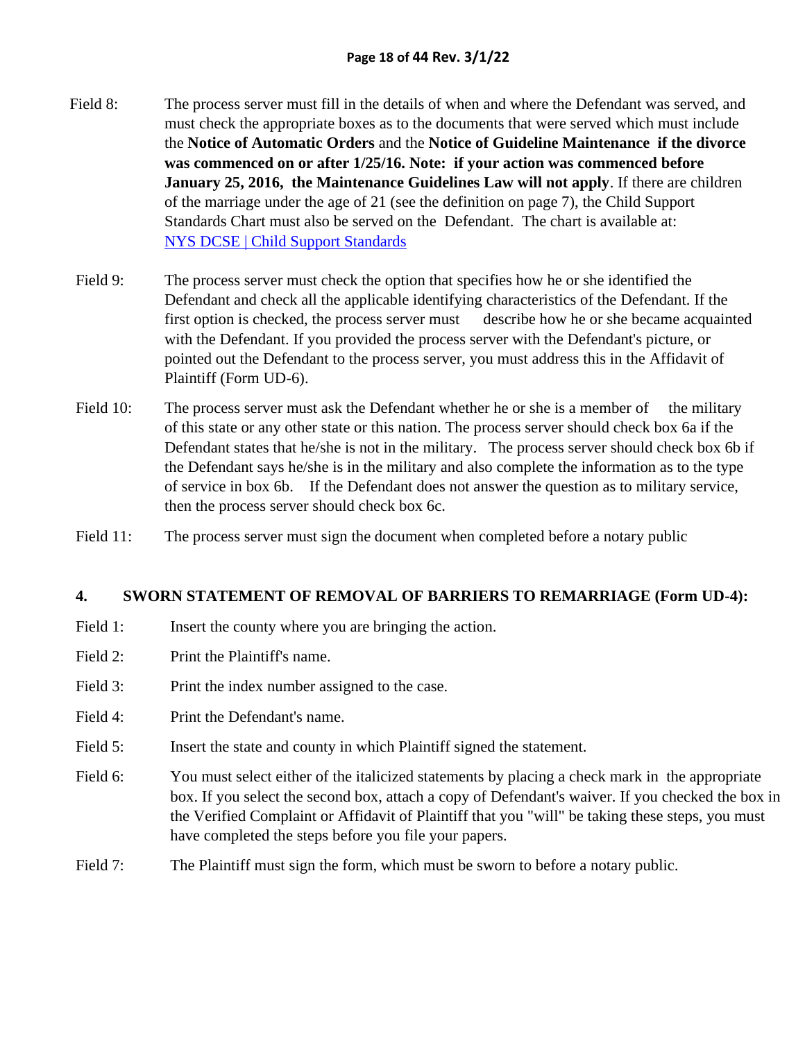Field 8: The process server must fill in the details of when and where the Defendant was served, and must check the appropriate boxes as to the documents that were served which must include the **Notice of Automatic Orders** and the **Notice of Guideline Maintenance if the divorce was commenced on or after 1/25/16. Note: if your action was commenced before January 25, 2016, the Maintenance Guidelines Law will not apply**. If there are children of the marriage under the age of 21 (see the definition on page 7), the Child Support Standards Chart must also be served on the Defendant. The chart is available at: [NYS DCSE | Child Support Standards]

Field 9: The process server must check the option that specifies how he or she identified the Defendant and check all the applicable identifying characteristics of the Defendant. If the first option is checked, the process server must describe how he or she became acquainted with the Defendant. If you provided the process server with the Defendant's picture, or pointed out the Defendant to the process server, you must address this in the Affidavit of Plaintiff (Form UD-6).

Field 10: The process server must ask the Defendant whether he or she is a member of the military of this state or any other state or this nation. The process server should check box 6a if the Defendant states that he/she is not in the military. The process server should check box 6b if the Defendant says he/she is in the military and also complete the information as to the type of service in box 6b. If the Defendant does not answer the question as to military service, then the process server should check box 6c.

Field 11: The process server must sign the document when completed before a notary public

## 4. SWORN STATEMENT OF REMOVAL OF BARRIERS TO REMARRIAGE (Form UD-4):

Field 1: Insert the county where you are bringing the action.

Field 2: Print the Plaintiff's name.

Field 3: Print the index number assigned to the case.

Field 4: Print the Defendant's name.

Field 5: Insert the state and county in which Plaintiff signed the statement.

Field 6: You must select either of the italicized statements by placing a check mark in the appropriate box. If you select the second box, attach a copy of Defendant's waiver. If you checked the box in the Verified Complaint or Affidavit of Plaintiff that you "will" be taking these steps, you must have completed the steps before you file your papers.

Field 7: The Plaintiff must sign the form, which must be sworn to before a notary public.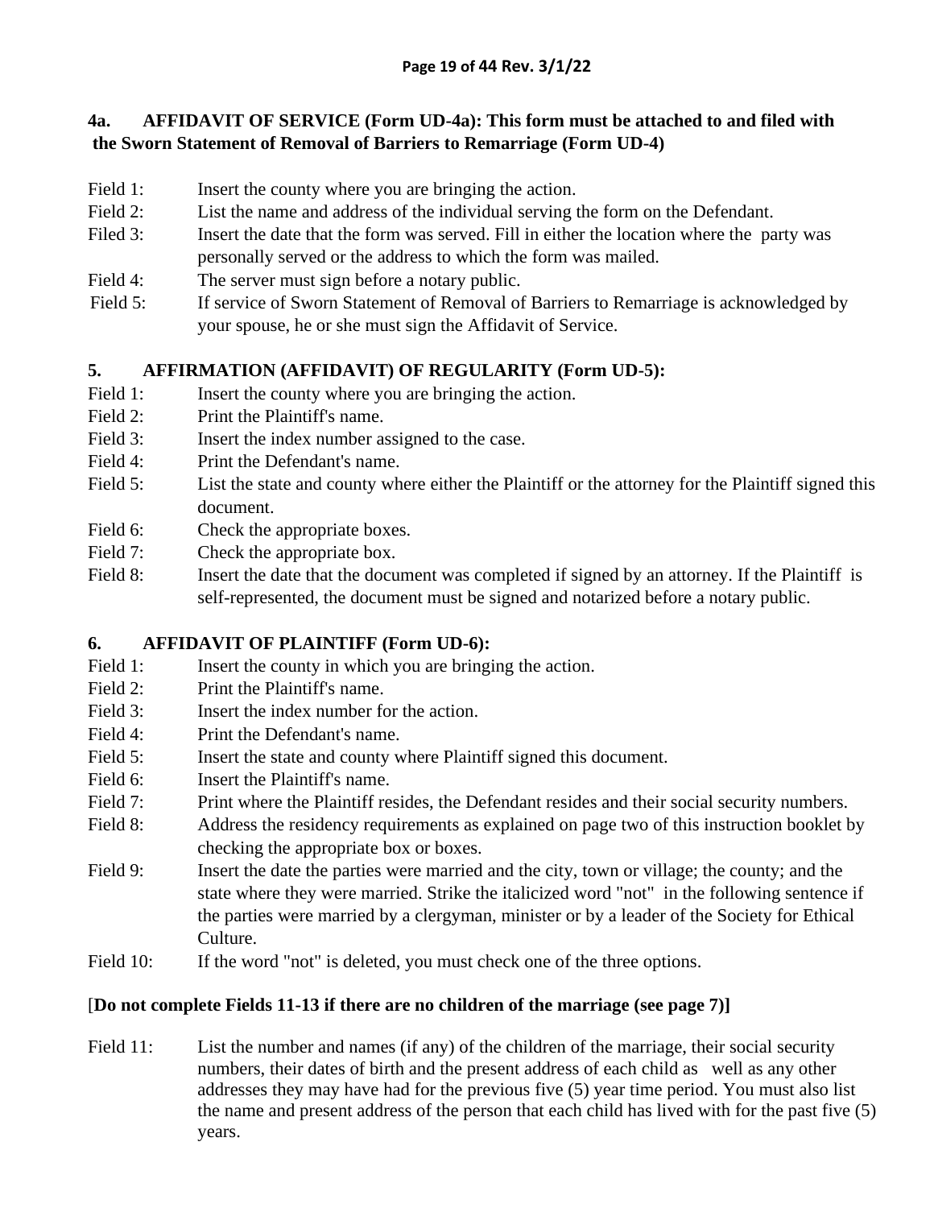## 4a. AFFIDAVIT OF SERVICE (Form UD-4a): This form must be attached to and filed with the Sworn Statement of Removal of Barriers to Remarriage (Form UD-4)

Field 1: Insert the county where you are bringing the action.

Field 2: List the name and address of the individual serving the form on the Defendant.

Filed 3: Insert the date that the form was served. Fill in either the location where the party was personally served or the address to which the form was mailed.

Field 4: The server must sign before a notary public.

Field 5: If service of Sworn Statement of Removal of Barriers to Remarriage is acknowledged by your spouse, he or she must sign the Affidavit of Service.

## 5. AFFIRMATION (AFFIDAVIT) OF REGULARITY (Form UD-5):

Field 1: Insert the county where you are bringing the action.

Field 2: Print the Plaintiff's name.

Field 3: Insert the index number assigned to the case.

Field 4: Print the Defendant's name.

Field 5: List the state and county where either the Plaintiff or the attorney for the Plaintiff signed this document.

Field 6: Check the appropriate boxes.

Field 7: Check the appropriate box.

Field 8: Insert the date that the document was completed if signed by an attorney. If the Plaintiff is self-represented, the document must be signed and notarized before a notary public.

## 6. AFFIDAVIT OF PLAINTIFF (Form UD-6):

Field 1: Insert the county in which you are bringing the action.

Field 2: Print the Plaintiff's name.

Field 3: Insert the index number for the action.

Field 4: Print the Defendant's name.

Field 5: Insert the state and county where Plaintiff signed this document.

Field 6: Insert the Plaintiff's name.

Field 7: Print where the Plaintiff resides, the Defendant resides and their social security numbers.

Field 8: Address the residency requirements as explained on page two of this instruction booklet by checking the appropriate box or boxes.

Field 9: Insert the date the parties were married and the city, town or village; the county; and the state where they were married. Strike the italicized word "not" in the following sentence if the parties were married by a clergyman, minister or by a leader of the Society for Ethical Culture.

Field 10: If the word "not" is deleted, you must check one of the three options.

[**Do not complete Fields 11-13 if there are no children of the marriage (see page 7)]**

Field 11: List the number and names (if any) of the children of the marriage, their social security numbers, their dates of birth and the present address of each child as well as any other addresses they may have had for the previous five (5) year time period. You must also list the name and present address of the person that each child has lived with for the past five (5) years.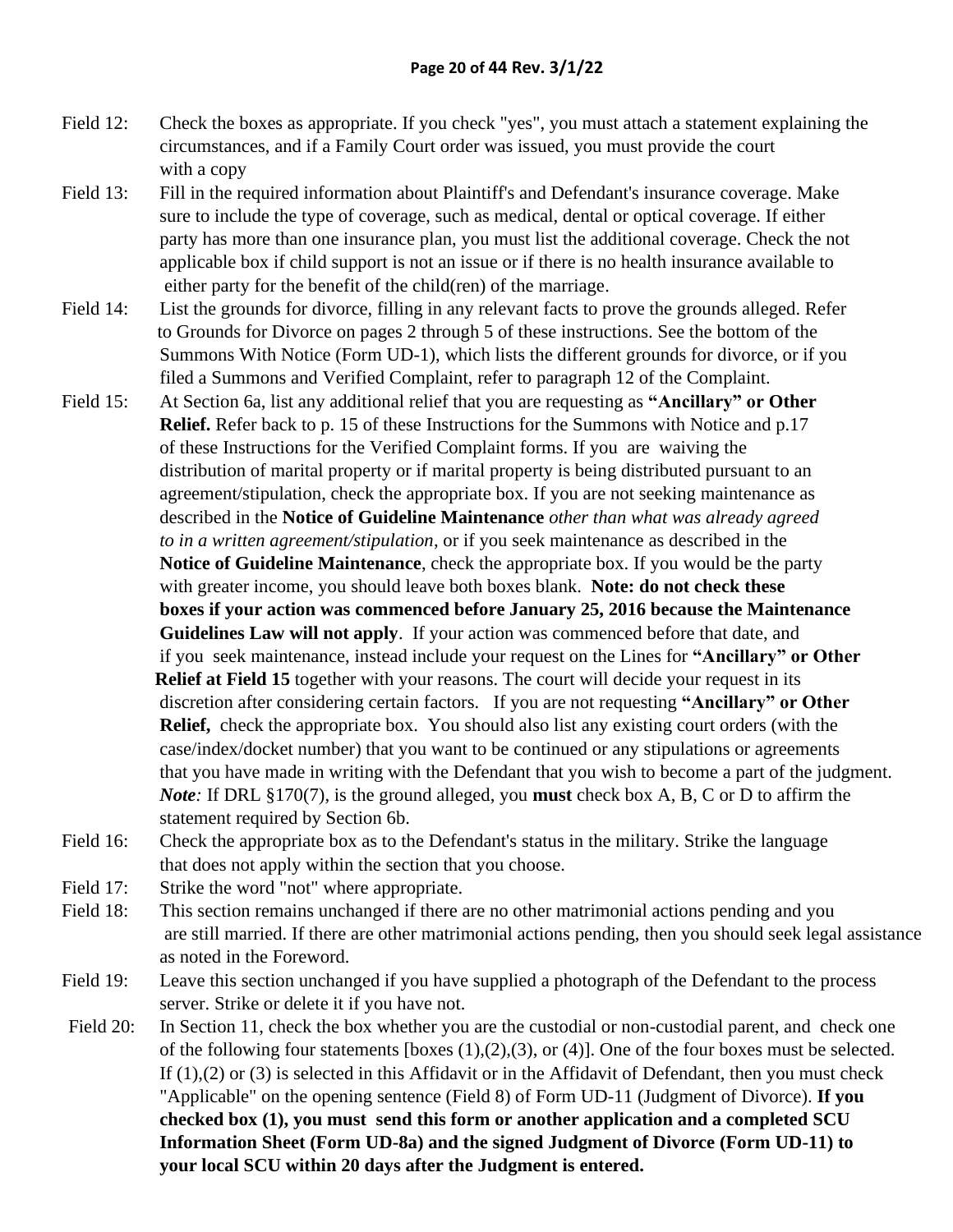Field 12: Check the boxes as appropriate. If you check "yes", you must attach a statement explaining the circumstances, and if a Family Court order was issued, you must provide the court with a copy

Field 13: Fill in the required information about Plaintiff's and Defendant's insurance coverage. Make sure to include the type of coverage, such as medical, dental or optical coverage. If either party has more than one insurance plan, you must list the additional coverage. Check the not applicable box if child support is not an issue or if there is no health insurance available to either party for the benefit of the child(ren) of the marriage.

Field 14: List the grounds for divorce, filling in any relevant facts to prove the grounds alleged. Refer to Grounds for Divorce on pages 2 through 5 of these instructions. See the bottom of the Summons With Notice (Form UD-1), which lists the different grounds for divorce, or if you filed a Summons and Verified Complaint, refer to paragraph 12 of the Complaint.

Field 15: At Section 6a, list any additional relief that you are requesting as **"Ancillary" or Other Relief.** Refer back to p. 15 of these Instructions for the Summons with Notice and p.17 of these Instructions for the Verified Complaint forms. If you are waiving the distribution of marital property or if marital property is being distributed pursuant to an agreement/stipulation, check the appropriate box. If you are not seeking maintenance as described in the **Notice of Guideline Maintenance** *other than what was already agreed to in a written agreement/stipulation*, or if you seek maintenance as described in the **Notice of Guideline Maintenance**, check the appropriate box. If you would be the party with greater income, you should leave both boxes blank. **Note: do not check these boxes if your action was commenced before January 25, 2016 because the Maintenance Guidelines Law will not apply**. If your action was commenced before that date, and if you seek maintenance, instead include your request on the Lines for **"Ancillary" or Other Relief at Field 15** together with your reasons. The court will decide your request in its discretion after considering certain factors. If you are not requesting **"Ancillary" or Other Relief,** check the appropriate box. You should also list any existing court orders (with the case/index/docket number) that you want to be continued or any stipulations or agreements that you have made in writing with the Defendant that you wish to become a part of the judgment. ***Note:*** If DRL §170(7), is the ground alleged, you **must** check box A, B, C or D to affirm the statement required by Section 6b.

Field 16: Check the appropriate box as to the Defendant's status in the military. Strike the language that does not apply within the section that you choose.

Field 17: Strike the word "not" where appropriate.

Field 18: This section remains unchanged if there are no other matrimonial actions pending and you are still married. If there are other matrimonial actions pending, then you should seek legal assistance as noted in the Foreword.

Field 19: Leave this section unchanged if you have supplied a photograph of the Defendant to the process server. Strike or delete it if you have not.

Field 20: In Section 11, check the box whether you are the custodial or non-custodial parent, and check one of the following four statements [boxes (1),(2),(3), or (4)]. One of the four boxes must be selected. If (1),(2) or (3) is selected in this Affidavit or in the Affidavit of Defendant, then you must check "Applicable" on the opening sentence (Field 8) of Form UD-11 (Judgment of Divorce). **If you checked box (1), you must send this form or another application and a completed SCU Information Sheet (Form UD-8a) and the signed Judgment of Divorce (Form UD-11) to your local SCU within 20 days after the Judgment is entered.**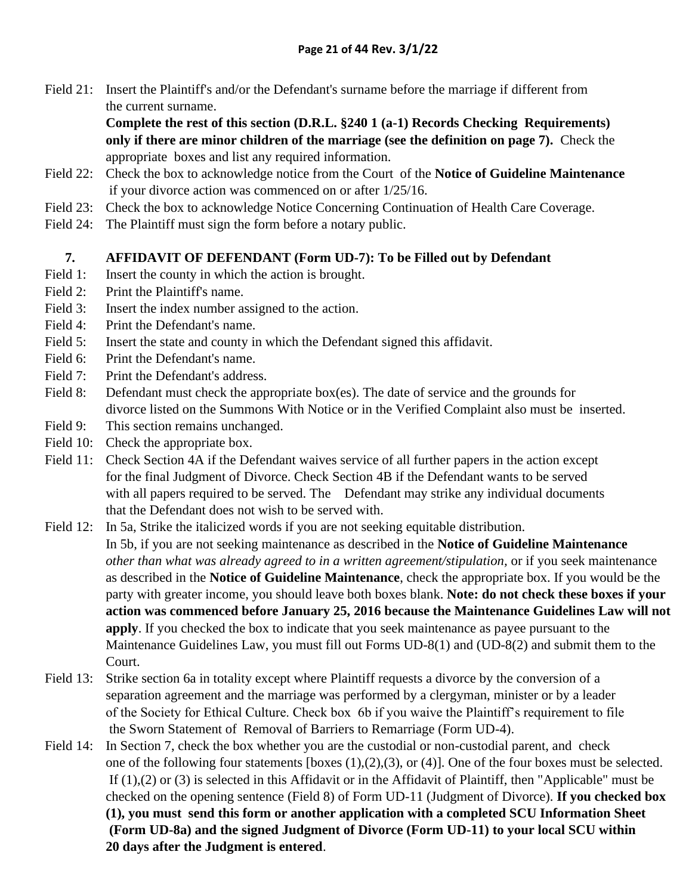Field 21: Insert the Plaintiff's and/or the Defendant's surname before the marriage if different from the current surname.
**Complete the rest of this section (D.R.L. §240 1 (a-1) Records Checking Requirements) only if there are minor children of the marriage (see the definition on page 7).** Check the appropriate boxes and list any required information.

Field 22: Check the box to acknowledge notice from the Court of the **Notice of Guideline Maintenance** if your divorce action was commenced on or after 1/25/16.

Field 23: Check the box to acknowledge Notice Concerning Continuation of Health Care Coverage.

Field 24: The Plaintiff must sign the form before a notary public.

## 7. AFFIDAVIT OF DEFENDANT (Form UD-7): To be Filled out by Defendant

Field 1: Insert the county in which the action is brought.

Field 2: Print the Plaintiff's name.

Field 3: Insert the index number assigned to the action.

Field 4: Print the Defendant's name.

Field 5: Insert the state and county in which the Defendant signed this affidavit.

Field 6: Print the Defendant's name.

Field 7: Print the Defendant's address.

Field 8: Defendant must check the appropriate box(es). The date of service and the grounds for divorce listed on the Summons With Notice or in the Verified Complaint also must be inserted.

Field 9: This section remains unchanged.

Field 10: Check the appropriate box.

Field 11: Check Section 4A if the Defendant waives service of all further papers in the action except for the final Judgment of Divorce. Check Section 4B if the Defendant wants to be served with all papers required to be served. The Defendant may strike any individual documents that the Defendant does not wish to be served with.

Field 12: In 5a, Strike the italicized words if you are not seeking equitable distribution.
In 5b, if you are not seeking maintenance as described in the **Notice of Guideline Maintenance** *other than what was already agreed to in a written agreement/stipulation,* or if you seek maintenance as described in the **Notice of Guideline Maintenance**, check the appropriate box. If you would be the party with greater income, you should leave both boxes blank. **Note: do not check these boxes if your action was commenced before January 25, 2016 because the Maintenance Guidelines Law will not apply**. If you checked the box to indicate that you seek maintenance as payee pursuant to the Maintenance Guidelines Law, you must fill out Forms UD-8(1) and (UD-8(2) and submit them to the Court.

Field 13: Strike section 6a in totality except where Plaintiff requests a divorce by the conversion of a separation agreement and the marriage was performed by a clergyman, minister or by a leader of the Society for Ethical Culture. Check box 6b if you waive the Plaintiff's requirement to file the Sworn Statement of Removal of Barriers to Remarriage (Form UD-4).

Field 14: In Section 7, check the box whether you are the custodial or non-custodial parent, and check one of the following four statements [boxes (1),(2),(3), or (4)]. One of the four boxes must be selected. If (1),(2) or (3) is selected in this Affidavit or in the Affidavit of Plaintiff, then "Applicable" must be checked on the opening sentence (Field 8) of Form UD-11 (Judgment of Divorce). **If you checked box (1), you must send this form or another application with a completed SCU Information Sheet (Form UD-8a) and the signed Judgment of Divorce (Form UD-11) to your local SCU within 20 days after the Judgment is entered**.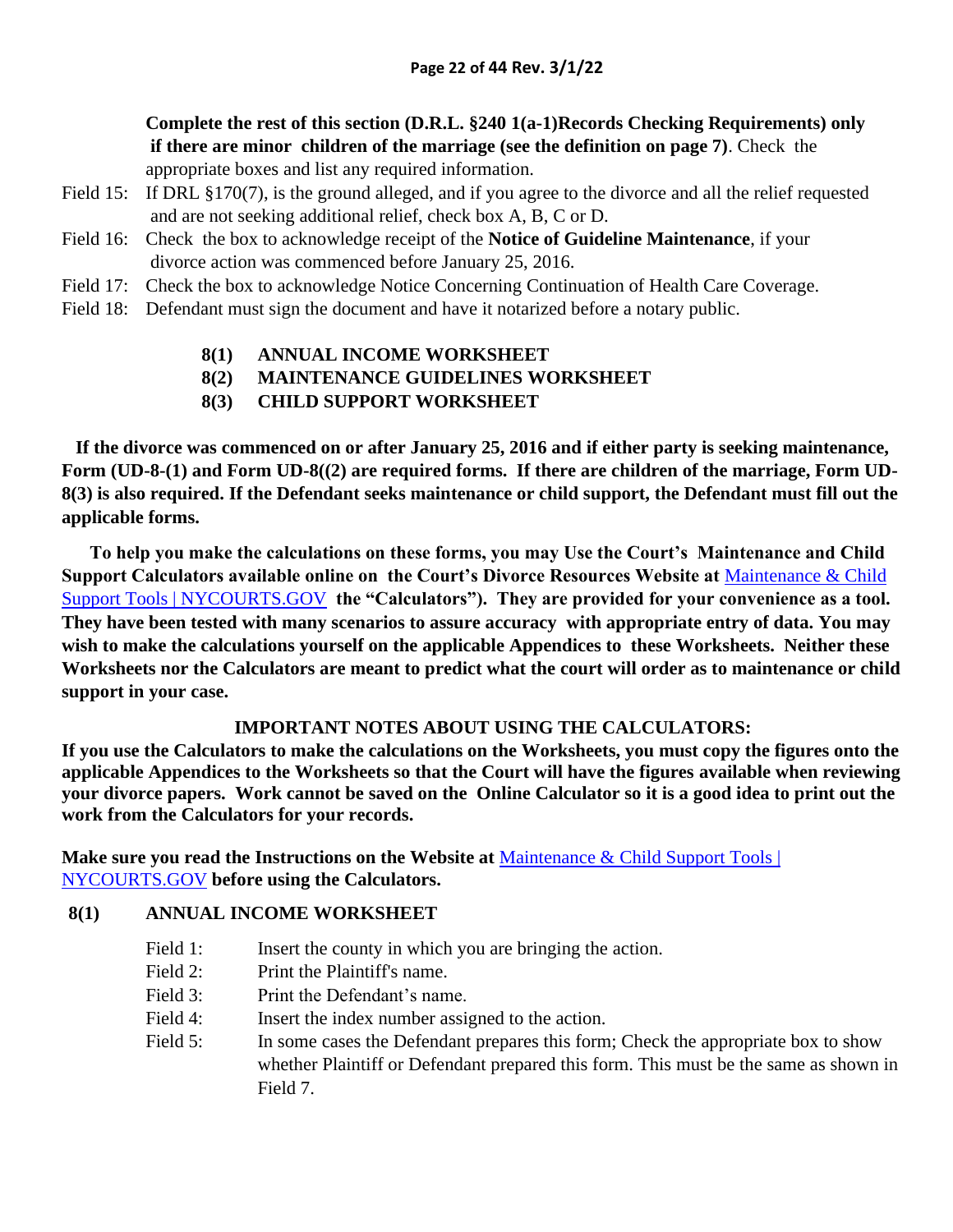**Complete the rest of this section (D.R.L. §240 1(a-1)Records Checking Requirements) only if there are minor children of the marriage (see the definition on page 7)**. Check the appropriate boxes and list any required information.

Field 15: If DRL §170(7), is the ground alleged, and if you agree to the divorce and all the relief requested and are not seeking additional relief, check box A, B, C or D.

Field 16: Check the box to acknowledge receipt of the **Notice of Guideline Maintenance**, if your divorce action was commenced before January 25, 2016.

Field 17: Check the box to acknowledge Notice Concerning Continuation of Health Care Coverage.

Field 18: Defendant must sign the document and have it notarized before a notary public.

**8(1) ANNUAL INCOME WORKSHEET**
**8(2) MAINTENANCE GUIDELINES WORKSHEET**
**8(3) CHILD SUPPORT WORKSHEET**

**If the divorce was commenced on or after January 25, 2016 and if either party is seeking maintenance, Form (UD-8-(1) and Form UD-8((2) are required forms. If there are children of the marriage, Form UD-8(3) is also required. If the Defendant seeks maintenance or child support, the Defendant must fill out the applicable forms.**

**To help you make the calculations on these forms, you may Use the Court's Maintenance and Child Support Calculators available online on the Court's Divorce Resources Website at** Maintenance & Child Support Tools | NYCOURTS.GOV **the "Calculators"). They are provided for your convenience as a tool. They have been tested with many scenarios to assure accuracy with appropriate entry of data. You may wish to make the calculations yourself on the applicable Appendices to these Worksheets. Neither these Worksheets nor the Calculators are meant to predict what the court will order as to maintenance or child support in your case.**

**IMPORTANT NOTES ABOUT USING THE CALCULATORS:**

**If you use the Calculators to make the calculations on the Worksheets, you must copy the figures onto the applicable Appendices to the Worksheets so that the Court will have the figures available when reviewing your divorce papers. Work cannot be saved on the Online Calculator so it is a good idea to print out the work from the Calculators for your records.**

**Make sure you read the Instructions on the Website at** Maintenance & Child Support Tools | NYCOURTS.GOV **before using the Calculators.**

## 8(1) ANNUAL INCOME WORKSHEET

Field 1: Insert the county in which you are bringing the action.

Field 2: Print the Plaintiff's name.

Field 3: Print the Defendant's name.

Field 4: Insert the index number assigned to the action.

Field 5: In some cases the Defendant prepares this form; Check the appropriate box to show whether Plaintiff or Defendant prepared this form. This must be the same as shown in Field 7.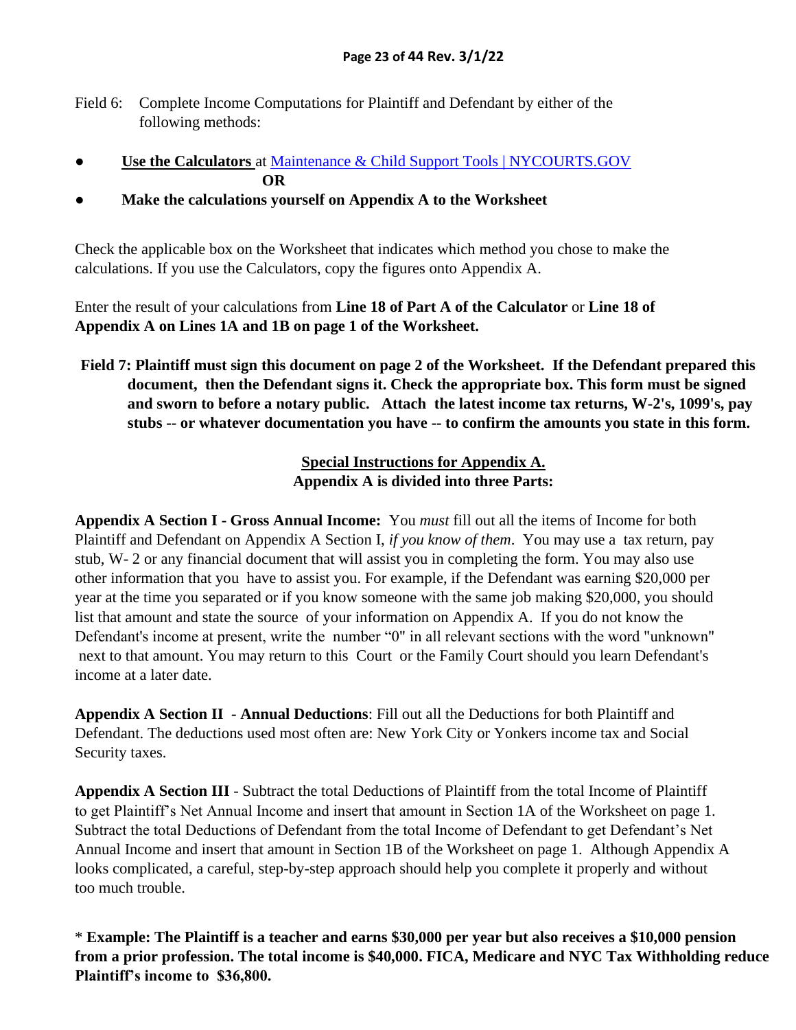Field 6: Complete Income Computations for Plaintiff and Defendant by either of the following methods:

- **Use the Calculators** at [Maintenance & Child Support Tools | NYCOURTS.GOV](#)

  **OR**

- **Make the calculations yourself on Appendix A to the Worksheet**

Check the applicable box on the Worksheet that indicates which method you chose to make the calculations. If you use the Calculators, copy the figures onto Appendix A.

Enter the result of your calculations from **Line 18 of Part A of the Calculator** or **Line 18 of Appendix A on Lines 1A and 1B on page 1 of the Worksheet.**

**Field 7: Plaintiff must sign this document on page 2 of the Worksheet. If the Defendant prepared this document, then the Defendant signs it. Check the appropriate box. This form must be signed and sworn to before a notary public. Attach the latest income tax returns, W-2's, 1099's, pay stubs -- or whatever documentation you have -- to confirm the amounts you state in this form.**

**Special Instructions for Appendix A.**
**Appendix A is divided into three Parts:**

**Appendix A Section I - Gross Annual Income:** You *must* fill out all the items of Income for both Plaintiff and Defendant on Appendix A Section I, *if you know of them*. You may use a tax return, pay stub, W- 2 or any financial document that will assist you in completing the form. You may also use other information that you have to assist you. For example, if the Defendant was earning $20,000 per year at the time you separated or if you know someone with the same job making $20,000, you should list that amount and state the source of your information on Appendix A. If you do not know the Defendant's income at present, write the number "0" in all relevant sections with the word "unknown" next to that amount. You may return to this Court or the Family Court should you learn Defendant's income at a later date.

**Appendix A Section II - Annual Deductions**: Fill out all the Deductions for both Plaintiff and Defendant. The deductions used most often are: New York City or Yonkers income tax and Social Security taxes.

**Appendix A Section III** - Subtract the total Deductions of Plaintiff from the total Income of Plaintiff to get Plaintiff's Net Annual Income and insert that amount in Section 1A of the Worksheet on page 1. Subtract the total Deductions of Defendant from the total Income of Defendant to get Defendant's Net Annual Income and insert that amount in Section 1B of the Worksheet on page 1. Although Appendix A looks complicated, a careful, step-by-step approach should help you complete it properly and without too much trouble.

* **Example: The Plaintiff is a teacher and earns $30,000 per year but also receives a $10,000 pension from a prior profession. The total income is $40,000. FICA, Medicare and NYC Tax Withholding reduce Plaintiff's income to $36,800.**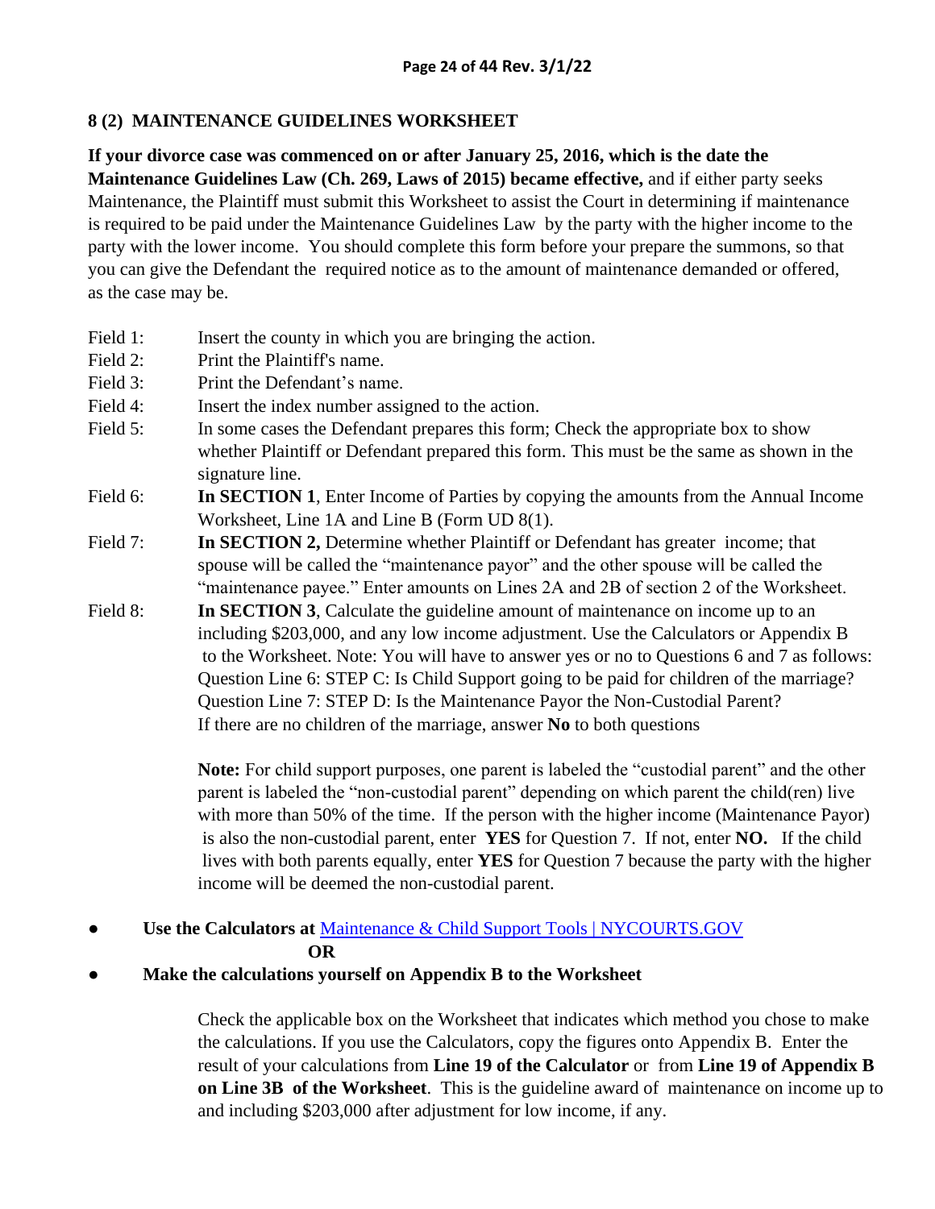## 8 (2) MAINTENANCE GUIDELINES WORKSHEET

**If your divorce case was commenced on or after January 25, 2016, which is the date the Maintenance Guidelines Law (Ch. 269, Laws of 2015) became effective,** and if either party seeks Maintenance, the Plaintiff must submit this Worksheet to assist the Court in determining if maintenance is required to be paid under the Maintenance Guidelines Law by the party with the higher income to the party with the lower income. You should complete this form before your prepare the summons, so that you can give the Defendant the required notice as to the amount of maintenance demanded or offered, as the case may be.

Field 1: Insert the county in which you are bringing the action.

Field 2: Print the Plaintiff's name.

Field 3: Print the Defendant's name.

Field 4: Insert the index number assigned to the action.

Field 5: In some cases the Defendant prepares this form; Check the appropriate box to show whether Plaintiff or Defendant prepared this form. This must be the same as shown in the signature line.

Field 6: **In SECTION 1**, Enter Income of Parties by copying the amounts from the Annual Income Worksheet, Line 1A and Line B (Form UD 8(1).

Field 7: **In SECTION 2,** Determine whether Plaintiff or Defendant has greater income; that spouse will be called the "maintenance payor" and the other spouse will be called the "maintenance payee." Enter amounts on Lines 2A and 2B of section 2 of the Worksheet.

Field 8: **In SECTION 3**, Calculate the guideline amount of maintenance on income up to an including $203,000, and any low income adjustment. Use the Calculators or Appendix B to the Worksheet. Note: You will have to answer yes or no to Questions 6 and 7 as follows:
Question Line 6: STEP C: Is Child Support going to be paid for children of the marriage?
Question Line 7: STEP D: Is the Maintenance Payor the Non-Custodial Parent?
If there are no children of the marriage, answer **No** to both questions

**Note:** For child support purposes, one parent is labeled the "custodial parent" and the other parent is labeled the "non-custodial parent" depending on which parent the child(ren) live with more than 50% of the time. If the person with the higher income (Maintenance Payor) is also the non-custodial parent, enter **YES** for Question 7. If not, enter **NO.** If the child lives with both parents equally, enter **YES** for Question 7 because the party with the higher income will be deemed the non-custodial parent.

- **Use the Calculators at** [Maintenance & Child Support Tools | NYCOURTS.GOV]

  **OR**

- **Make the calculations yourself on Appendix B to the Worksheet**

Check the applicable box on the Worksheet that indicates which method you chose to make the calculations. If you use the Calculators, copy the figures onto Appendix B. Enter the result of your calculations from **Line 19 of the Calculator** or from **Line 19 of Appendix B on Line 3B of the Worksheet**. This is the guideline award of maintenance on income up to and including $203,000 after adjustment for low income, if any.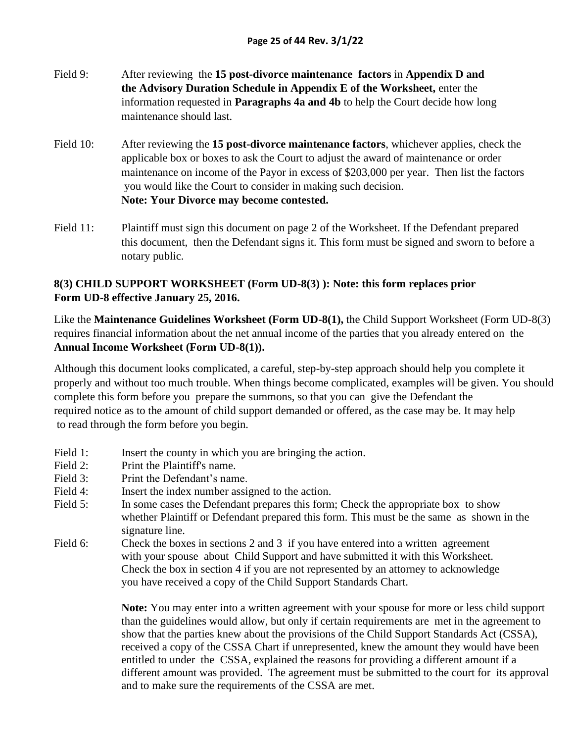Field 9: After reviewing the **15 post-divorce maintenance factors** in **Appendix D and the Advisory Duration Schedule in Appendix E of the Worksheet,** enter the information requested in **Paragraphs 4a and 4b** to help the Court decide how long maintenance should last.

Field 10: After reviewing the **15 post-divorce maintenance factors**, whichever applies, check the applicable box or boxes to ask the Court to adjust the award of maintenance or order maintenance on income of the Payor in excess of $203,000 per year. Then list the factors you would like the Court to consider in making such decision.
**Note: Your Divorce may become contested.**

Field 11: Plaintiff must sign this document on page 2 of the Worksheet. If the Defendant prepared this document, then the Defendant signs it. This form must be signed and sworn to before a notary public.

### 8(3) CHILD SUPPORT WORKSHEET (Form UD-8(3) ): Note: this form replaces prior Form UD-8 effective January 25, 2016.

Like the **Maintenance Guidelines Worksheet (Form UD-8(1),** the Child Support Worksheet (Form UD-8(3) requires financial information about the net annual income of the parties that you already entered on the **Annual Income Worksheet (Form UD-8(1)).**

Although this document looks complicated, a careful, step-by-step approach should help you complete it properly and without too much trouble. When things become complicated, examples will be given. You should complete this form before you prepare the summons, so that you can give the Defendant the required notice as to the amount of child support demanded or offered, as the case may be. It may help to read through the form before you begin.

Field 1: Insert the county in which you are bringing the action.
Field 2: Print the Plaintiff's name.
Field 3: Print the Defendant's name.
Field 4: Insert the index number assigned to the action.
Field 5: In some cases the Defendant prepares this form; Check the appropriate box to show whether Plaintiff or Defendant prepared this form. This must be the same as shown in the signature line.
Field 6: Check the boxes in sections 2 and 3 if you have entered into a written agreement with your spouse about Child Support and have submitted it with this Worksheet. Check the box in section 4 if you are not represented by an attorney to acknowledge you have received a copy of the Child Support Standards Chart.

**Note:** You may enter into a written agreement with your spouse for more or less child support than the guidelines would allow, but only if certain requirements are met in the agreement to show that the parties knew about the provisions of the Child Support Standards Act (CSSA), received a copy of the CSSA Chart if unrepresented, knew the amount they would have been entitled to under the CSSA, explained the reasons for providing a different amount if a different amount was provided. The agreement must be submitted to the court for its approval and to make sure the requirements of the CSSA are met.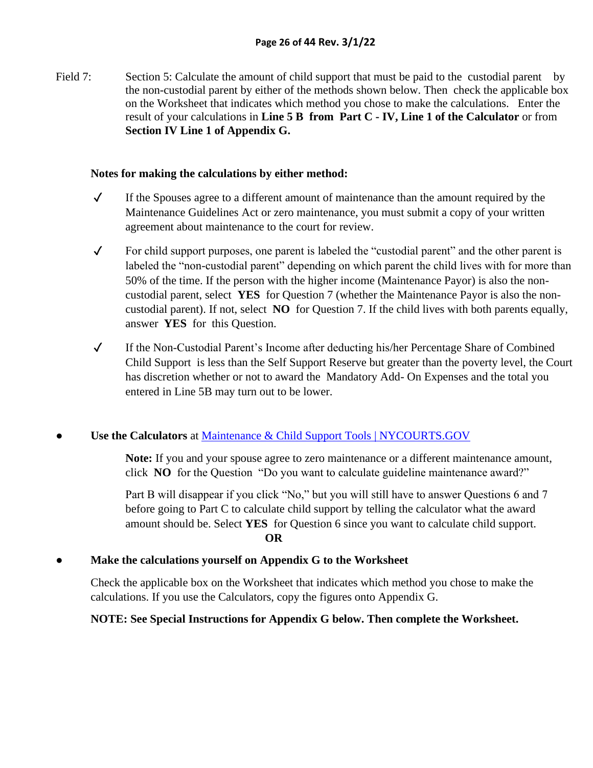Field 7: Section 5: Calculate the amount of child support that must be paid to the custodial parent by the non-custodial parent by either of the methods shown below. Then check the applicable box on the Worksheet that indicates which method you chose to make the calculations. Enter the result of your calculations in **Line 5 B from Part C - IV, Line 1 of the Calculator** or from **Section IV Line 1 of Appendix G.**

**Notes for making the calculations by either method:**

✓ If the Spouses agree to a different amount of maintenance than the amount required by the Maintenance Guidelines Act or zero maintenance, you must submit a copy of your written agreement about maintenance to the court for review.

✓ For child support purposes, one parent is labeled the "custodial parent" and the other parent is labeled the "non-custodial parent" depending on which parent the child lives with for more than 50% of the time. If the person with the higher income (Maintenance Payor) is also the non-custodial parent, select **YES** for Question 7 (whether the Maintenance Payor is also the non-custodial parent). If not, select **NO** for Question 7. If the child lives with both parents equally, answer **YES** for this Question.

✓ If the Non-Custodial Parent's Income after deducting his/her Percentage Share of Combined Child Support is less than the Self Support Reserve but greater than the poverty level, the Court has discretion whether or not to award the Mandatory Add- On Expenses and the total you entered in Line 5B may turn out to be lower.

- **Use the Calculators** at [Maintenance & Child Support Tools | NYCOURTS.GOV]()

  **Note:** If you and your spouse agree to zero maintenance or a different maintenance amount, click **NO** for the Question "Do you want to calculate guideline maintenance award?"

  Part B will disappear if you click "No," but you will still have to answer Questions 6 and 7 before going to Part C to calculate child support by telling the calculator what the award amount should be. Select **YES** for Question 6 since you want to calculate child support.

  **OR**

- **Make the calculations yourself on Appendix G to the Worksheet**

  Check the applicable box on the Worksheet that indicates which method you chose to make the calculations. If you use the Calculators, copy the figures onto Appendix G.

  **NOTE: See Special Instructions for Appendix G below. Then complete the Worksheet.**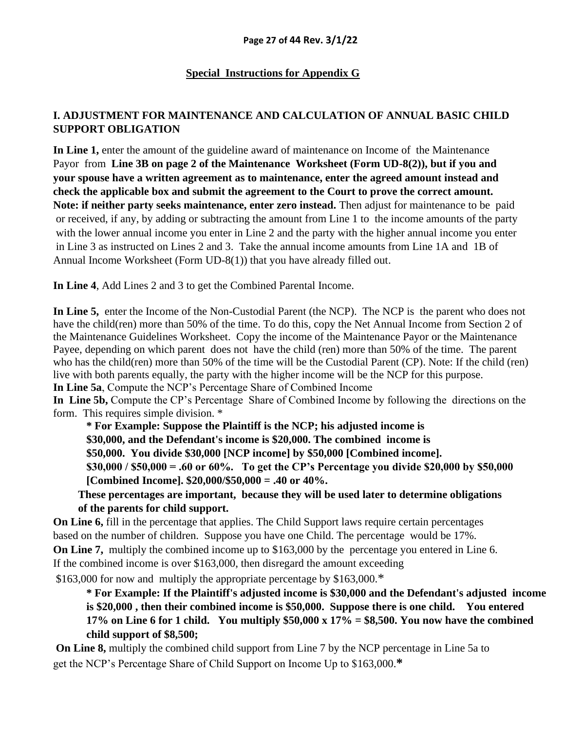## Special Instructions for Appendix G

### I. ADJUSTMENT FOR MAINTENANCE AND CALCULATION OF ANNUAL BASIC CHILD SUPPORT OBLIGATION

**In Line 1,** enter the amount of the guideline award of maintenance on Income of the Maintenance Payor from **Line 3B on page 2 of the Maintenance Worksheet (Form UD-8(2)), but if you and your spouse have a written agreement as to maintenance, enter the agreed amount instead and check the applicable box and submit the agreement to the Court to prove the correct amount. Note: if neither party seeks maintenance, enter zero instead.** Then adjust for maintenance to be paid or received, if any, by adding or subtracting the amount from Line 1 to the income amounts of the party with the lower annual income you enter in Line 2 and the party with the higher annual income you enter in Line 3 as instructed on Lines 2 and 3. Take the annual income amounts from Line 1A and 1B of Annual Income Worksheet (Form UD-8(1)) that you have already filled out.

**In Line 4**, Add Lines 2 and 3 to get the Combined Parental Income.

**In Line 5,** enter the Income of the Non-Custodial Parent (the NCP). The NCP is the parent who does not have the child(ren) more than 50% of the time. To do this, copy the Net Annual Income from Section 2 of the Maintenance Guidelines Worksheet. Copy the income of the Maintenance Payor or the Maintenance Payee, depending on which parent does not have the child (ren) more than 50% of the time. The parent who has the child(ren) more than 50% of the time will be the Custodial Parent (CP). Note: If the child (ren) live with both parents equally, the party with the higher income will be the NCP for this purpose.

**In Line 5a**, Compute the NCP's Percentage Share of Combined Income

**In Line 5b,** Compute the CP's Percentage Share of Combined Income by following the directions on the form. This requires simple division. *

> **\* For Example: Suppose the Plaintiff is the NCP; his adjusted income is $30,000, and the Defendant's income is $20,000. The combined income is $50,000. You divide $30,000 [NCP income] by $50,000 [Combined income]. $30,000 / $50,000 = .60 or 60%. To get the CP's Percentage you divide $20,000 by $50,000 [Combined Income]. $20,000/$50,000 = .40 or 40%.**
>
> **These percentages are important, because they will be used later to determine obligations of the parents for child support.**

**On Line 6,** fill in the percentage that applies. The Child Support laws require certain percentages based on the number of children. Suppose you have one Child. The percentage would be 17%.

**On Line 7,** multiply the combined income up to $163,000 by the percentage you entered in Line 6. If the combined income is over $163,000, then disregard the amount exceeding $163,000 for now and multiply the appropriate percentage by $163,000.*

> **\* For Example: If the Plaintiff's adjusted income is $30,000 and the Defendant's adjusted income is $20,000 , then their combined income is $50,000. Suppose there is one child. You entered 17% on Line 6 for 1 child. You multiply $50,000 x 17% = $8,500. You now have the combined child support of $8,500;**

**On Line 8,** multiply the combined child support from Line 7 by the NCP percentage in Line 5a to get the NCP's Percentage Share of Child Support on Income Up to $163,000.**\***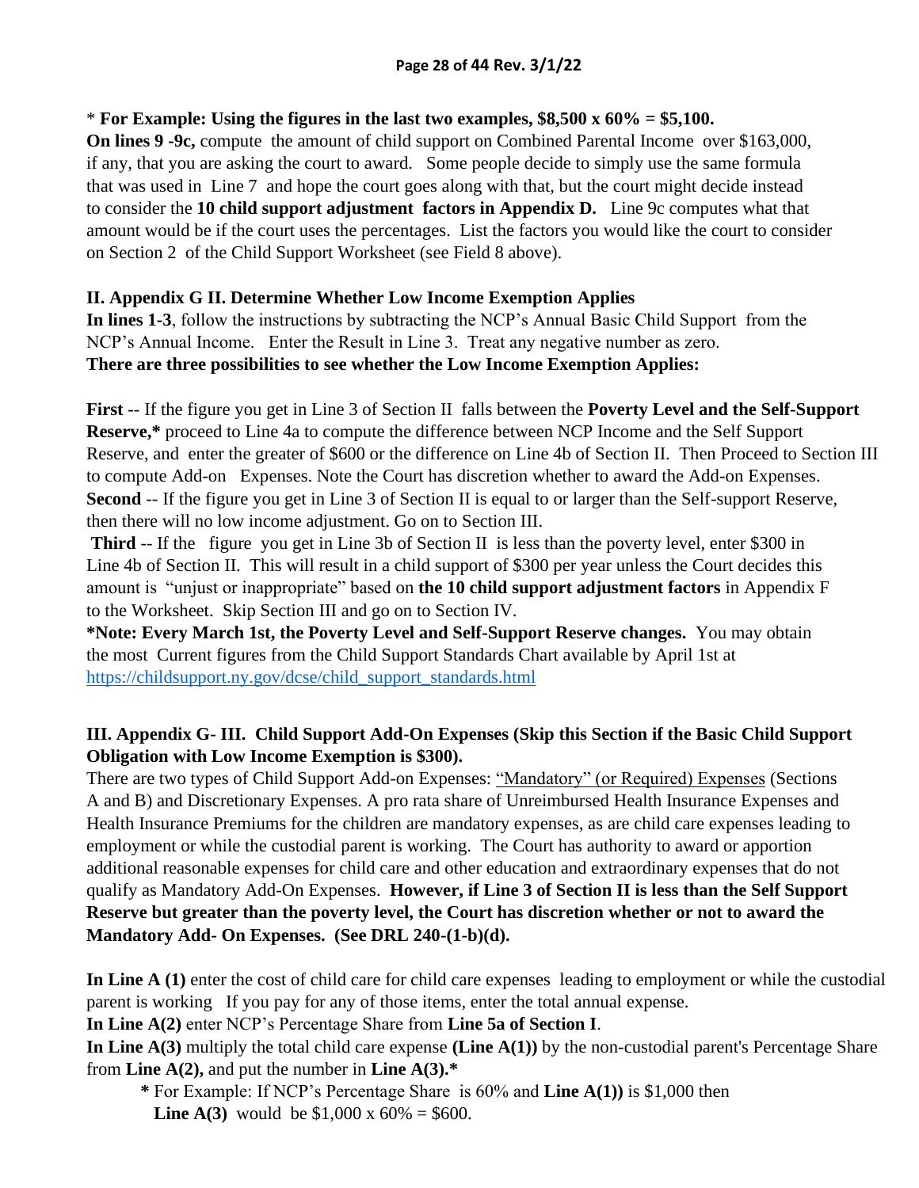\* **For Example: Using the figures in the last two examples, $8,500 x 60% = $5,100.**

**On lines 9 -9c,** compute the amount of child support on Combined Parental Income over $163,000, if any, that you are asking the court to award. Some people decide to simply use the same formula that was used in Line 7 and hope the court goes along with that, but the court might decide instead to consider the **10 child support adjustment factors in Appendix D.** Line 9c computes what that amount would be if the court uses the percentages. List the factors you would like the court to consider on Section 2 of the Child Support Worksheet (see Field 8 above).

## II. Appendix G II. Determine Whether Low Income Exemption Applies

**In lines 1-3**, follow the instructions by subtracting the NCP's Annual Basic Child Support from the NCP's Annual Income. Enter the Result in Line 3. Treat any negative number as zero.

**There are three possibilities to see whether the Low Income Exemption Applies:**

**First** -- If the figure you get in Line 3 of Section II falls between the **Poverty Level and the Self-Support Reserve,\*** proceed to Line 4a to compute the difference between NCP Income and the Self Support Reserve, and enter the greater of $600 or the difference on Line 4b of Section II. Then Proceed to Section III to compute Add-on Expenses. Note the Court has discretion whether to award the Add-on Expenses.

**Second** -- If the figure you get in Line 3 of Section II is equal to or larger than the Self-support Reserve, then there will no low income adjustment. Go on to Section III.

**Third** -- If the figure you get in Line 3b of Section II is less than the poverty level, enter $300 in Line 4b of Section II. This will result in a child support of $300 per year unless the Court decides this amount is "unjust or inappropriate" based on **the 10 child support adjustment factors** in Appendix F to the Worksheet. Skip Section III and go on to Section IV.

**\*Note: Every March 1st, the Poverty Level and Self-Support Reserve changes.** You may obtain the most Current figures from the Child Support Standards Chart available by April 1st at [https://childsupport.ny.gov/dcse/child_support_standards.html](https://childsupport.ny.gov/dcse/child_support_standards.html)

## III. Appendix G- III. Child Support Add-On Expenses (Skip this Section if the Basic Child Support Obligation with Low Income Exemption is $300).

There are two types of Child Support Add-on Expenses: "Mandatory" (or Required) Expenses (Sections A and B) and Discretionary Expenses. A pro rata share of Unreimbursed Health Insurance Expenses and Health Insurance Premiums for the children are mandatory expenses, as are child care expenses leading to employment or while the custodial parent is working. The Court has authority to award or apportion additional reasonable expenses for child care and other education and extraordinary expenses that do not qualify as Mandatory Add-On Expenses. **However, if Line 3 of Section II is less than the Self Support Reserve but greater than the poverty level, the Court has discretion whether or not to award the Mandatory Add- On Expenses. (See DRL 240-(1-b)(d).**

**In Line A (1)** enter the cost of child care for child care expenses leading to employment or while the custodial parent is working If you pay for any of those items, enter the total annual expense.

**In Line A(2)** enter NCP's Percentage Share from **Line 5a of Section I**.

**In Line A(3)** multiply the total child care expense **(Line A(1))** by the non-custodial parent's Percentage Share from **Line A(2),** and put the number in **Line A(3).\***

> **\*** For Example: If NCP's Percentage Share is 60% and **Line A(1))** is $1,000 then **Line A(3)** would be $1,000 x 60% = $600.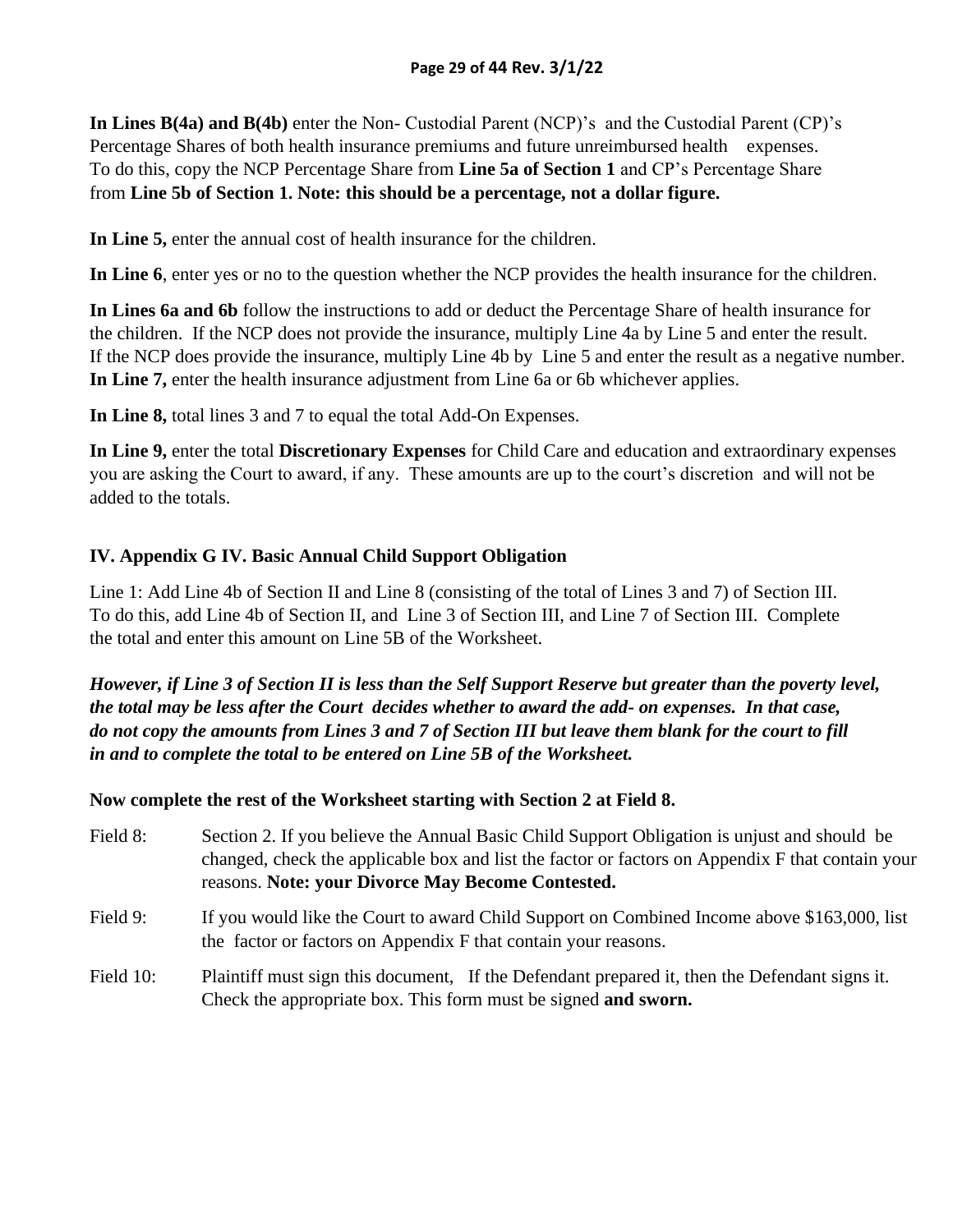**In Lines B(4a) and B(4b)** enter the Non- Custodial Parent (NCP)'s and the Custodial Parent (CP)'s Percentage Shares of both health insurance premiums and future unreimbursed health expenses. To do this, copy the NCP Percentage Share from **Line 5a of Section 1** and CP's Percentage Share from **Line 5b of Section 1. Note: this should be a percentage, not a dollar figure.**

**In Line 5,** enter the annual cost of health insurance for the children.

**In Line 6**, enter yes or no to the question whether the NCP provides the health insurance for the children.

**In Lines 6a and 6b** follow the instructions to add or deduct the Percentage Share of health insurance for the children. If the NCP does not provide the insurance, multiply Line 4a by Line 5 and enter the result. If the NCP does provide the insurance, multiply Line 4b by Line 5 and enter the result as a negative number. **In Line 7,** enter the health insurance adjustment from Line 6a or 6b whichever applies.

**In Line 8,** total lines 3 and 7 to equal the total Add-On Expenses.

**In Line 9,** enter the total **Discretionary Expenses** for Child Care and education and extraordinary expenses you are asking the Court to award, if any. These amounts are up to the court's discretion and will not be added to the totals.

## IV. Appendix G IV. Basic Annual Child Support Obligation

Line 1: Add Line 4b of Section II and Line 8 (consisting of the total of Lines 3 and 7) of Section III. To do this, add Line 4b of Section II, and Line 3 of Section III, and Line 7 of Section III. Complete the total and enter this amount on Line 5B of the Worksheet.

***However, if Line 3 of Section II is less than the Self Support Reserve but greater than the poverty level, the total may be less after the Court decides whether to award the add- on expenses. In that case, do not copy the amounts from Lines 3 and 7 of Section III but leave them blank for the court to fill in and to complete the total to be entered on Line 5B of the Worksheet.***

**Now complete the rest of the Worksheet starting with Section 2 at Field 8.**

Field 8: Section 2. If you believe the Annual Basic Child Support Obligation is unjust and should be changed, check the applicable box and list the factor or factors on Appendix F that contain your reasons. **Note: your Divorce May Become Contested.**

Field 9: If you would like the Court to award Child Support on Combined Income above $163,000, list the factor or factors on Appendix F that contain your reasons.

Field 10: Plaintiff must sign this document, If the Defendant prepared it, then the Defendant signs it. Check the appropriate box. This form must be signed **and sworn.**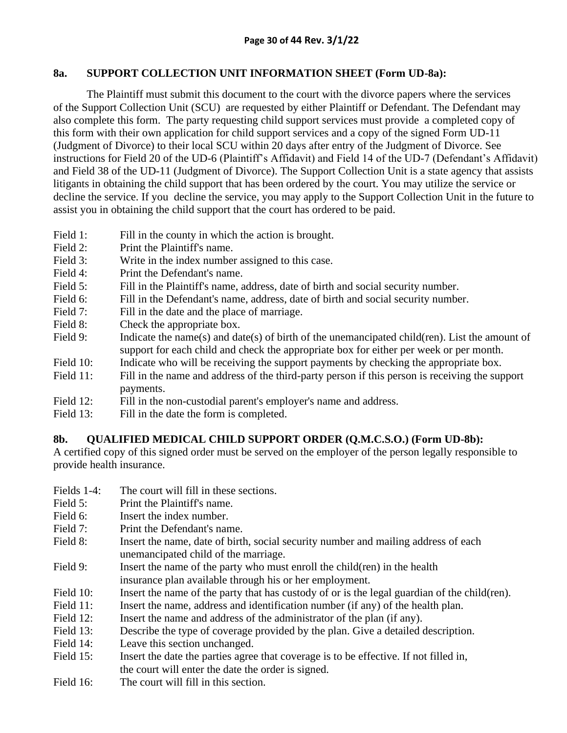## 8a. SUPPORT COLLECTION UNIT INFORMATION SHEET (Form UD-8a):

The Plaintiff must submit this document to the court with the divorce papers where the services of the Support Collection Unit (SCU) are requested by either Plaintiff or Defendant. The Defendant may also complete this form. The party requesting child support services must provide a completed copy of this form with their own application for child support services and a copy of the signed Form UD-11 (Judgment of Divorce) to their local SCU within 20 days after entry of the Judgment of Divorce. See instructions for Field 20 of the UD-6 (Plaintiff's Affidavit) and Field 14 of the UD-7 (Defendant's Affidavit) and Field 38 of the UD-11 (Judgment of Divorce). The Support Collection Unit is a state agency that assists litigants in obtaining the child support that has been ordered by the court. You may utilize the service or decline the service. If you decline the service, you may apply to the Support Collection Unit in the future to assist you in obtaining the child support that the court has ordered to be paid.

- Field 1: Fill in the county in which the action is brought.
- Field 2: Print the Plaintiff's name.
- Field 3: Write in the index number assigned to this case.
- Field 4: Print the Defendant's name.
- Field 5: Fill in the Plaintiff's name, address, date of birth and social security number.
- Field 6: Fill in the Defendant's name, address, date of birth and social security number.
- Field 7: Fill in the date and the place of marriage.
- Field 8: Check the appropriate box.
- Field 9: Indicate the name(s) and date(s) of birth of the unemancipated child(ren). List the amount of support for each child and check the appropriate box for either per week or per month.
- Field 10: Indicate who will be receiving the support payments by checking the appropriate box.
- Field 11: Fill in the name and address of the third-party person if this person is receiving the support payments.
- Field 12: Fill in the non-custodial parent's employer's name and address.
- Field 13: Fill in the date the form is completed.

## 8b. QUALIFIED MEDICAL CHILD SUPPORT ORDER (Q.M.C.S.O.) (Form UD-8b):

A certified copy of this signed order must be served on the employer of the person legally responsible to provide health insurance.

- Fields 1-4: The court will fill in these sections.
- Field 5: Print the Plaintiff's name.
- Field 6: Insert the index number.
- Field 7: Print the Defendant's name.
- Field 8: Insert the name, date of birth, social security number and mailing address of each unemancipated child of the marriage.
- Field 9: Insert the name of the party who must enroll the child(ren) in the health insurance plan available through his or her employment.
- Field 10: Insert the name of the party that has custody of or is the legal guardian of the child(ren).
- Field 11: Insert the name, address and identification number (if any) of the health plan.
- Field 12: Insert the name and address of the administrator of the plan (if any).
- Field 13: Describe the type of coverage provided by the plan. Give a detailed description.
- Field 14: Leave this section unchanged.
- Field 15: Insert the date the parties agree that coverage is to be effective. If not filled in, the court will enter the date the order is signed.
- Field 16: The court will fill in this section.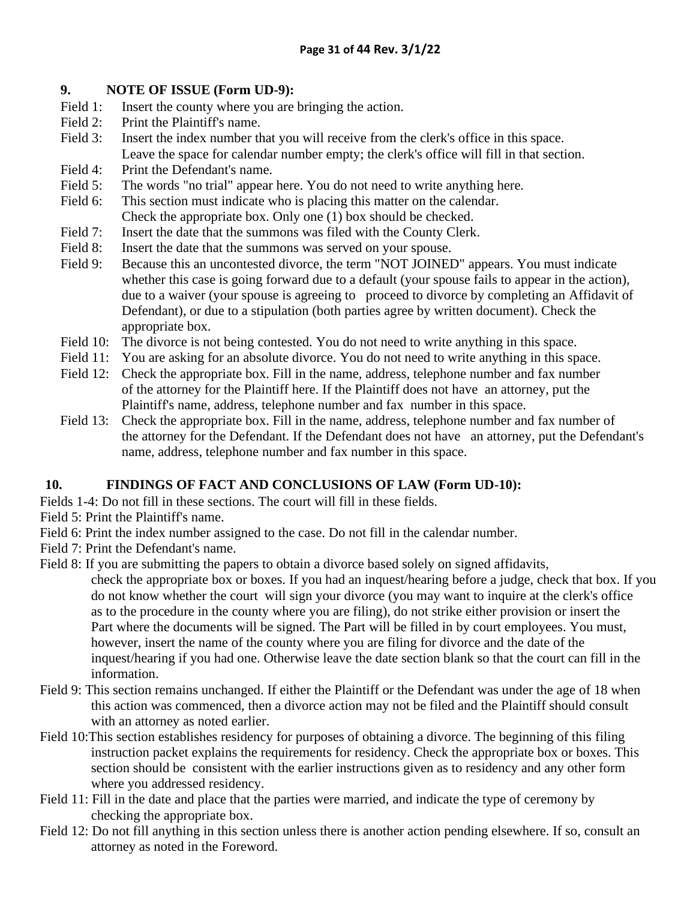### 9. NOTE OF ISSUE (Form UD-9):

Field 1: Insert the county where you are bringing the action.

Field 2: Print the Plaintiff's name.

Field 3: Insert the index number that you will receive from the clerk's office in this space. Leave the space for calendar number empty; the clerk's office will fill in that section.

Field 4: Print the Defendant's name.

Field 5: The words "no trial" appear here. You do not need to write anything here.

Field 6: This section must indicate who is placing this matter on the calendar. Check the appropriate box. Only one (1) box should be checked.

Field 7: Insert the date that the summons was filed with the County Clerk.

Field 8: Insert the date that the summons was served on your spouse.

Field 9: Because this an uncontested divorce, the term "NOT JOINED" appears. You must indicate whether this case is going forward due to a default (your spouse fails to appear in the action), due to a waiver (your spouse is agreeing to proceed to divorce by completing an Affidavit of Defendant), or due to a stipulation (both parties agree by written document). Check the appropriate box.

Field 10: The divorce is not being contested. You do not need to write anything in this space.

Field 11: You are asking for an absolute divorce. You do not need to write anything in this space.

Field 12: Check the appropriate box. Fill in the name, address, telephone number and fax number of the attorney for the Plaintiff here. If the Plaintiff does not have an attorney, put the Plaintiff's name, address, telephone number and fax number in this space.

Field 13: Check the appropriate box. Fill in the name, address, telephone number and fax number of the attorney for the Defendant. If the Defendant does not have an attorney, put the Defendant's name, address, telephone number and fax number in this space.

### 10. FINDINGS OF FACT AND CONCLUSIONS OF LAW (Form UD-10):

Fields 1-4: Do not fill in these sections. The court will fill in these fields.

Field 5: Print the Plaintiff's name.

Field 6: Print the index number assigned to the case. Do not fill in the calendar number.

Field 7: Print the Defendant's name.

Field 8: If you are submitting the papers to obtain a divorce based solely on signed affidavits, check the appropriate box or boxes. If you had an inquest/hearing before a judge, check that box. If you do not know whether the court will sign your divorce (you may want to inquire at the clerk's office as to the procedure in the county where you are filing), do not strike either provision or insert the Part where the documents will be signed. The Part will be filled in by court employees. You must, however, insert the name of the county where you are filing for divorce and the date of the inquest/hearing if you had one. Otherwise leave the date section blank so that the court can fill in the information.

Field 9: This section remains unchanged. If either the Plaintiff or the Defendant was under the age of 18 when this action was commenced, then a divorce action may not be filed and the Plaintiff should consult with an attorney as noted earlier.

Field 10: This section establishes residency for purposes of obtaining a divorce. The beginning of this filing instruction packet explains the requirements for residency. Check the appropriate box or boxes. This section should be consistent with the earlier instructions given as to residency and any other form where you addressed residency.

Field 11: Fill in the date and place that the parties were married, and indicate the type of ceremony by checking the appropriate box.

Field 12: Do not fill anything in this section unless there is another action pending elsewhere. If so, consult an attorney as noted in the Foreword.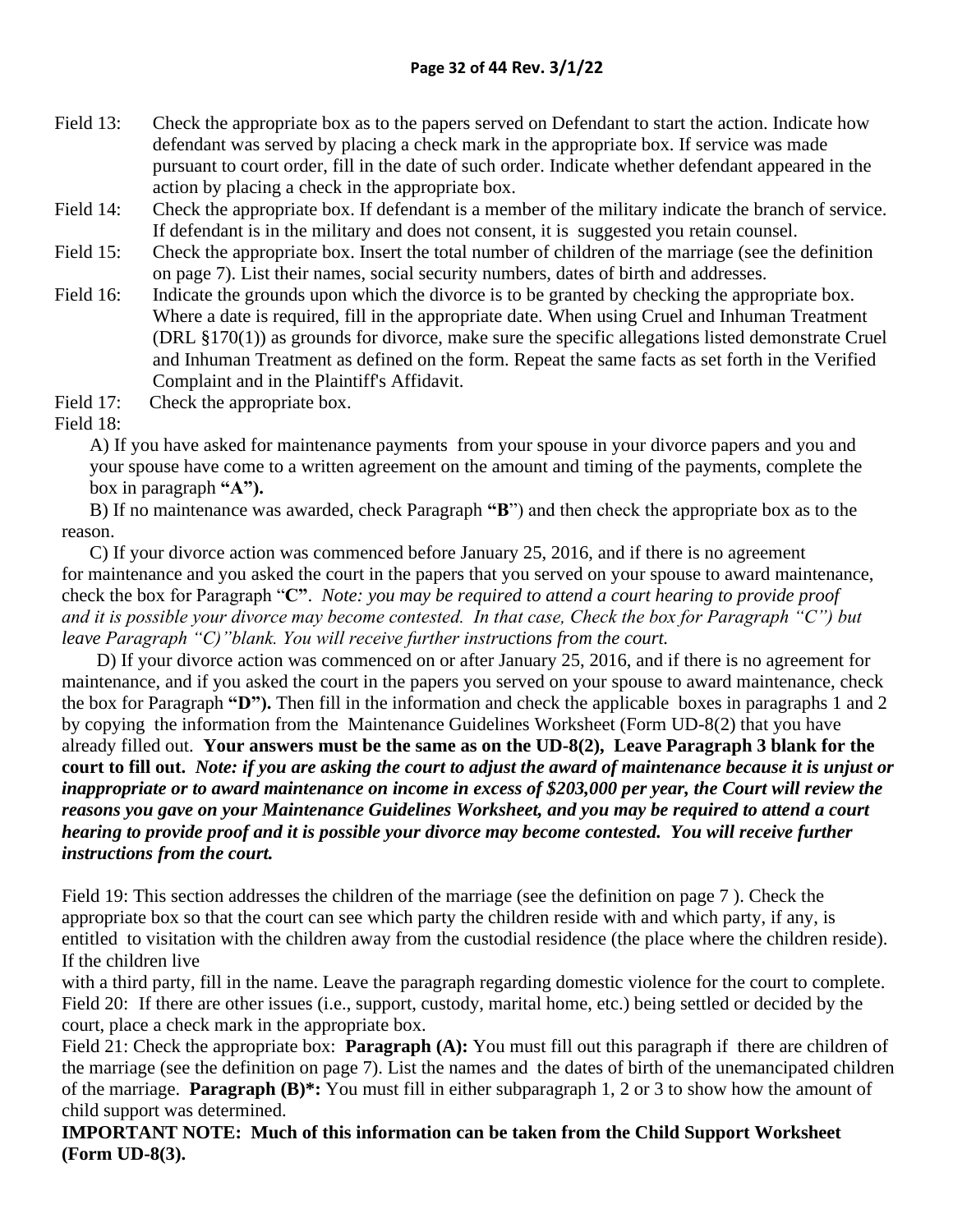Field 13: Check the appropriate box as to the papers served on Defendant to start the action. Indicate how defendant was served by placing a check mark in the appropriate box. If service was made pursuant to court order, fill in the date of such order. Indicate whether defendant appeared in the action by placing a check in the appropriate box.

Field 14: Check the appropriate box. If defendant is a member of the military indicate the branch of service. If defendant is in the military and does not consent, it is suggested you retain counsel.

Field 15: Check the appropriate box. Insert the total number of children of the marriage (see the definition on page 7). List their names, social security numbers, dates of birth and addresses.

Field 16: Indicate the grounds upon which the divorce is to be granted by checking the appropriate box. Where a date is required, fill in the appropriate date. When using Cruel and Inhuman Treatment (DRL §170(1)) as grounds for divorce, make sure the specific allegations listed demonstrate Cruel and Inhuman Treatment as defined on the form. Repeat the same facts as set forth in the Verified Complaint and in the Plaintiff's Affidavit.

Field 17: Check the appropriate box.

Field 18:

A) If you have asked for maintenance payments from your spouse in your divorce papers and you and your spouse have come to a written agreement on the amount and timing of the payments, complete the box in paragraph **"A").**

B) If no maintenance was awarded, check Paragraph **"B**") and then check the appropriate box as to the reason.

C) If your divorce action was commenced before January 25, 2016, and if there is no agreement for maintenance and you asked the court in the papers that you served on your spouse to award maintenance, check the box for Paragraph "**C"**. *Note: you may be required to attend a court hearing to provide proof and it is possible your divorce may become contested. In that case, Check the box for Paragraph "C") but leave Paragraph "C)"blank. You will receive further instructions from the court.*

D) If your divorce action was commenced on or after January 25, 2016, and if there is no agreement for maintenance, and if you asked the court in the papers you served on your spouse to award maintenance, check the box for Paragraph **"D").** Then fill in the information and check the applicable boxes in paragraphs 1 and 2 by copying the information from the Maintenance Guidelines Worksheet (Form UD-8(2) that you have already filled out. **Your answers must be the same as on the UD-8(2), Leave Paragraph 3 blank for the court to fill out.** ***Note: if you are asking the court to adjust the award of maintenance because it is unjust or inappropriate or to award maintenance on income in excess of $203,000 per year, the Court will review the reasons you gave on your Maintenance Guidelines Worksheet, and you may be required to attend a court hearing to provide proof and it is possible your divorce may become contested. You will receive further instructions from the court.***

Field 19: This section addresses the children of the marriage (see the definition on page 7 ). Check the appropriate box so that the court can see which party the children reside with and which party, if any, is entitled to visitation with the children away from the custodial residence (the place where the children reside). If the children live with a third party, fill in the name. Leave the paragraph regarding domestic violence for the court to complete.

Field 20: If there are other issues (i.e., support, custody, marital home, etc.) being settled or decided by the court, place a check mark in the appropriate box.

Field 21: Check the appropriate box: **Paragraph (A):** You must fill out this paragraph if there are children of the marriage (see the definition on page 7). List the names and the dates of birth of the unemancipated children of the marriage. **Paragraph (B)*:** You must fill in either subparagraph 1, 2 or 3 to show how the amount of child support was determined.

**IMPORTANT NOTE: Much of this information can be taken from the Child Support Worksheet (Form UD-8(3).**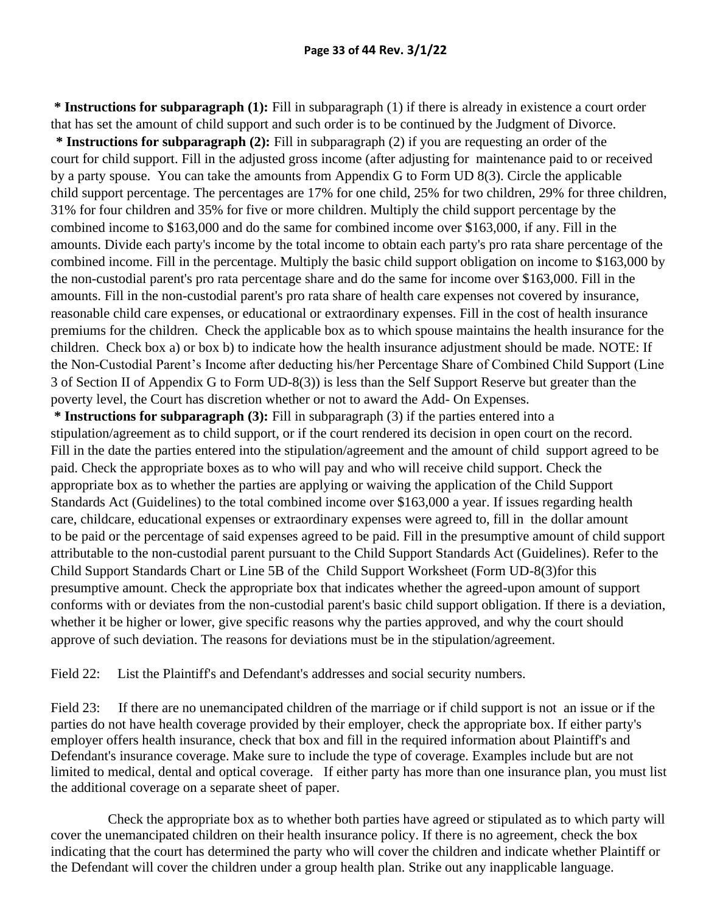**\* Instructions for subparagraph (1):** Fill in subparagraph (1) if there is already in existence a court order that has set the amount of child support and such order is to be continued by the Judgment of Divorce.

**\* Instructions for subparagraph (2):** Fill in subparagraph (2) if you are requesting an order of the court for child support. Fill in the adjusted gross income (after adjusting for maintenance paid to or received by a party spouse. You can take the amounts from Appendix G to Form UD 8(3). Circle the applicable child support percentage. The percentages are 17% for one child, 25% for two children, 29% for three children, 31% for four children and 35% for five or more children. Multiply the child support percentage by the combined income to $163,000 and do the same for combined income over $163,000, if any. Fill in the amounts. Divide each party's income by the total income to obtain each party's pro rata share percentage of the combined income. Fill in the percentage. Multiply the basic child support obligation on income to $163,000 by the non-custodial parent's pro rata percentage share and do the same for income over $163,000. Fill in the amounts. Fill in the non-custodial parent's pro rata share of health care expenses not covered by insurance, reasonable child care expenses, or educational or extraordinary expenses. Fill in the cost of health insurance premiums for the children. Check the applicable box as to which spouse maintains the health insurance for the children. Check box a) or box b) to indicate how the health insurance adjustment should be made. NOTE: If the Non-Custodial Parent's Income after deducting his/her Percentage Share of Combined Child Support (Line 3 of Section II of Appendix G to Form UD-8(3)) is less than the Self Support Reserve but greater than the poverty level, the Court has discretion whether or not to award the Add- On Expenses.

**\* Instructions for subparagraph (3):** Fill in subparagraph (3) if the parties entered into a stipulation/agreement as to child support, or if the court rendered its decision in open court on the record. Fill in the date the parties entered into the stipulation/agreement and the amount of child support agreed to be paid. Check the appropriate boxes as to who will pay and who will receive child support. Check the appropriate box as to whether the parties are applying or waiving the application of the Child Support Standards Act (Guidelines) to the total combined income over $163,000 a year. If issues regarding health care, childcare, educational expenses or extraordinary expenses were agreed to, fill in the dollar amount to be paid or the percentage of said expenses agreed to be paid. Fill in the presumptive amount of child support attributable to the non-custodial parent pursuant to the Child Support Standards Act (Guidelines). Refer to the Child Support Standards Chart or Line 5B of the Child Support Worksheet (Form UD-8(3)for this presumptive amount. Check the appropriate box that indicates whether the agreed-upon amount of support conforms with or deviates from the non-custodial parent's basic child support obligation. If there is a deviation, whether it be higher or lower, give specific reasons why the parties approved, and why the court should approve of such deviation. The reasons for deviations must be in the stipulation/agreement.

Field 22: List the Plaintiff's and Defendant's addresses and social security numbers.

Field 23: If there are no unemancipated children of the marriage or if child support is not an issue or if the parties do not have health coverage provided by their employer, check the appropriate box. If either party's employer offers health insurance, check that box and fill in the required information about Plaintiff's and Defendant's insurance coverage. Make sure to include the type of coverage. Examples include but are not limited to medical, dental and optical coverage. If either party has more than one insurance plan, you must list the additional coverage on a separate sheet of paper.

Check the appropriate box as to whether both parties have agreed or stipulated as to which party will cover the unemancipated children on their health insurance policy. If there is no agreement, check the box indicating that the court has determined the party who will cover the children and indicate whether Plaintiff or the Defendant will cover the children under a group health plan. Strike out any inapplicable language.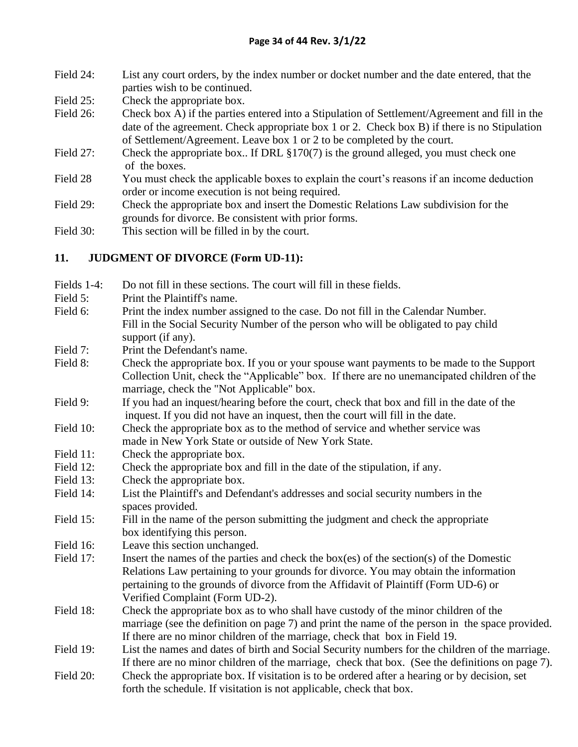Field 24: List any court orders, by the index number or docket number and the date entered, that the parties wish to be continued.

Field 25: Check the appropriate box.

Field 26: Check box A) if the parties entered into a Stipulation of Settlement/Agreement and fill in the date of the agreement. Check appropriate box 1 or 2. Check box B) if there is no Stipulation of Settlement/Agreement. Leave box 1 or 2 to be completed by the court.

Field 27: Check the appropriate box.. If DRL §170(7) is the ground alleged, you must check one of the boxes.

Field 28 You must check the applicable boxes to explain the court's reasons if an income deduction order or income execution is not being required.

Field 29: Check the appropriate box and insert the Domestic Relations Law subdivision for the grounds for divorce. Be consistent with prior forms.

Field 30: This section will be filled in by the court.

## 11. JUDGMENT OF DIVORCE (Form UD-11):

Fields 1-4: Do not fill in these sections. The court will fill in these fields.

Field 5: Print the Plaintiff's name.

Field 6: Print the index number assigned to the case. Do not fill in the Calendar Number. Fill in the Social Security Number of the person who will be obligated to pay child support (if any).

Field 7: Print the Defendant's name.

Field 8: Check the appropriate box. If you or your spouse want payments to be made to the Support Collection Unit, check the "Applicable" box. If there are no unemancipated children of the marriage, check the "Not Applicable" box.

Field 9: If you had an inquest/hearing before the court, check that box and fill in the date of the inquest. If you did not have an inquest, then the court will fill in the date.

Field 10: Check the appropriate box as to the method of service and whether service was made in New York State or outside of New York State.

Field 11: Check the appropriate box.

Field 12: Check the appropriate box and fill in the date of the stipulation, if any.

Field 13: Check the appropriate box.

Field 14: List the Plaintiff's and Defendant's addresses and social security numbers in the spaces provided.

Field 15: Fill in the name of the person submitting the judgment and check the appropriate box identifying this person.

Field 16: Leave this section unchanged.

Field 17: Insert the names of the parties and check the box(es) of the section(s) of the Domestic Relations Law pertaining to your grounds for divorce. You may obtain the information pertaining to the grounds of divorce from the Affidavit of Plaintiff (Form UD-6) or Verified Complaint (Form UD-2).

Field 18: Check the appropriate box as to who shall have custody of the minor children of the marriage (see the definition on page 7) and print the name of the person in the space provided. If there are no minor children of the marriage, check that box in Field 19.

Field 19: List the names and dates of birth and Social Security numbers for the children of the marriage. If there are no minor children of the marriage, check that box. (See the definitions on page 7).

Field 20: Check the appropriate box. If visitation is to be ordered after a hearing or by decision, set forth the schedule. If visitation is not applicable, check that box.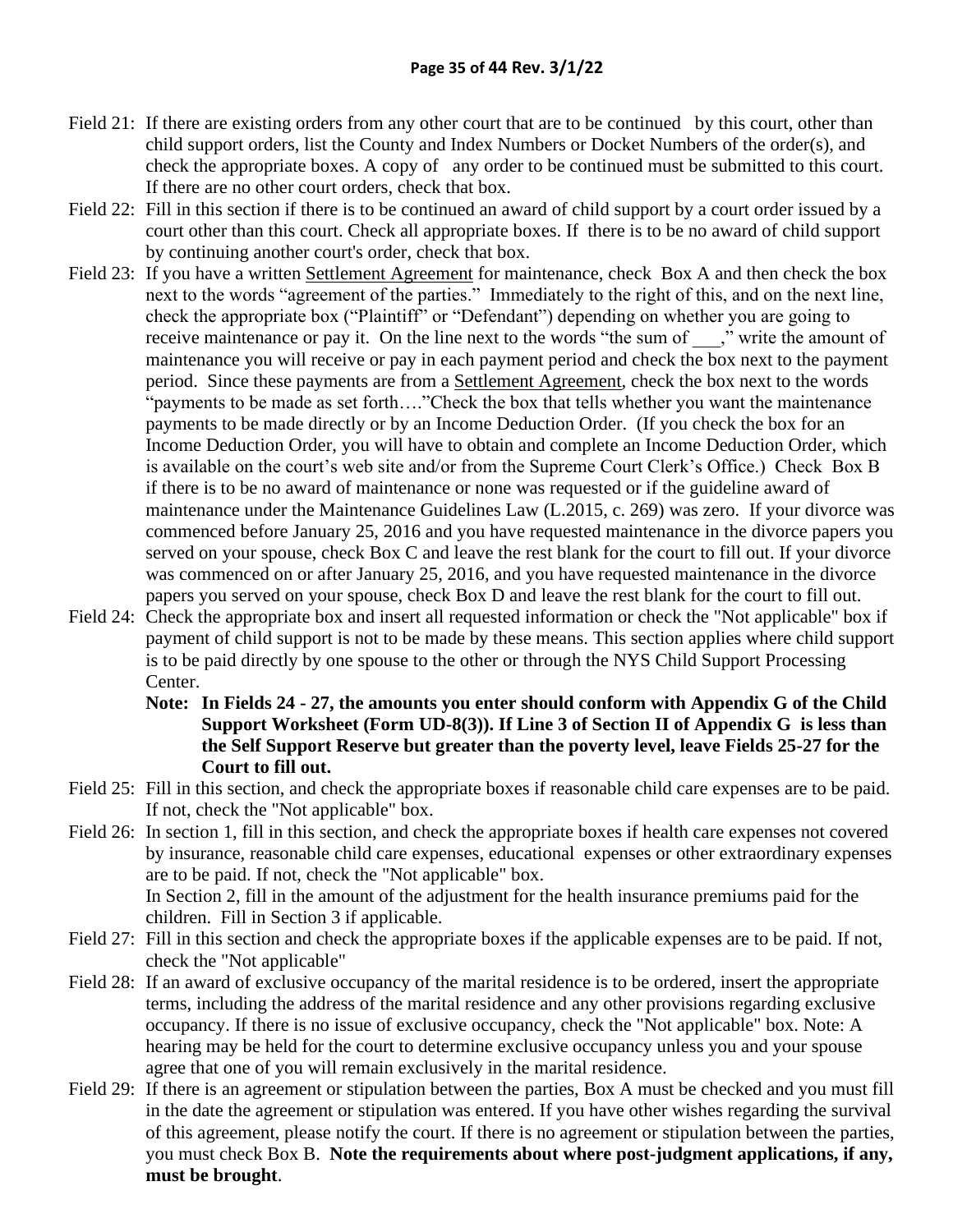Field 21: If there are existing orders from any other court that are to be continued by this court, other than child support orders, list the County and Index Numbers or Docket Numbers of the order(s), and check the appropriate boxes. A copy of any order to be continued must be submitted to this court. If there are no other court orders, check that box.

Field 22: Fill in this section if there is to be continued an award of child support by a court order issued by a court other than this court. Check all appropriate boxes. If there is to be no award of child support by continuing another court's order, check that box.

Field 23: If you have a written Settlement Agreement for maintenance, check Box A and then check the box next to the words "agreement of the parties." Immediately to the right of this, and on the next line, check the appropriate box ("Plaintiff" or "Defendant") depending on whether you are going to receive maintenance or pay it. On the line next to the words "the sum of ___," write the amount of maintenance you will receive or pay in each payment period and check the box next to the payment period. Since these payments are from a Settlement Agreement, check the box next to the words "payments to be made as set forth…."Check the box that tells whether you want the maintenance payments to be made directly or by an Income Deduction Order. (If you check the box for an Income Deduction Order, you will have to obtain and complete an Income Deduction Order, which is available on the court's web site and/or from the Supreme Court Clerk's Office.) Check Box B if there is to be no award of maintenance or none was requested or if the guideline award of maintenance under the Maintenance Guidelines Law (L.2015, c. 269) was zero. If your divorce was commenced before January 25, 2016 and you have requested maintenance in the divorce papers you served on your spouse, check Box C and leave the rest blank for the court to fill out. If your divorce was commenced on or after January 25, 2016, and you have requested maintenance in the divorce papers you served on your spouse, check Box D and leave the rest blank for the court to fill out.

Field 24: Check the appropriate box and insert all requested information or check the "Not applicable" box if payment of child support is not to be made by these means. This section applies where child support is to be paid directly by one spouse to the other or through the NYS Child Support Processing Center.

**Note: In Fields 24 - 27, the amounts you enter should conform with Appendix G of the Child Support Worksheet (Form UD-8(3)). If Line 3 of Section II of Appendix G is less than the Self Support Reserve but greater than the poverty level, leave Fields 25-27 for the Court to fill out.**

Field 25: Fill in this section, and check the appropriate boxes if reasonable child care expenses are to be paid. If not, check the "Not applicable" box.

Field 26: In section 1, fill in this section, and check the appropriate boxes if health care expenses not covered by insurance, reasonable child care expenses, educational expenses or other extraordinary expenses are to be paid. If not, check the "Not applicable" box.
In Section 2, fill in the amount of the adjustment for the health insurance premiums paid for the children. Fill in Section 3 if applicable.

Field 27: Fill in this section and check the appropriate boxes if the applicable expenses are to be paid. If not, check the "Not applicable"

Field 28: If an award of exclusive occupancy of the marital residence is to be ordered, insert the appropriate terms, including the address of the marital residence and any other provisions regarding exclusive occupancy. If there is no issue of exclusive occupancy, check the "Not applicable" box. Note: A hearing may be held for the court to determine exclusive occupancy unless you and your spouse agree that one of you will remain exclusively in the marital residence.

Field 29: If there is an agreement or stipulation between the parties, Box A must be checked and you must fill in the date the agreement or stipulation was entered. If you have other wishes regarding the survival of this agreement, please notify the court. If there is no agreement or stipulation between the parties, you must check Box B. **Note the requirements about where post-judgment applications, if any, must be brought**.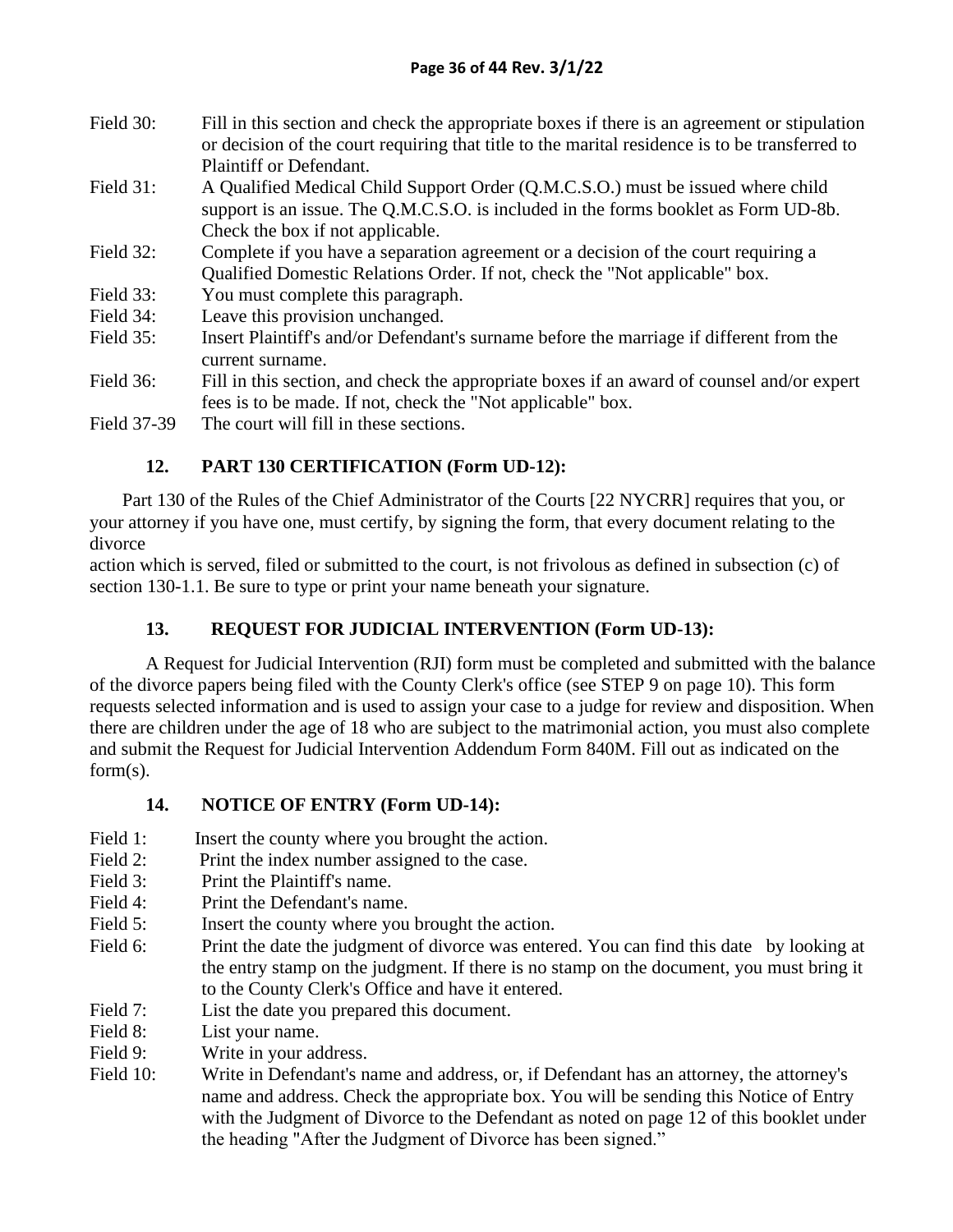Field 30: Fill in this section and check the appropriate boxes if there is an agreement or stipulation or decision of the court requiring that title to the marital residence is to be transferred to Plaintiff or Defendant.

Field 31: A Qualified Medical Child Support Order (Q.M.C.S.O.) must be issued where child support is an issue. The Q.M.C.S.O. is included in the forms booklet as Form UD-8b. Check the box if not applicable.

Field 32: Complete if you have a separation agreement or a decision of the court requiring a Qualified Domestic Relations Order. If not, check the "Not applicable" box.

Field 33: You must complete this paragraph.

Field 34: Leave this provision unchanged.

Field 35: Insert Plaintiff's and/or Defendant's surname before the marriage if different from the current surname.

Field 36: Fill in this section, and check the appropriate boxes if an award of counsel and/or expert fees is to be made. If not, check the "Not applicable" box.

Field 37-39 The court will fill in these sections.

### 12. PART 130 CERTIFICATION (Form UD-12):

Part 130 of the Rules of the Chief Administrator of the Courts [22 NYCRR] requires that you, or your attorney if you have one, must certify, by signing the form, that every document relating to the divorce
action which is served, filed or submitted to the court, is not frivolous as defined in subsection (c) of section 130-1.1. Be sure to type or print your name beneath your signature.

### 13. REQUEST FOR JUDICIAL INTERVENTION (Form UD-13):

A Request for Judicial Intervention (RJI) form must be completed and submitted with the balance of the divorce papers being filed with the County Clerk's office (see STEP 9 on page 10). This form requests selected information and is used to assign your case to a judge for review and disposition. When there are children under the age of 18 who are subject to the matrimonial action, you must also complete and submit the Request for Judicial Intervention Addendum Form 840M. Fill out as indicated on the form(s).

### 14. NOTICE OF ENTRY (Form UD-14):

Field 1: Insert the county where you brought the action.

Field 2: Print the index number assigned to the case.

Field 3: Print the Plaintiff's name.

Field 4: Print the Defendant's name.

Field 5: Insert the county where you brought the action.

Field 6: Print the date the judgment of divorce was entered. You can find this date by looking at the entry stamp on the judgment. If there is no stamp on the document, you must bring it to the County Clerk's Office and have it entered.

Field 7: List the date you prepared this document.

Field 8: List your name.

Field 9: Write in your address.

Field 10: Write in Defendant's name and address, or, if Defendant has an attorney, the attorney's name and address. Check the appropriate box. You will be sending this Notice of Entry with the Judgment of Divorce to the Defendant as noted on page 12 of this booklet under the heading "After the Judgment of Divorce has been signed."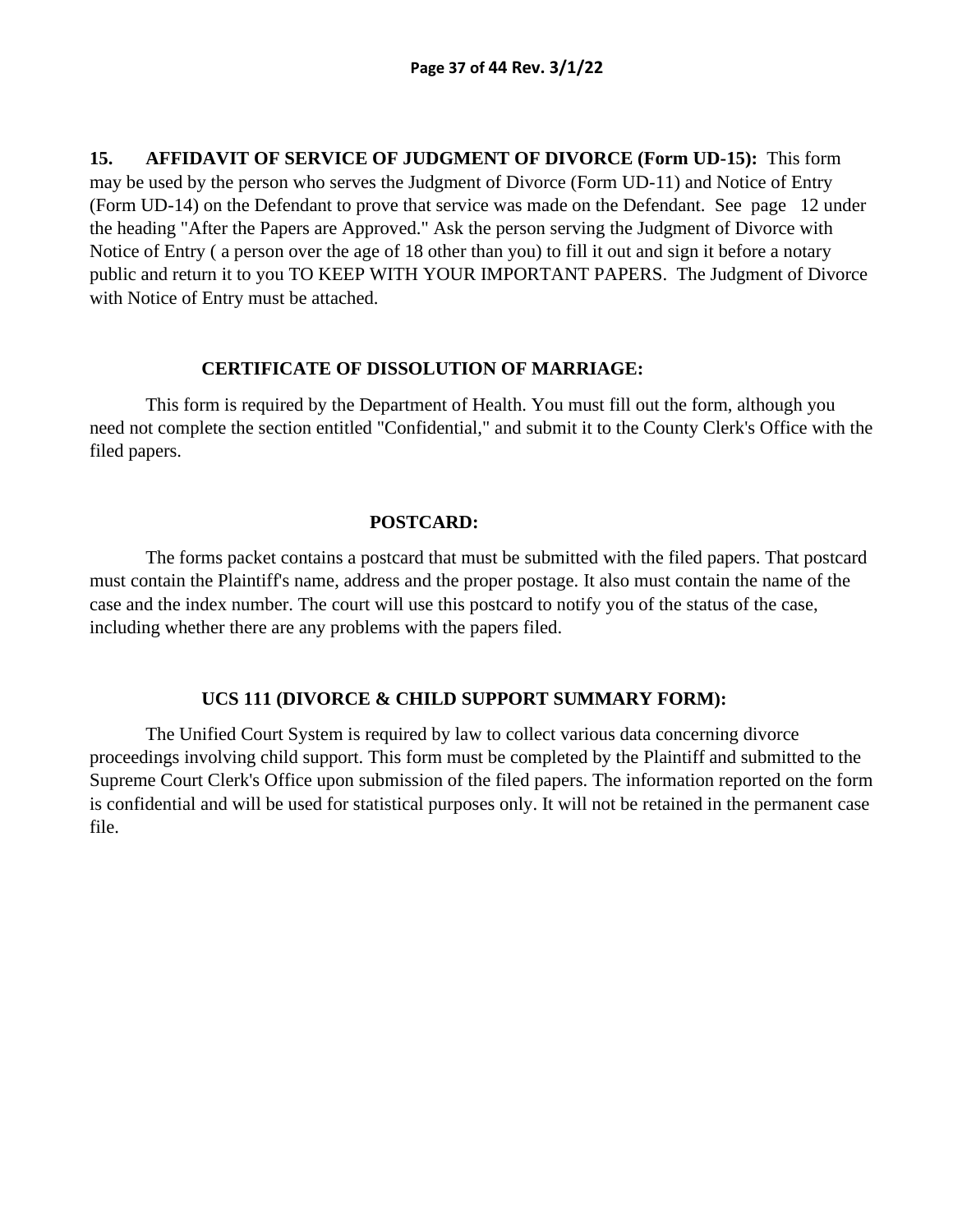**15. AFFIDAVIT OF SERVICE OF JUDGMENT OF DIVORCE (Form UD-15):** This form may be used by the person who serves the Judgment of Divorce (Form UD-11) and Notice of Entry (Form UD-14) on the Defendant to prove that service was made on the Defendant. See page 12 under the heading "After the Papers are Approved." Ask the person serving the Judgment of Divorce with Notice of Entry ( a person over the age of 18 other than you) to fill it out and sign it before a notary public and return it to you TO KEEP WITH YOUR IMPORTANT PAPERS. The Judgment of Divorce with Notice of Entry must be attached.

### CERTIFICATE OF DISSOLUTION OF MARRIAGE:

This form is required by the Department of Health. You must fill out the form, although you need not complete the section entitled "Confidential," and submit it to the County Clerk's Office with the filed papers.

### POSTCARD:

The forms packet contains a postcard that must be submitted with the filed papers. That postcard must contain the Plaintiff's name, address and the proper postage. It also must contain the name of the case and the index number. The court will use this postcard to notify you of the status of the case, including whether there are any problems with the papers filed.

### UCS 111 (DIVORCE & CHILD SUPPORT SUMMARY FORM):

The Unified Court System is required by law to collect various data concerning divorce proceedings involving child support. This form must be completed by the Plaintiff and submitted to the Supreme Court Clerk's Office upon submission of the filed papers. The information reported on the form is confidential and will be used for statistical purposes only. It will not be retained in the permanent case file.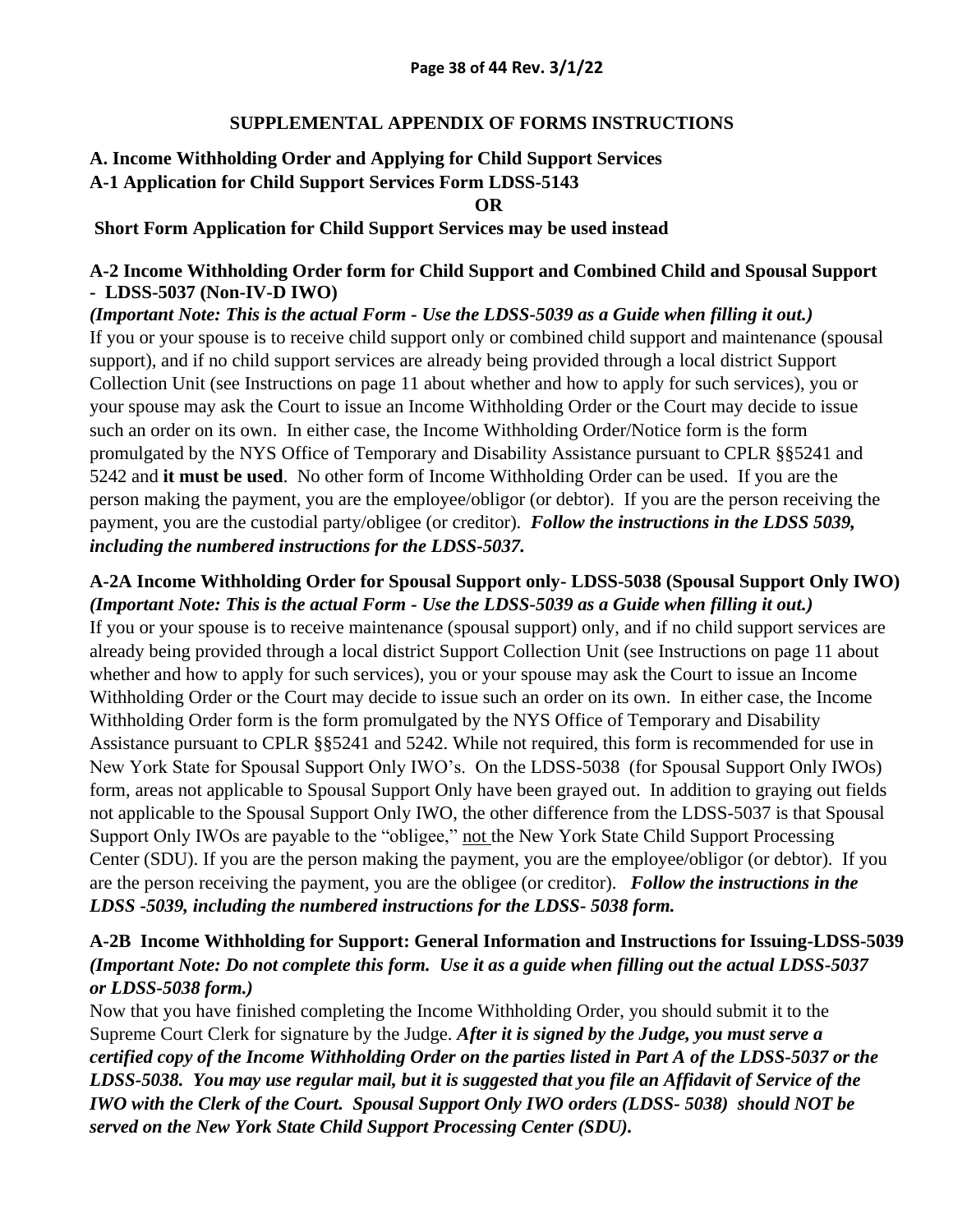## SUPPLEMENTAL APPENDIX OF FORMS INSTRUCTIONS

### A. Income Withholding Order and Applying for Child Support Services

### A-1 Application for Child Support Services Form LDSS-5143

**OR**

**Short Form Application for Child Support Services may be used instead**

### A-2 Income Withholding Order form for Child Support and Combined Child and Spousal Support - LDSS-5037 (Non-IV-D IWO)

***(Important Note: This is the actual Form - Use the LDSS-5039 as a Guide when filling it out.)***

If you or your spouse is to receive child support only or combined child support and maintenance (spousal support), and if no child support services are already being provided through a local district Support Collection Unit (see Instructions on page 11 about whether and how to apply for such services), you or your spouse may ask the Court to issue an Income Withholding Order or the Court may decide to issue such an order on its own. In either case, the Income Withholding Order/Notice form is the form promulgated by the NYS Office of Temporary and Disability Assistance pursuant to CPLR §§5241 and 5242 and **it must be used**. No other form of Income Withholding Order can be used. If you are the person making the payment, you are the employee/obligor (or debtor). If you are the person receiving the payment, you are the custodial party/obligee (or creditor). ***Follow the instructions in the LDSS 5039, including the numbered instructions for the LDSS-5037.***

### A-2A Income Withholding Order for Spousal Support only- LDSS-5038 (Spousal Support Only IWO)

***(Important Note: This is the actual Form - Use the LDSS-5039 as a Guide when filling it out.)***

If you or your spouse is to receive maintenance (spousal support) only, and if no child support services are already being provided through a local district Support Collection Unit (see Instructions on page 11 about whether and how to apply for such services), you or your spouse may ask the Court to issue an Income Withholding Order or the Court may decide to issue such an order on its own. In either case, the Income Withholding Order form is the form promulgated by the NYS Office of Temporary and Disability Assistance pursuant to CPLR §§5241 and 5242. While not required, this form is recommended for use in New York State for Spousal Support Only IWO's. On the LDSS-5038 (for Spousal Support Only IWOs) form, areas not applicable to Spousal Support Only have been grayed out. In addition to graying out fields not applicable to the Spousal Support Only IWO, the other difference from the LDSS-5037 is that Spousal Support Only IWOs are payable to the "obligee," not the New York State Child Support Processing Center (SDU). If you are the person making the payment, you are the employee/obligor (or debtor). If you are the person receiving the payment, you are the obligee (or creditor). ***Follow the instructions in the LDSS -5039, including the numbered instructions for the LDSS- 5038 form.***

### A-2B Income Withholding for Support: General Information and Instructions for Issuing-LDSS-5039

***(Important Note: Do not complete this form. Use it as a guide when filling out the actual LDSS-5037 or LDSS-5038 form.)***

Now that you have finished completing the Income Withholding Order, you should submit it to the Supreme Court Clerk for signature by the Judge. ***After it is signed by the Judge, you must serve a certified copy of the Income Withholding Order on the parties listed in Part A of the LDSS-5037 or the LDSS-5038. You may use regular mail, but it is suggested that you file an Affidavit of Service of the IWO with the Clerk of the Court. Spousal Support Only IWO orders (LDSS- 5038) should NOT be served on the New York State Child Support Processing Center (SDU).***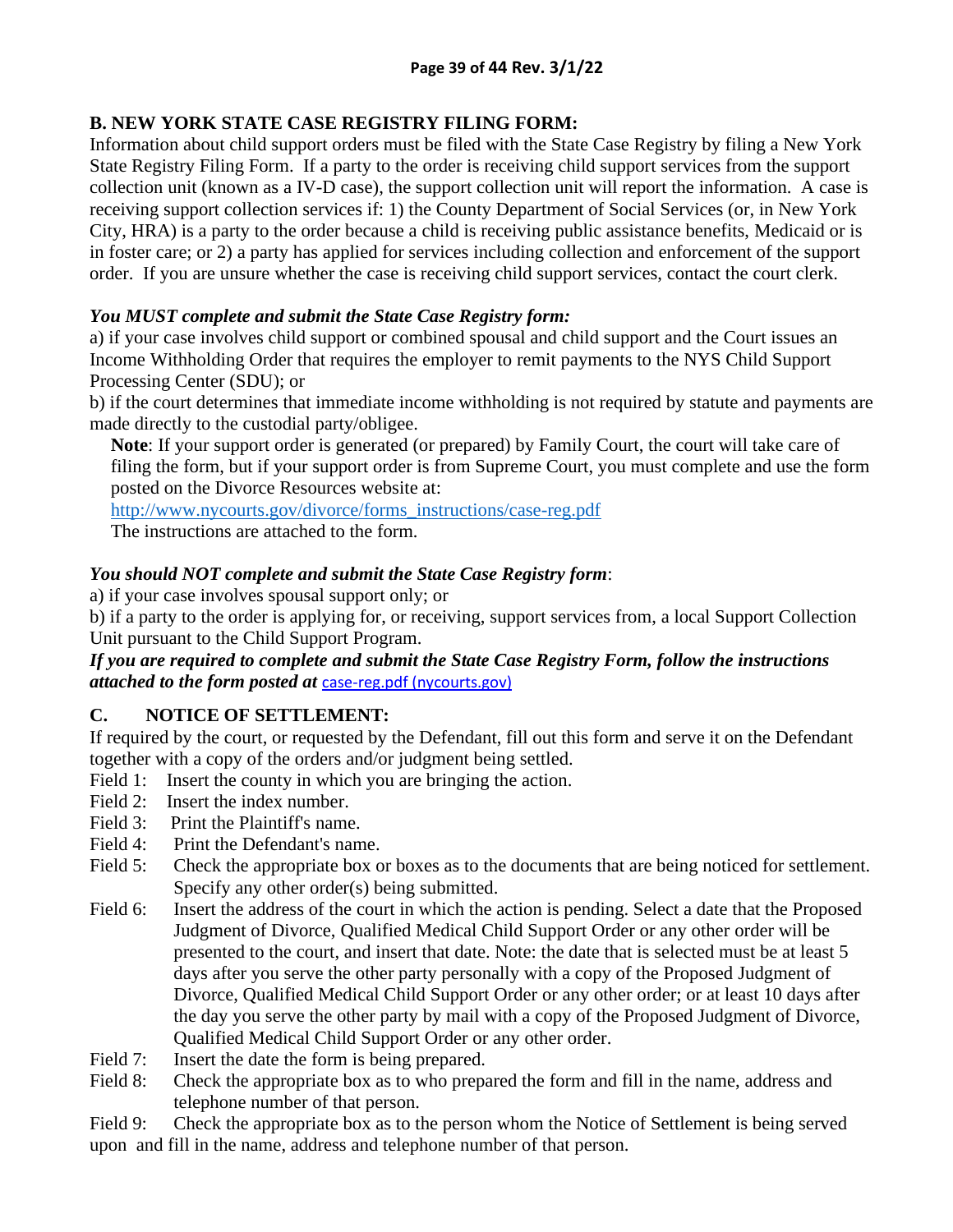## B. NEW YORK STATE CASE REGISTRY FILING FORM:

Information about child support orders must be filed with the State Case Registry by filing a New York State Registry Filing Form. If a party to the order is receiving child support services from the support collection unit (known as a IV-D case), the support collection unit will report the information. A case is receiving support collection services if: 1) the County Department of Social Services (or, in New York City, HRA) is a party to the order because a child is receiving public assistance benefits, Medicaid or is in foster care; or 2) a party has applied for services including collection and enforcement of the support order. If you are unsure whether the case is receiving child support services, contact the court clerk.

***You MUST complete and submit the State Case Registry form:***

a) if your case involves child support or combined spousal and child support and the Court issues an Income Withholding Order that requires the employer to remit payments to the NYS Child Support Processing Center (SDU); or

b) if the court determines that immediate income withholding is not required by statute and payments are made directly to the custodial party/obligee.

**Note**: If your support order is generated (or prepared) by Family Court, the court will take care of filing the form, but if your support order is from Supreme Court, you must complete and use the form posted on the Divorce Resources website at:
http://www.nycourts.gov/divorce/forms_instructions/case-reg.pdf
The instructions are attached to the form.

***You should NOT complete and submit the State Case Registry form***:

a) if your case involves spousal support only; or

b) if a party to the order is applying for, or receiving, support services from, a local Support Collection Unit pursuant to the Child Support Program.

***If you are required to complete and submit the State Case Registry Form, follow the instructions attached to the form posted at*** case-reg.pdf (nycourts.gov)

## C. NOTICE OF SETTLEMENT:

If required by the court, or requested by the Defendant, fill out this form and serve it on the Defendant together with a copy of the orders and/or judgment being settled.

Field 1: Insert the county in which you are bringing the action.
Field 2: Insert the index number.
Field 3: Print the Plaintiff's name.
Field 4: Print the Defendant's name.
Field 5: Check the appropriate box or boxes as to the documents that are being noticed for settlement. Specify any other order(s) being submitted.
Field 6: Insert the address of the court in which the action is pending. Select a date that the Proposed Judgment of Divorce, Qualified Medical Child Support Order or any other order will be presented to the court, and insert that date. Note: the date that is selected must be at least 5 days after you serve the other party personally with a copy of the Proposed Judgment of Divorce, Qualified Medical Child Support Order or any other order; or at least 10 days after the day you serve the other party by mail with a copy of the Proposed Judgment of Divorce, Qualified Medical Child Support Order or any other order.
Field 7: Insert the date the form is being prepared.
Field 8: Check the appropriate box as to who prepared the form and fill in the name, address and telephone number of that person.
Field 9: Check the appropriate box as to the person whom the Notice of Settlement is being served upon and fill in the name, address and telephone number of that person.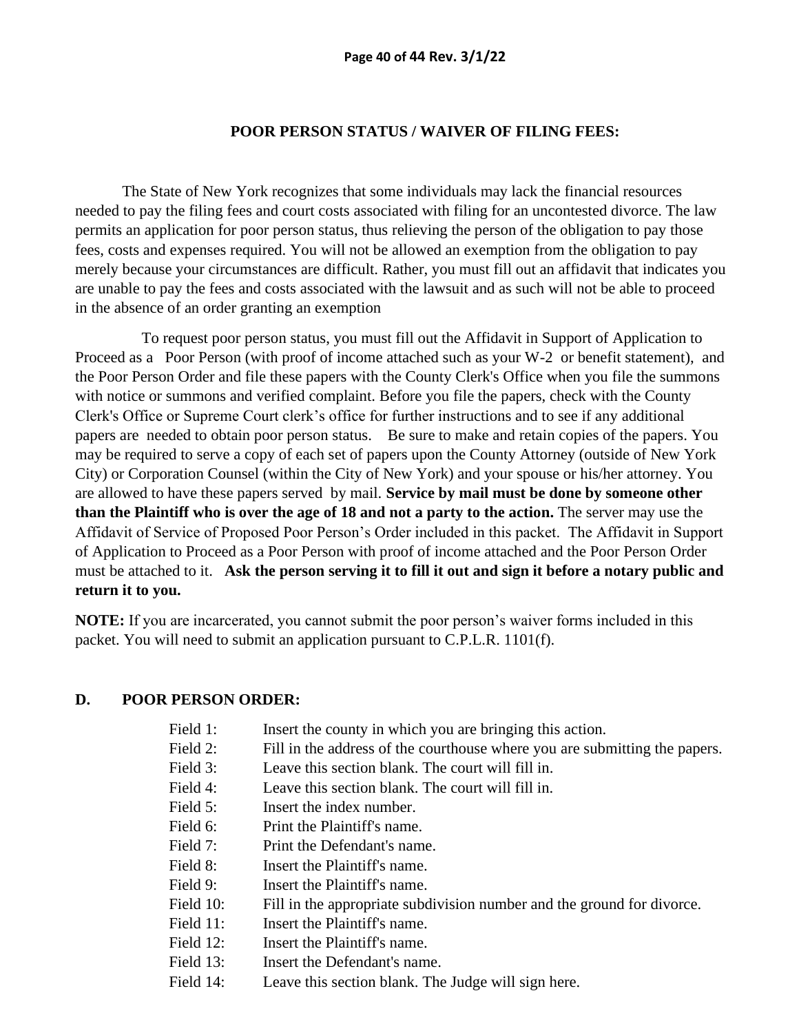## POOR PERSON STATUS / WAIVER OF FILING FEES:

The State of New York recognizes that some individuals may lack the financial resources needed to pay the filing fees and court costs associated with filing for an uncontested divorce. The law permits an application for poor person status, thus relieving the person of the obligation to pay those fees, costs and expenses required. You will not be allowed an exemption from the obligation to pay merely because your circumstances are difficult. Rather, you must fill out an affidavit that indicates you are unable to pay the fees and costs associated with the lawsuit and as such will not be able to proceed in the absence of an order granting an exemption

To request poor person status, you must fill out the Affidavit in Support of Application to Proceed as a Poor Person (with proof of income attached such as your W-2 or benefit statement), and the Poor Person Order and file these papers with the County Clerk's Office when you file the summons with notice or summons and verified complaint. Before you file the papers, check with the County Clerk's Office or Supreme Court clerk's office for further instructions and to see if any additional papers are needed to obtain poor person status. Be sure to make and retain copies of the papers. You may be required to serve a copy of each set of papers upon the County Attorney (outside of New York City) or Corporation Counsel (within the City of New York) and your spouse or his/her attorney. You are allowed to have these papers served by mail. **Service by mail must be done by someone other than the Plaintiff who is over the age of 18 and not a party to the action.** The server may use the Affidavit of Service of Proposed Poor Person's Order included in this packet. The Affidavit in Support of Application to Proceed as a Poor Person with proof of income attached and the Poor Person Order must be attached to it. **Ask the person serving it to fill it out and sign it before a notary public and return it to you.**

**NOTE:** If you are incarcerated, you cannot submit the poor person's waiver forms included in this packet. You will need to submit an application pursuant to C.P.L.R. 1101(f).

## D. POOR PERSON ORDER:

| | |
|---|---|
| Field 1: | Insert the county in which you are bringing this action. |
| Field 2: | Fill in the address of the courthouse where you are submitting the papers. |
| Field 3: | Leave this section blank. The court will fill in. |
| Field 4: | Leave this section blank. The court will fill in. |
| Field 5: | Insert the index number. |
| Field 6: | Print the Plaintiff's name. |
| Field 7: | Print the Defendant's name. |
| Field 8: | Insert the Plaintiff's name. |
| Field 9: | Insert the Plaintiff's name. |
| Field 10: | Fill in the appropriate subdivision number and the ground for divorce. |
| Field 11: | Insert the Plaintiff's name. |
| Field 12: | Insert the Plaintiff's name. |
| Field 13: | Insert the Defendant's name. |
| Field 14: | Leave this section blank. The Judge will sign here. |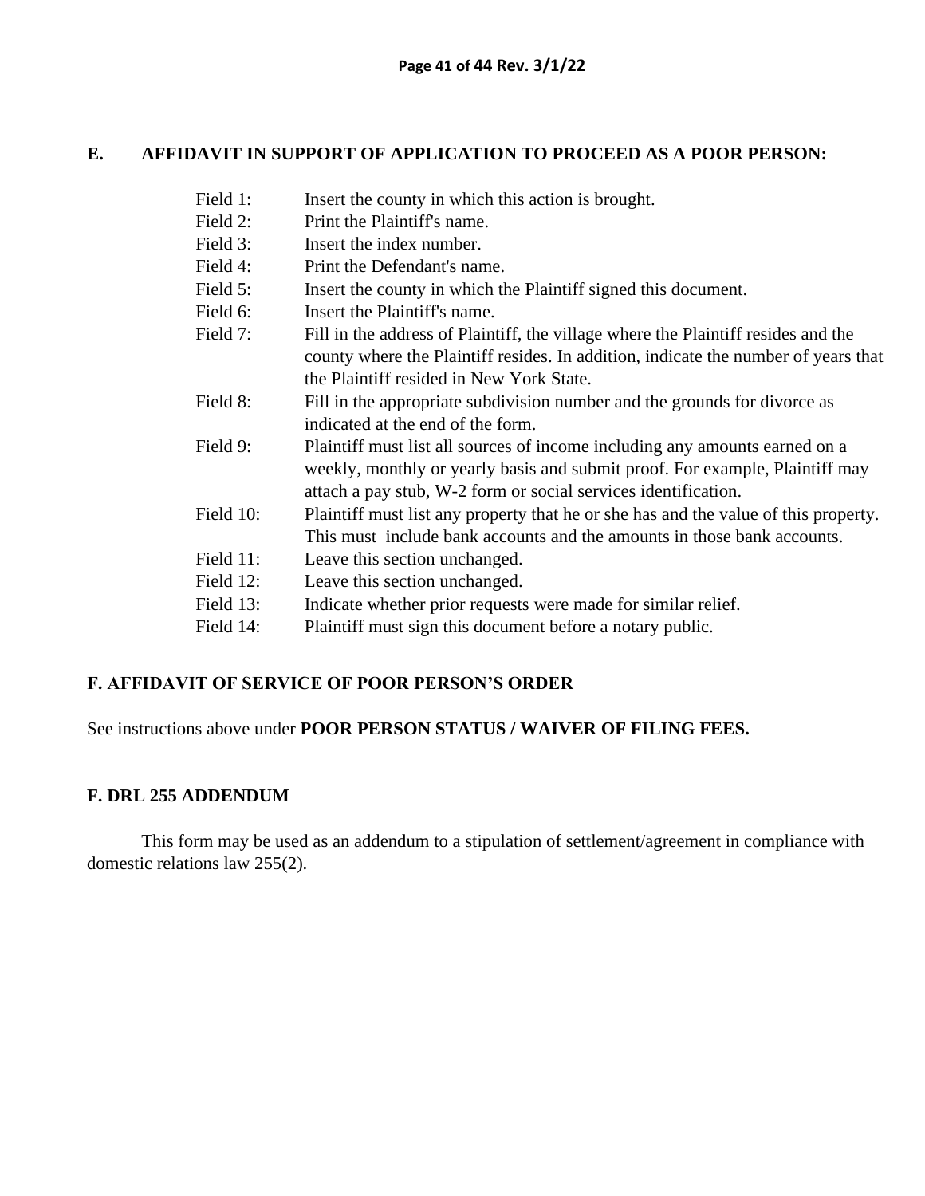## E. AFFIDAVIT IN SUPPORT OF APPLICATION TO PROCEED AS A POOR PERSON:

Field 1: Insert the county in which this action is brought.

Field 2: Print the Plaintiff's name.

Field 3: Insert the index number.

Field 4: Print the Defendant's name.

Field 5: Insert the county in which the Plaintiff signed this document.

Field 6: Insert the Plaintiff's name.

Field 7: Fill in the address of Plaintiff, the village where the Plaintiff resides and the county where the Plaintiff resides. In addition, indicate the number of years that the Plaintiff resided in New York State.

Field 8: Fill in the appropriate subdivision number and the grounds for divorce as indicated at the end of the form.

Field 9: Plaintiff must list all sources of income including any amounts earned on a weekly, monthly or yearly basis and submit proof. For example, Plaintiff may attach a pay stub, W-2 form or social services identification.

Field 10: Plaintiff must list any property that he or she has and the value of this property. This must include bank accounts and the amounts in those bank accounts.

Field 11: Leave this section unchanged.

Field 12: Leave this section unchanged.

Field 13: Indicate whether prior requests were made for similar relief.

Field 14: Plaintiff must sign this document before a notary public.

## F. AFFIDAVIT OF SERVICE OF POOR PERSON'S ORDER

See instructions above under **POOR PERSON STATUS / WAIVER OF FILING FEES.**

## F. DRL 255 ADDENDUM

This form may be used as an addendum to a stipulation of settlement/agreement in compliance with domestic relations law 255(2).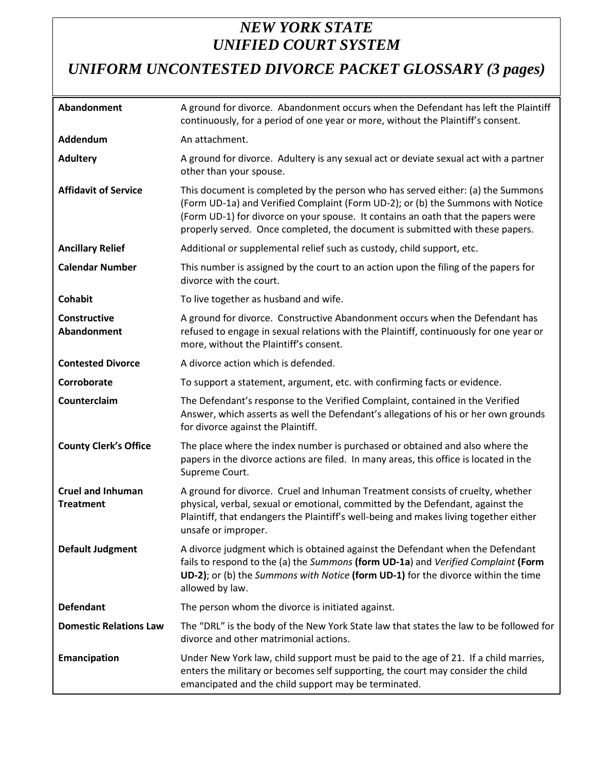# *NEW YORK STATE UNIFIED COURT SYSTEM*

## *UNIFORM UNCONTESTED DIVORCE PACKET GLOSSARY (3 pages)*

| | |
|---|---|
| **Abandonment** | A ground for divorce. Abandonment occurs when the Defendant has left the Plaintiff continuously, for a period of one year or more, without the Plaintiff's consent. |
| **Addendum** | An attachment. |
| **Adultery** | A ground for divorce. Adultery is any sexual act or deviate sexual act with a partner other than your spouse. |
| **Affidavit of Service** | This document is completed by the person who has served either: (a) the Summons (Form UD-1a) and Verified Complaint (Form UD-2); or (b) the Summons with Notice (Form UD-1) for divorce on your spouse. It contains an oath that the papers were properly served. Once completed, the document is submitted with these papers. |
| **Ancillary Relief** | Additional or supplemental relief such as custody, child support, etc. |
| **Calendar Number** | This number is assigned by the court to an action upon the filing of the papers for divorce with the court. |
| **Cohabit** | To live together as husband and wife. |
| **Constructive Abandonment** | A ground for divorce. Constructive Abandonment occurs when the Defendant has refused to engage in sexual relations with the Plaintiff, continuously for one year or more, without the Plaintiff's consent. |
| **Contested Divorce** | A divorce action which is defended. |
| **Corroborate** | To support a statement, argument, etc. with confirming facts or evidence. |
| **Counterclaim** | The Defendant's response to the Verified Complaint, contained in the Verified Answer, which asserts as well the Defendant's allegations of his or her own grounds for divorce against the Plaintiff. |
| **County Clerk's Office** | The place where the index number is purchased or obtained and also where the papers in the divorce actions are filed. In many areas, this office is located in the Supreme Court. |
| **Cruel and Inhuman Treatment** | A ground for divorce. Cruel and Inhuman Treatment consists of cruelty, whether physical, verbal, sexual or emotional, committed by the Defendant, against the Plaintiff, that endangers the Plaintiff's well-being and makes living together either unsafe or improper. |
| **Default Judgment** | A divorce judgment which is obtained against the Defendant when the Defendant fails to respond to the (a) the *Summons* **(form UD-1a**) and *Verified Complaint* **(Form UD-2)**; or (b) the *Summons with Notice* **(form UD-1)** for the divorce within the time allowed by law. |
| **Defendant** | The person whom the divorce is initiated against. |
| **Domestic Relations Law** | The "DRL" is the body of the New York State law that states the law to be followed for divorce and other matrimonial actions. |
| **Emancipation** | Under New York law, child support must be paid to the age of 21. If a child marries, enters the military or becomes self supporting, the court may consider the child emancipated and the child support may be terminated. |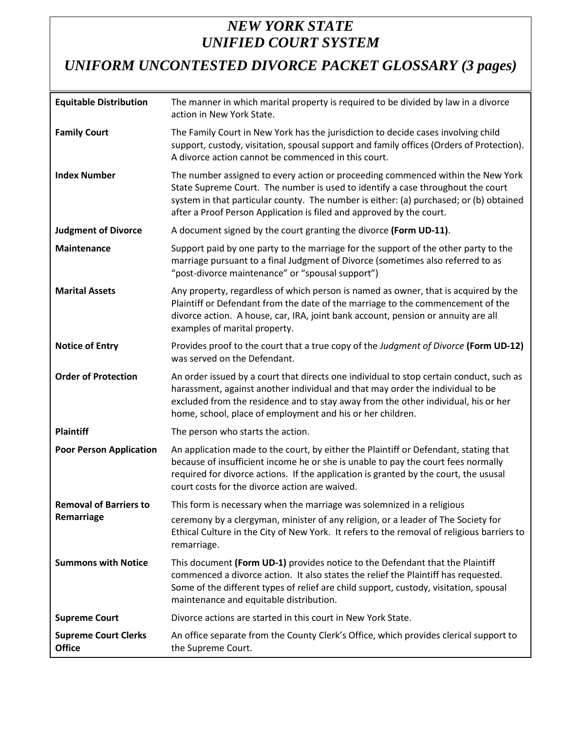# *NEW YORK STATE*
# *UNIFIED COURT SYSTEM*
## *UNIFORM UNCONTESTED DIVORCE PACKET GLOSSARY (3 pages)*

| | |
|---|---|
| **Equitable Distribution** | The manner in which marital property is required to be divided by law in a divorce action in New York State. |
| **Family Court** | The Family Court in New York has the jurisdiction to decide cases involving child support, custody, visitation, spousal support and family offices (Orders of Protection). A divorce action cannot be commenced in this court. |
| **Index Number** | The number assigned to every action or proceeding commenced within the New York State Supreme Court. The number is used to identify a case throughout the court system in that particular county. The number is either: (a) purchased; or (b) obtained after a Proof Person Application is filed and approved by the court. |
| **Judgment of Divorce** | A document signed by the court granting the divorce **(Form UD-11)**. |
| **Maintenance** | Support paid by one party to the marriage for the support of the other party to the marriage pursuant to a final Judgment of Divorce (sometimes also referred to as "post-divorce maintenance" or "spousal support") |
| **Marital Assets** | Any property, regardless of which person is named as owner, that is acquired by the Plaintiff or Defendant from the date of the marriage to the commencement of the divorce action. A house, car, IRA, joint bank account, pension or annuity are all examples of marital property. |
| **Notice of Entry** | Provides proof to the court that a true copy of the *Judgment of Divorce* **(Form UD-12)** was served on the Defendant. |
| **Order of Protection** | An order issued by a court that directs one individual to stop certain conduct, such as harassment, against another individual and that may order the individual to be excluded from the residence and to stay away from the other individual, his or her home, school, place of employment and his or her children. |
| **Plaintiff** | The person who starts the action. |
| **Poor Person Application** | An application made to the court, by either the Plaintiff or Defendant, stating that because of insufficient income he or she is unable to pay the court fees normally required for divorce actions. If the application is granted by the court, the ususal court costs for the divorce action are waived. |
| **Removal of Barriers to Remarriage** | This form is necessary when the marriage was solemnized in a religious ceremony by a clergyman, minister of any religion, or a leader of The Society for Ethical Culture in the City of New York. It refers to the removal of religious barriers to remarriage. |
| **Summons with Notice** | This document **(Form UD-1)** provides notice to the Defendant that the Plaintiff commenced a divorce action. It also states the relief the Plaintiff has requested. Some of the different types of relief are child support, custody, visitation, spousal maintenance and equitable distribution. |
| **Supreme Court** | Divorce actions are started in this court in New York State. |
| **Supreme Court Clerks Office** | An office separate from the County Clerk's Office, which provides clerical support to the Supreme Court. |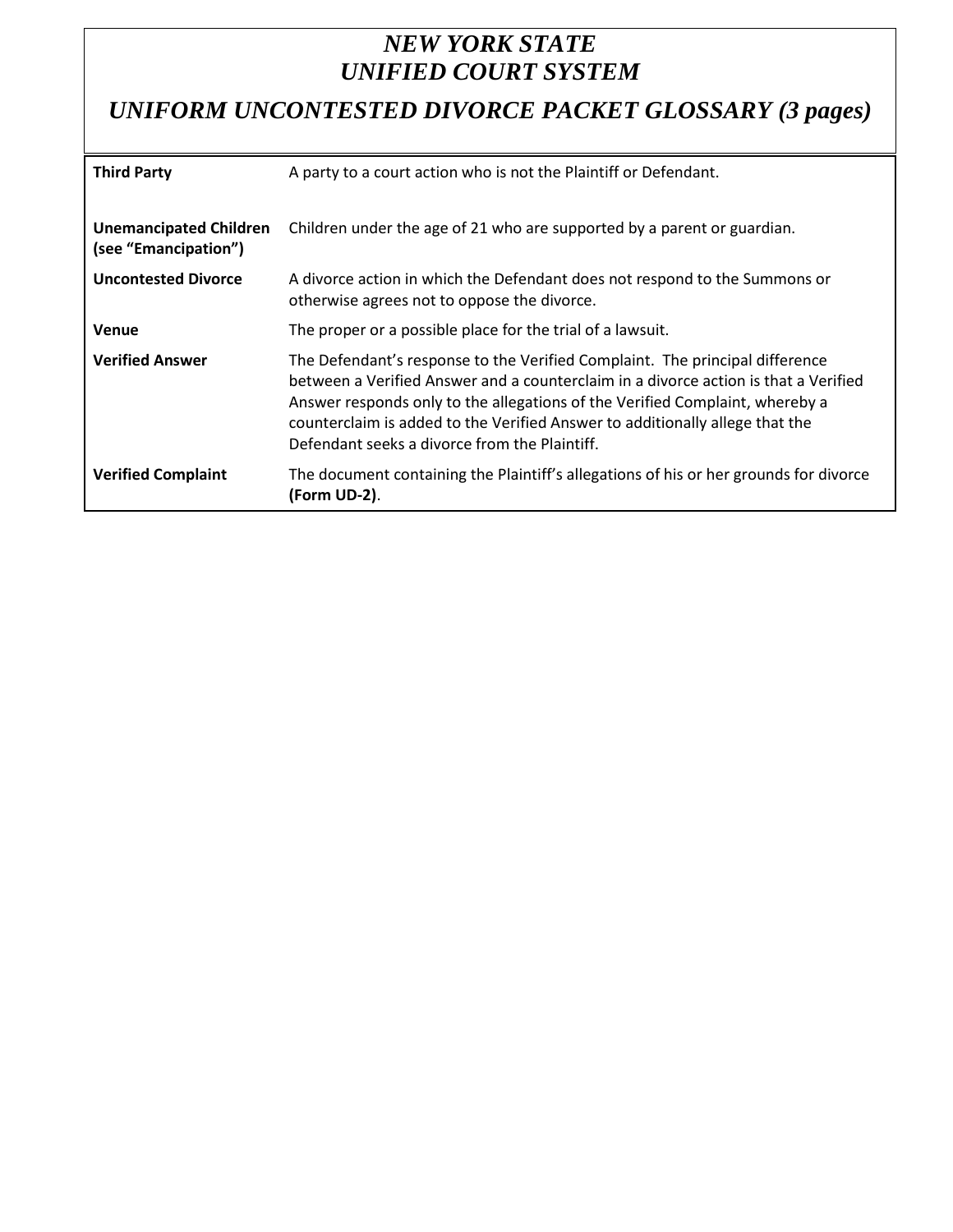# NEW YORK STATE
# UNIFIED COURT SYSTEM

## UNIFORM UNCONTESTED DIVORCE PACKET GLOSSARY (3 pages)

| | |
|---|---|
| **Third Party** | A party to a court action who is not the Plaintiff or Defendant. |
| **Unemancipated Children (see "Emancipation")** | Children under the age of 21 who are supported by a parent or guardian. |
| **Uncontested Divorce** | A divorce action in which the Defendant does not respond to the Summons or otherwise agrees not to oppose the divorce. |
| **Venue** | The proper or a possible place for the trial of a lawsuit. |
| **Verified Answer** | The Defendant's response to the Verified Complaint. The principal difference between a Verified Answer and a counterclaim in a divorce action is that a Verified Answer responds only to the allegations of the Verified Complaint, whereby a counterclaim is added to the Verified Answer to additionally allege that the Defendant seeks a divorce from the Plaintiff. |
| **Verified Complaint** | The document containing the Plaintiff's allegations of his or her grounds for divorce **(Form UD-2)**. |